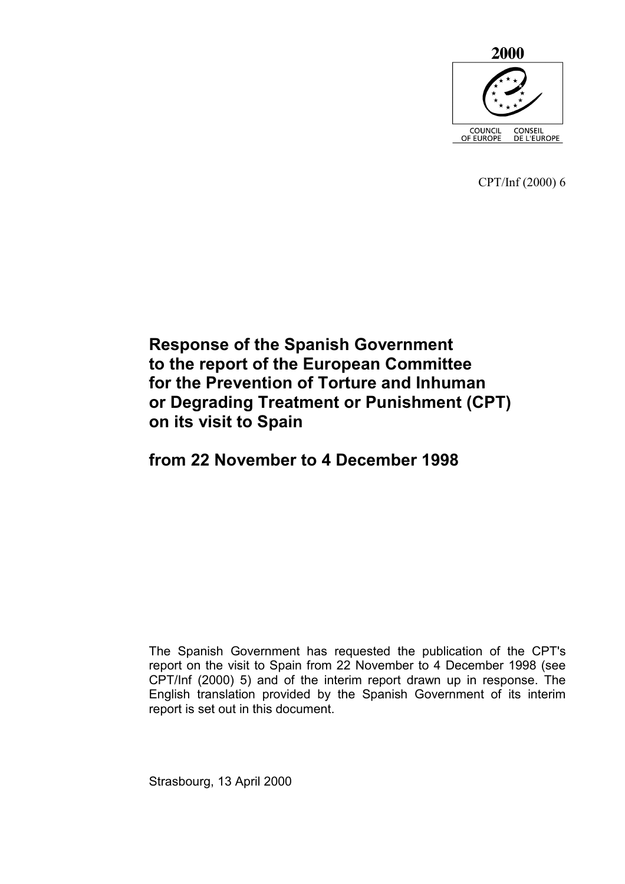2000

COUNCIL OF EUROPE CONSEIL DE L'EUROPE

CPT/Inf (2000) 6

# Response of the Spanish Government to the report of the European Committee for the Prevention of Torture and Inhuman or Degrading Treatment or Punishment (CPT) on its visit to Spain

# from 22 November to 4 December 1998

The Spanish Government has requested the publication of the CPT's report on the visit to Spain from 22 November to 4 December 1998 (see CPT/Inf (2000) 5) and of the interim report drawn up in response. The English translation provided by the Spanish Government of its interim report is set out in this document.

Strasbourg, 13 April 2000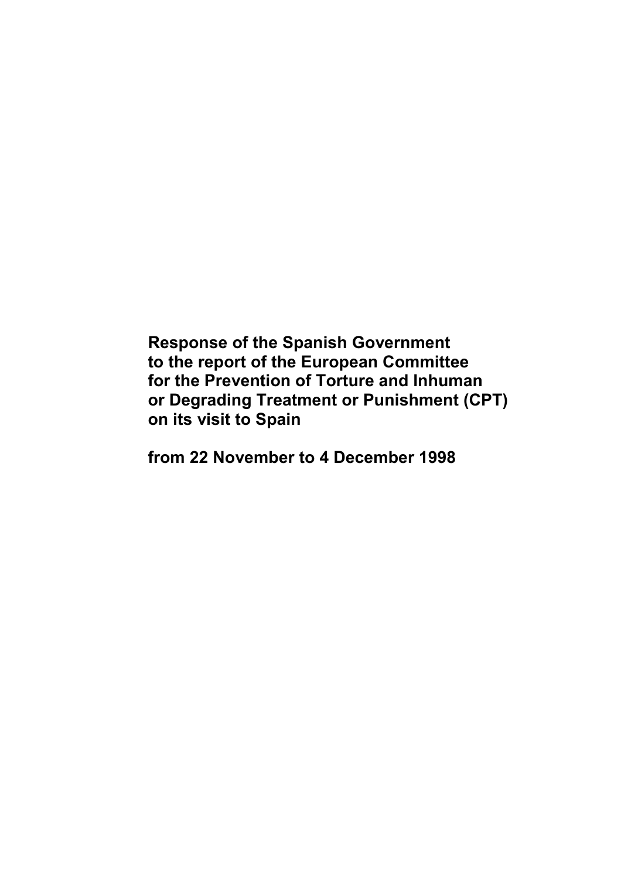**Response of the Spanish Government to the report of the European Committee for the Prevention of Torture and Inhuman or Degrading Treatment or Punishment (CPT) on its visit to Spain**

**from 22 November to 4 December 1998**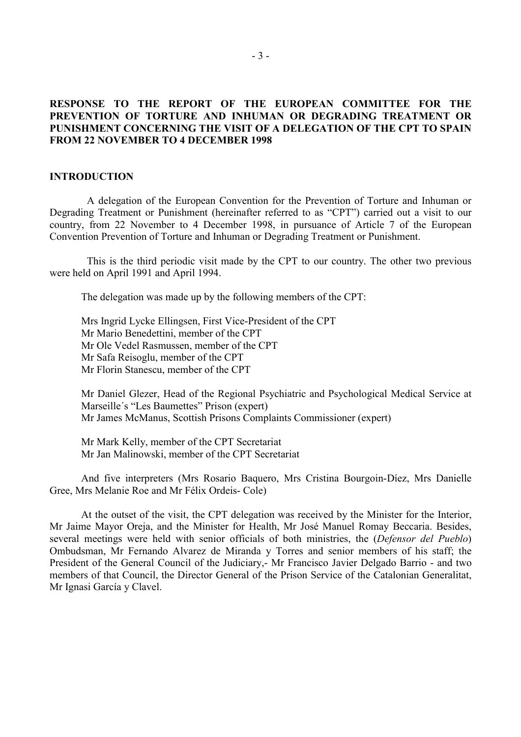**RESPONSE TO THE REPORT OF THE EUROPEAN COMMITTEE FOR THE PREVENTION OF TORTURE AND INHUMAN OR DEGRADING TREATMENT OR PUNISHMENT CONCERNING THE VISIT OF A DELEGATION OF THE CPT TO SPAIN FROM 22 NOVEMBER TO 4 DECEMBER 1998**

**INTRODUCTION**

A delegation of the European Convention for the Prevention of Torture and Inhuman or Degrading Treatment or Punishment (hereinafter referred to as "CPT") carried out a visit to our country, from 22 November to 4 December 1998, in pursuance of Article 7 of the European Convention Prevention of Torture and Inhuman or Degrading Treatment or Punishment.

This is the third periodic visit made by the CPT to our country. The other two previous were held on April 1991 and April 1994.

The delegation was made up by the following members of the CPT:

Mrs Ingrid Lycke Ellingsen, First Vice-President of the CPT
Mr Mario Benedettini, member of the CPT
Mr Ole Vedel Rasmussen, member of the CPT
Mr Safa Reisoglu, member of the CPT
Mr Florin Stanescu, member of the CPT

Mr Daniel Glezer, Head of the Regional Psychiatric and Psychological Medical Service at Marseille´s "Les Baumettes" Prison (expert)
Mr James McManus, Scottish Prisons Complaints Commissioner (expert)

Mr Mark Kelly, member of the CPT Secretariat
Mr Jan Malinowski, member of the CPT Secretariat

And five interpreters (Mrs Rosario Baquero, Mrs Cristina Bourgoin-Díez, Mrs Danielle Gree, Mrs Melanie Roe and Mr Félix Ordeis- Cole)

At the outset of the visit, the CPT delegation was received by the Minister for the Interior, Mr Jaime Mayor Oreja, and the Minister for Health, Mr José Manuel Romay Beccaria. Besides, several meetings were held with senior officials of both ministries, the (*Defensor del Pueblo*) Ombudsman, Mr Fernando Alvarez de Miranda y Torres and senior members of his staff; the President of the General Council of the Judiciary,- Mr Francisco Javier Delgado Barrio - and two members of that Council, the Director General of the Prison Service of the Catalonian Generalitat, Mr Ignasi García y Clavel.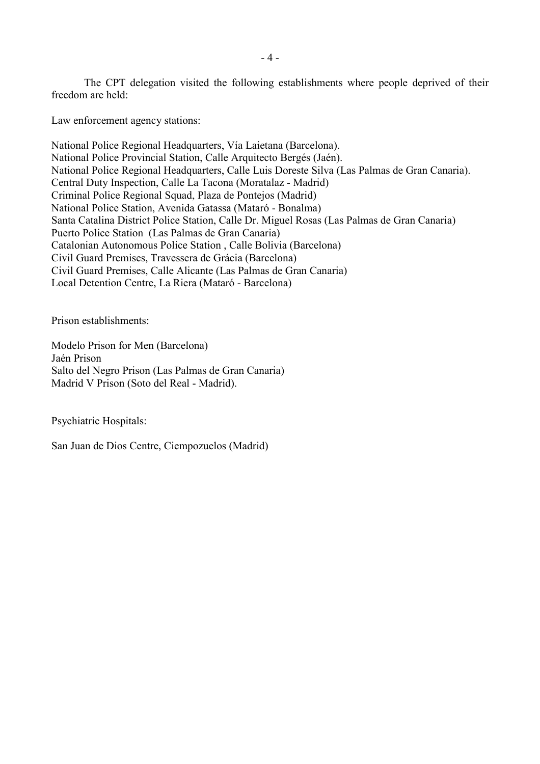The CPT delegation visited the following establishments where people deprived of their freedom are held:

Law enforcement agency stations:

National Police Regional Headquarters, Vía Laietana (Barcelona).
National Police Provincial Station, Calle Arquitecto Bergés (Jaén).
National Police Regional Headquarters, Calle Luis Doreste Silva (Las Palmas de Gran Canaria).
Central Duty Inspection, Calle La Tacona (Moratalaz - Madrid)
Criminal Police Regional Squad, Plaza de Pontejos (Madrid)
National Police Station, Avenida Gatassa (Mataró - Bonalma)
Santa Catalina District Police Station, Calle Dr. Miguel Rosas (Las Palmas de Gran Canaria)
Puerto Police Station (Las Palmas de Gran Canaria)
Catalonian Autonomous Police Station , Calle Bolivia (Barcelona)
Civil Guard Premises, Travessera de Grácia (Barcelona)
Civil Guard Premises, Calle Alicante (Las Palmas de Gran Canaria)
Local Detention Centre, La Riera (Mataró - Barcelona)

Prison establishments:

Modelo Prison for Men (Barcelona)
Jaén Prison
Salto del Negro Prison (Las Palmas de Gran Canaria)
Madrid V Prison (Soto del Real - Madrid).

Psychiatric Hospitals:

San Juan de Dios Centre, Ciempozuelos (Madrid)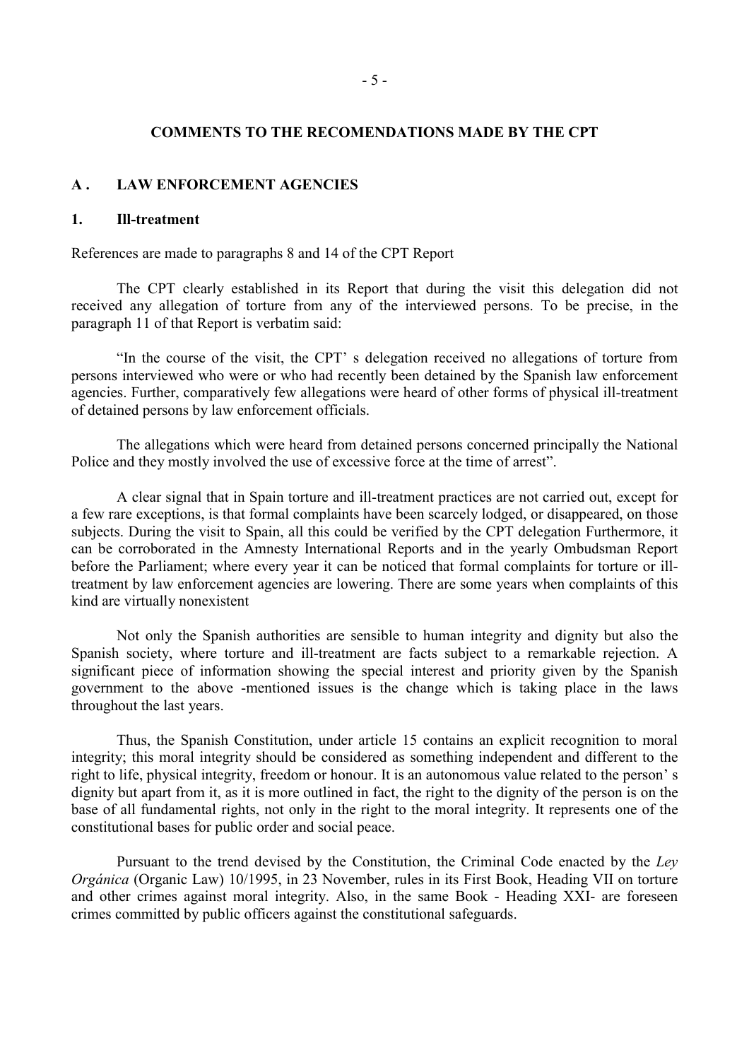## COMMENTS TO THE RECOMENDATIONS MADE BY THE CPT

### A . LAW ENFORCEMENT AGENCIES

#### 1. Ill-treatment

References are made to paragraphs 8 and 14 of the CPT Report

The CPT clearly established in its Report that during the visit this delegation did not received any allegation of torture from any of the interviewed persons. To be precise, in the paragraph 11 of that Report is verbatim said:

"In the course of the visit, the CPT' s delegation received no allegations of torture from persons interviewed who were or who had recently been detained by the Spanish law enforcement agencies. Further, comparatively few allegations were heard of other forms of physical ill-treatment of detained persons by law enforcement officials.

The allegations which were heard from detained persons concerned principally the National Police and they mostly involved the use of excessive force at the time of arrest".

A clear signal that in Spain torture and ill-treatment practices are not carried out, except for a few rare exceptions, is that formal complaints have been scarcely lodged, or disappeared, on those subjects. During the visit to Spain, all this could be verified by the CPT delegation Furthermore, it can be corroborated in the Amnesty International Reports and in the yearly Ombudsman Report before the Parliament; where every year it can be noticed that formal complaints for torture or ill-treatment by law enforcement agencies are lowering. There are some years when complaints of this kind are virtually nonexistent

Not only the Spanish authorities are sensible to human integrity and dignity but also the Spanish society, where torture and ill-treatment are facts subject to a remarkable rejection. A significant piece of information showing the special interest and priority given by the Spanish government to the above -mentioned issues is the change which is taking place in the laws throughout the last years.

Thus, the Spanish Constitution, under article 15 contains an explicit recognition to moral integrity; this moral integrity should be considered as something independent and different to the right to life, physical integrity, freedom or honour. It is an autonomous value related to the person' s dignity but apart from it, as it is more outlined in fact, the right to the dignity of the person is on the base of all fundamental rights, not only in the right to the moral integrity. It represents one of the constitutional bases for public order and social peace.

Pursuant to the trend devised by the Constitution, the Criminal Code enacted by the *Ley Orgánica* (Organic Law) 10/1995, in 23 November, rules in its First Book, Heading VII on torture and other crimes against moral integrity. Also, in the same Book - Heading XXI- are foreseen crimes committed by public officers against the constitutional safeguards.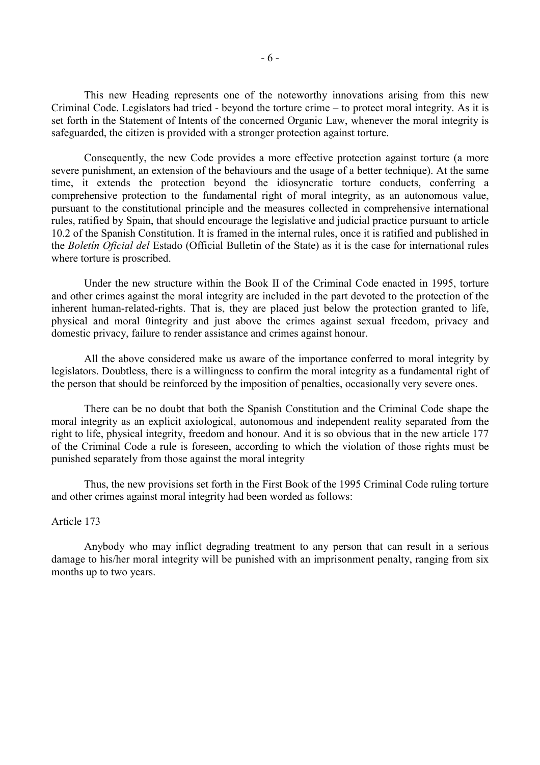This new Heading represents one of the noteworthy innovations arising from this new Criminal Code. Legislators had tried - beyond the torture crime – to protect moral integrity. As it is set forth in the Statement of Intents of the concerned Organic Law, whenever the moral integrity is safeguarded, the citizen is provided with a stronger protection against torture.

Consequently, the new Code provides a more effective protection against torture (a more severe punishment, an extension of the behaviours and the usage of a better technique). At the same time, it extends the protection beyond the idiosyncratic torture conducts, conferring a comprehensive protection to the fundamental right of moral integrity, as an autonomous value, pursuant to the constitutional principle and the measures collected in comprehensive international rules, ratified by Spain, that should encourage the legislative and judicial practice pursuant to article 10.2 of the Spanish Constitution. It is framed in the internal rules, once it is ratified and published in the *Boletín Oficial del* Estado (Official Bulletin of the State) as it is the case for international rules where torture is proscribed.

Under the new structure within the Book II of the Criminal Code enacted in 1995, torture and other crimes against the moral integrity are included in the part devoted to the protection of the inherent human-related-rights. That is, they are placed just below the protection granted to life, physical and moral 0integrity and just above the crimes against sexual freedom, privacy and domestic privacy, failure to render assistance and crimes against honour.

All the above considered make us aware of the importance conferred to moral integrity by legislators. Doubtless, there is a willingness to confirm the moral integrity as a fundamental right of the person that should be reinforced by the imposition of penalties, occasionally very severe ones.

There can be no doubt that both the Spanish Constitution and the Criminal Code shape the moral integrity as an explicit axiological, autonomous and independent reality separated from the right to life, physical integrity, freedom and honour. And it is so obvious that in the new article 177 of the Criminal Code a rule is foreseen, according to which the violation of those rights must be punished separately from those against the moral integrity

Thus, the new provisions set forth in the First Book of the 1995 Criminal Code ruling torture and other crimes against moral integrity had been worded as follows:

Article 173

Anybody who may inflict degrading treatment to any person that can result in a serious damage to his/her moral integrity will be punished with an imprisonment penalty, ranging from six months up to two years.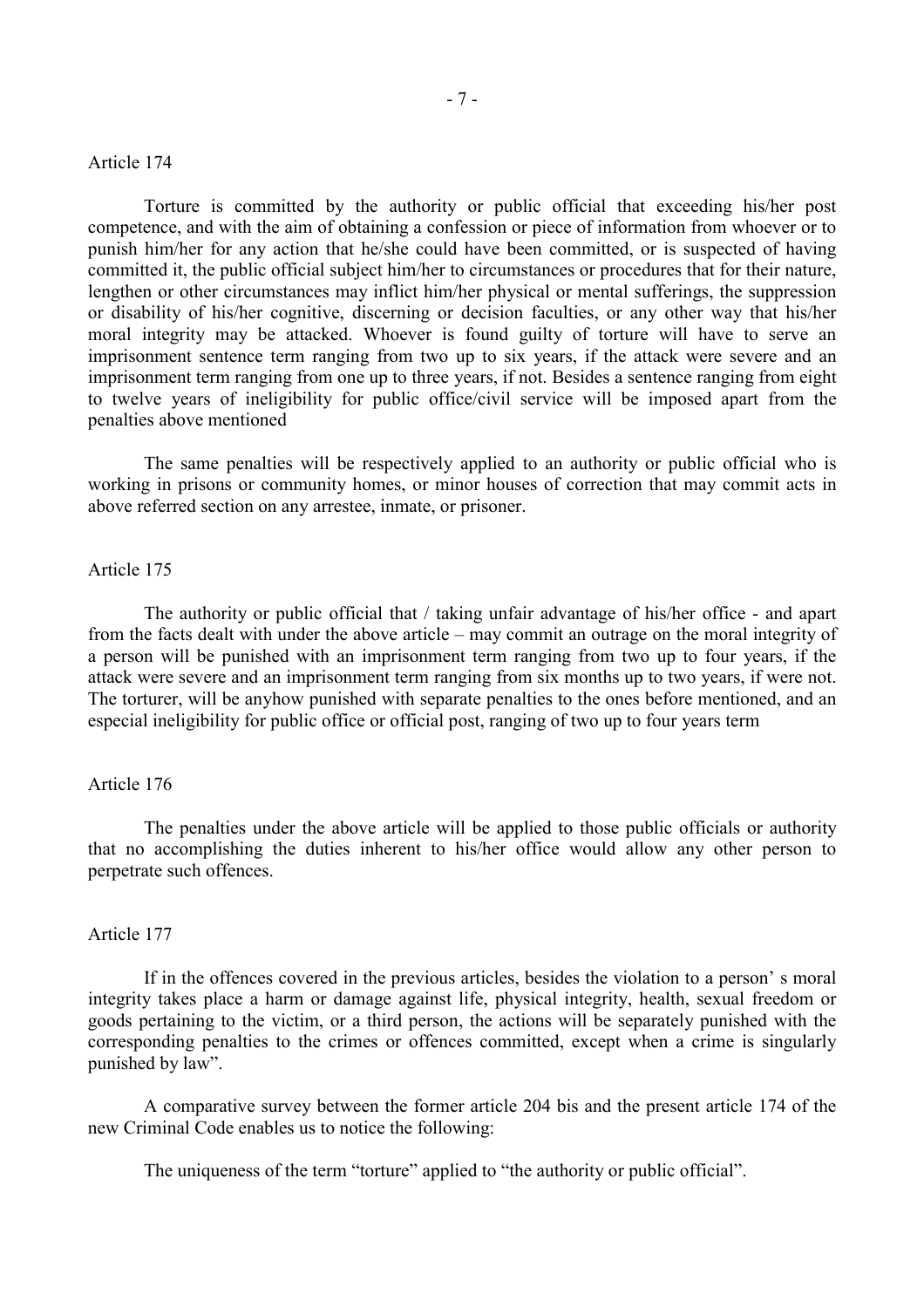Article 174

Torture is committed by the authority or public official that exceeding his/her post competence, and with the aim of obtaining a confession or piece of information from whoever or to punish him/her for any action that he/she could have been committed, or is suspected of having committed it, the public official subject him/her to circumstances or procedures that for their nature, lengthen or other circumstances may inflict him/her physical or mental sufferings, the suppression or disability of his/her cognitive, discerning or decision faculties, or any other way that his/her moral integrity may be attacked. Whoever is found guilty of torture will have to serve an imprisonment sentence term ranging from two up to six years, if the attack were severe and an imprisonment term ranging from one up to three years, if not. Besides a sentence ranging from eight to twelve years of ineligibility for public office/civil service will be imposed apart from the penalties above mentioned

The same penalties will be respectively applied to an authority or public official who is working in prisons or community homes, or minor houses of correction that may commit acts in above referred section on any arrestee, inmate, or prisoner.

Article 175

The authority or public official that / taking unfair advantage of his/her office - and apart from the facts dealt with under the above article – may commit an outrage on the moral integrity of a person will be punished with an imprisonment term ranging from two up to four years, if the attack were severe and an imprisonment term ranging from six months up to two years, if were not. The torturer, will be anyhow punished with separate penalties to the ones before mentioned, and an especial ineligibility for public office or official post, ranging of two up to four years term

Article 176

The penalties under the above article will be applied to those public officials or authority that no accomplishing the duties inherent to his/her office would allow any other person to perpetrate such offences.

Article 177

If in the offences covered in the previous articles, besides the violation to a person' s moral integrity takes place a harm or damage against life, physical integrity, health, sexual freedom or goods pertaining to the victim, or a third person, the actions will be separately punished with the corresponding penalties to the crimes or offences committed, except when a crime is singularly punished by law".

A comparative survey between the former article 204 bis and the present article 174 of the new Criminal Code enables us to notice the following:

The uniqueness of the term "torture" applied to "the authority or public official".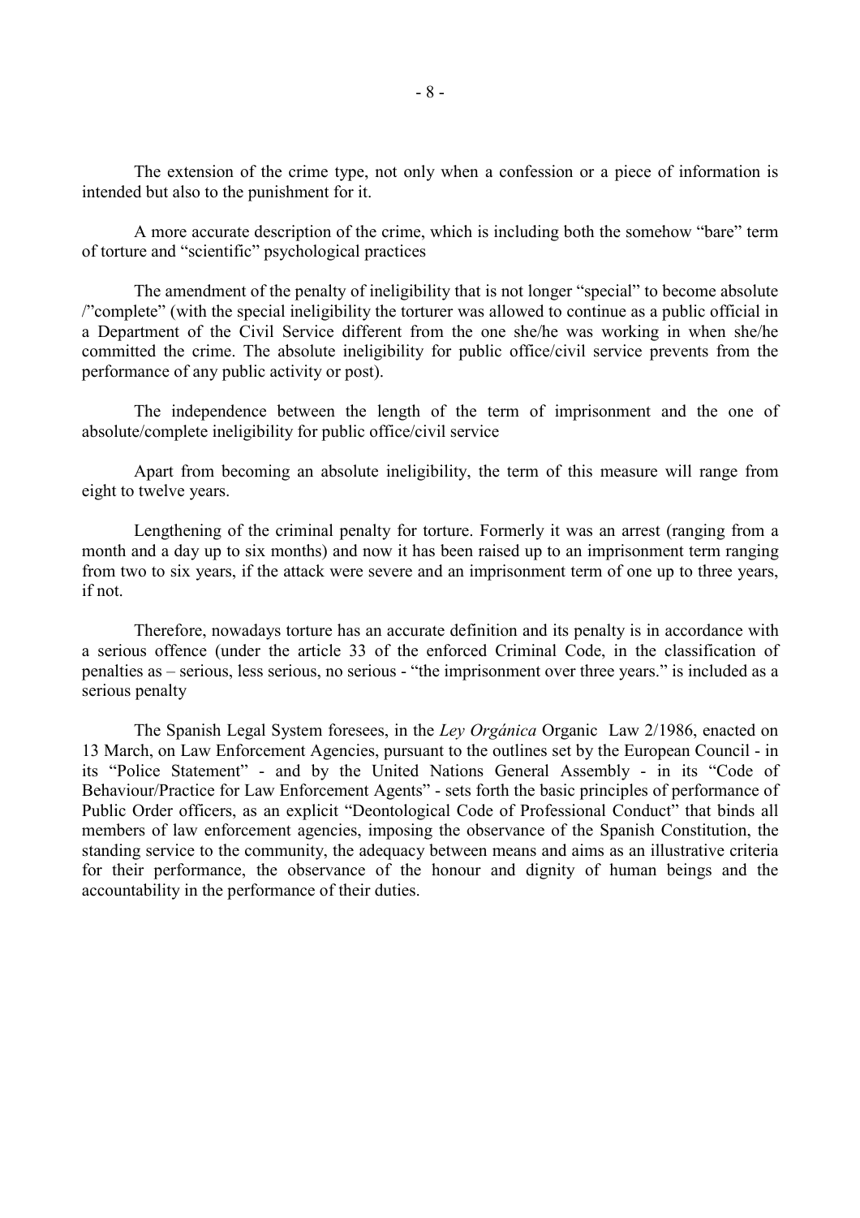The extension of the crime type, not only when a confession or a piece of information is intended but also to the punishment for it.

A more accurate description of the crime, which is including both the somehow "bare" term of torture and "scientific" psychological practices

The amendment of the penalty of ineligibility that is not longer "special" to become absolute /"complete" (with the special ineligibility the torturer was allowed to continue as a public official in a Department of the Civil Service different from the one she/he was working in when she/he committed the crime. The absolute ineligibility for public office/civil service prevents from the performance of any public activity or post).

The independence between the length of the term of imprisonment and the one of absolute/complete ineligibility for public office/civil service

Apart from becoming an absolute ineligibility, the term of this measure will range from eight to twelve years.

Lengthening of the criminal penalty for torture. Formerly it was an arrest (ranging from a month and a day up to six months) and now it has been raised up to an imprisonment term ranging from two to six years, if the attack were severe and an imprisonment term of one up to three years, if not.

Therefore, nowadays torture has an accurate definition and its penalty is in accordance with a serious offence (under the article 33 of the enforced Criminal Code, in the classification of penalties as – serious, less serious, no serious - "the imprisonment over three years." is included as a serious penalty

The Spanish Legal System foresees, in the *Ley Orgánica* Organic Law 2/1986, enacted on 13 March, on Law Enforcement Agencies, pursuant to the outlines set by the European Council - in its "Police Statement" - and by the United Nations General Assembly - in its "Code of Behaviour/Practice for Law Enforcement Agents" - sets forth the basic principles of performance of Public Order officers, as an explicit "Deontological Code of Professional Conduct" that binds all members of law enforcement agencies, imposing the observance of the Spanish Constitution, the standing service to the community, the adequacy between means and aims as an illustrative criteria for their performance, the observance of the honour and dignity of human beings and the accountability in the performance of their duties.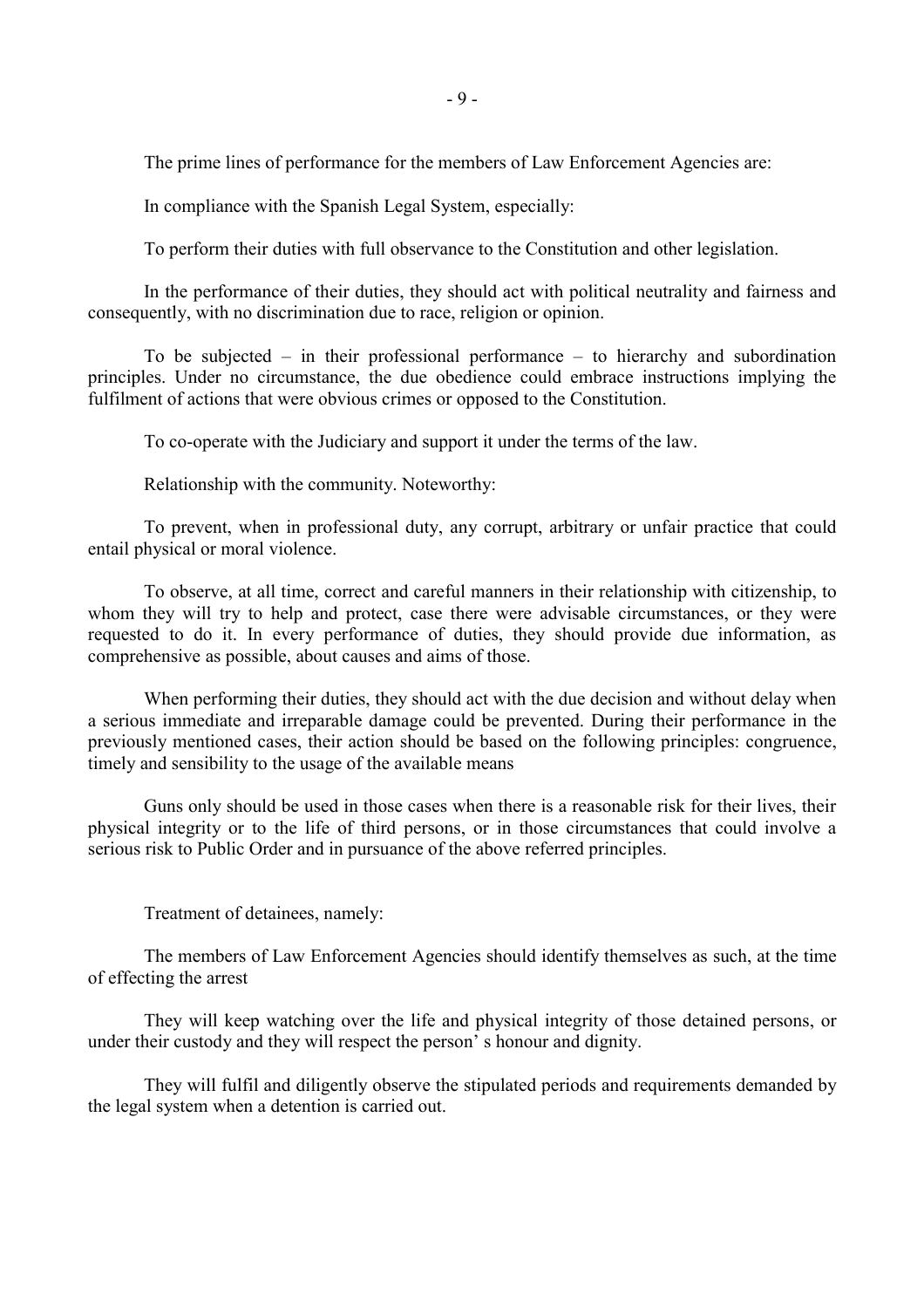The prime lines of performance for the members of Law Enforcement Agencies are:

In compliance with the Spanish Legal System, especially:

To perform their duties with full observance to the Constitution and other legislation.

In the performance of their duties, they should act with political neutrality and fairness and consequently, with no discrimination due to race, religion or opinion.

To be subjected – in their professional performance – to hierarchy and subordination principles. Under no circumstance, the due obedience could embrace instructions implying the fulfilment of actions that were obvious crimes or opposed to the Constitution.

To co-operate with the Judiciary and support it under the terms of the law.

Relationship with the community. Noteworthy:

To prevent, when in professional duty, any corrupt, arbitrary or unfair practice that could entail physical or moral violence.

To observe, at all time, correct and careful manners in their relationship with citizenship, to whom they will try to help and protect, case there were advisable circumstances, or they were requested to do it. In every performance of duties, they should provide due information, as comprehensive as possible, about causes and aims of those.

When performing their duties, they should act with the due decision and without delay when a serious immediate and irreparable damage could be prevented. During their performance in the previously mentioned cases, their action should be based on the following principles: congruence, timely and sensibility to the usage of the available means

Guns only should be used in those cases when there is a reasonable risk for their lives, their physical integrity or to the life of third persons, or in those circumstances that could involve a serious risk to Public Order and in pursuance of the above referred principles.

Treatment of detainees, namely:

The members of Law Enforcement Agencies should identify themselves as such, at the time of effecting the arrest

They will keep watching over the life and physical integrity of those detained persons, or under their custody and they will respect the person' s honour and dignity.

They will fulfil and diligently observe the stipulated periods and requirements demanded by the legal system when a detention is carried out.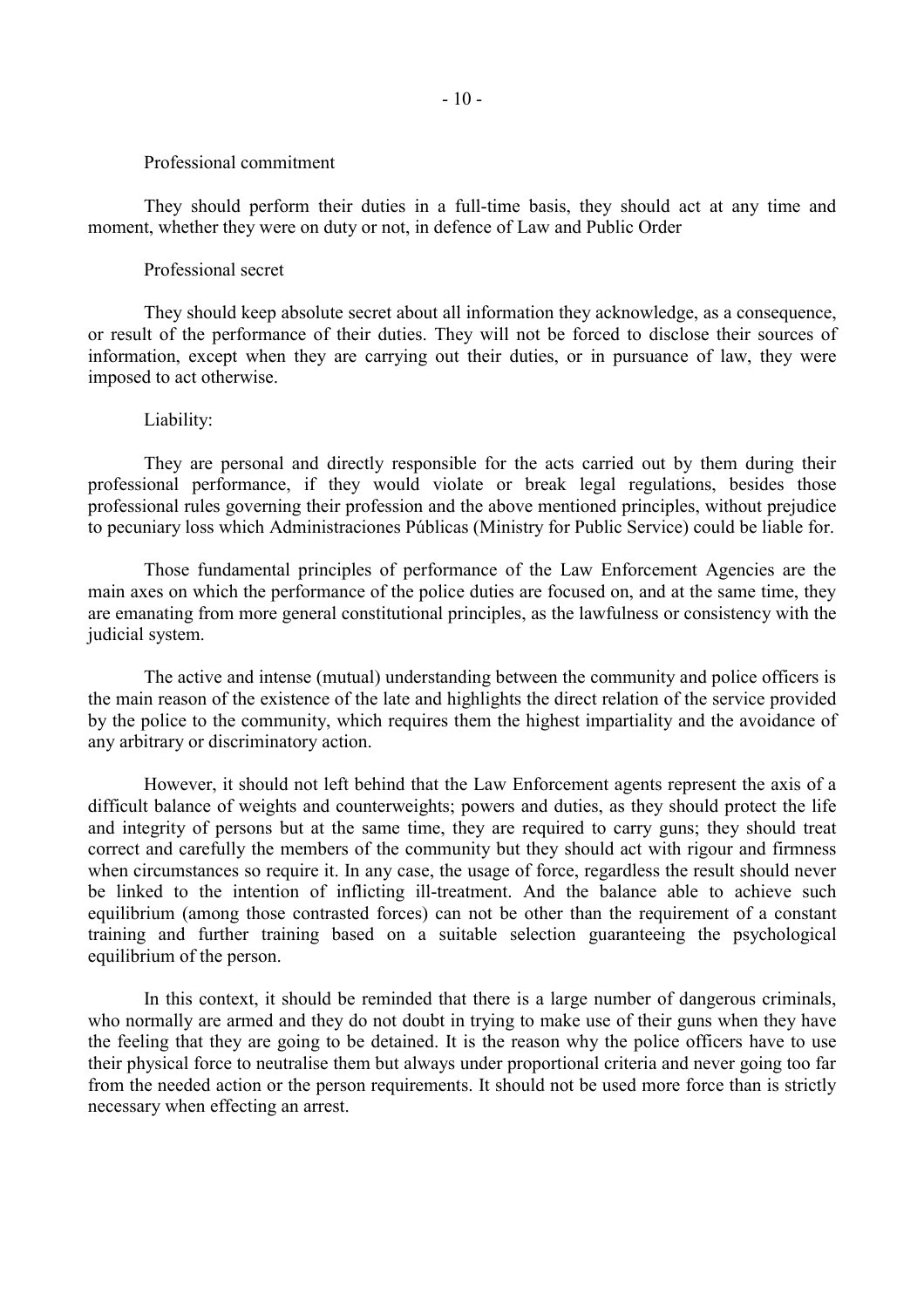Professional commitment

They should perform their duties in a full-time basis, they should act at any time and moment, whether they were on duty or not, in defence of Law and Public Order

Professional secret

They should keep absolute secret about all information they acknowledge, as a consequence, or result of the performance of their duties. They will not be forced to disclose their sources of information, except when they are carrying out their duties, or in pursuance of law, they were imposed to act otherwise.

Liability:

They are personal and directly responsible for the acts carried out by them during their professional performance, if they would violate or break legal regulations, besides those professional rules governing their profession and the above mentioned principles, without prejudice to pecuniary loss which Administraciones Públicas (Ministry for Public Service) could be liable for.

Those fundamental principles of performance of the Law Enforcement Agencies are the main axes on which the performance of the police duties are focused on, and at the same time, they are emanating from more general constitutional principles, as the lawfulness or consistency with the judicial system.

The active and intense (mutual) understanding between the community and police officers is the main reason of the existence of the late and highlights the direct relation of the service provided by the police to the community, which requires them the highest impartiality and the avoidance of any arbitrary or discriminatory action.

However, it should not left behind that the Law Enforcement agents represent the axis of a difficult balance of weights and counterweights; powers and duties, as they should protect the life and integrity of persons but at the same time, they are required to carry guns; they should treat correct and carefully the members of the community but they should act with rigour and firmness when circumstances so require it. In any case, the usage of force, regardless the result should never be linked to the intention of inflicting ill-treatment. And the balance able to achieve such equilibrium (among those contrasted forces) can not be other than the requirement of a constant training and further training based on a suitable selection guaranteeing the psychological equilibrium of the person.

In this context, it should be reminded that there is a large number of dangerous criminals, who normally are armed and they do not doubt in trying to make use of their guns when they have the feeling that they are going to be detained. It is the reason why the police officers have to use their physical force to neutralise them but always under proportional criteria and never going too far from the needed action or the person requirements. It should not be used more force than is strictly necessary when effecting an arrest.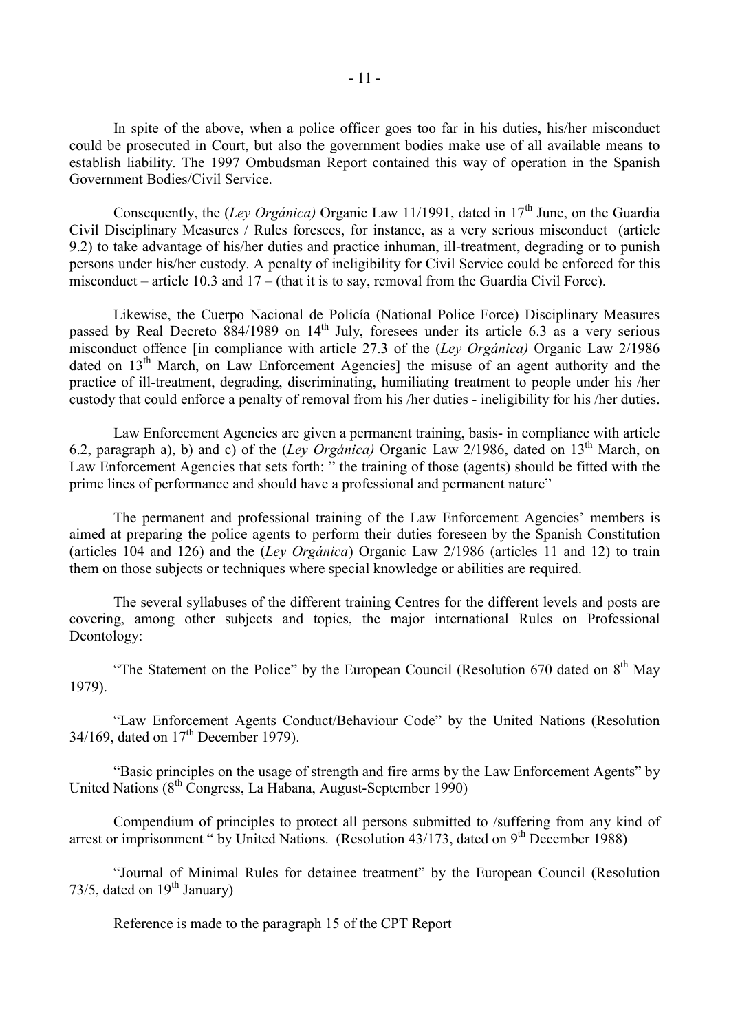In spite of the above, when a police officer goes too far in his duties, his/her misconduct could be prosecuted in Court, but also the government bodies make use of all available means to establish liability. The 1997 Ombudsman Report contained this way of operation in the Spanish Government Bodies/Civil Service.

Consequently, the (*Ley Orgánica)* Organic Law 11/1991, dated in 17th June, on the Guardia Civil Disciplinary Measures / Rules foresees, for instance, as a very serious misconduct (article 9.2) to take advantage of his/her duties and practice inhuman, ill-treatment, degrading or to punish persons under his/her custody. A penalty of ineligibility for Civil Service could be enforced for this misconduct – article 10.3 and 17 – (that it is to say, removal from the Guardia Civil Force).

Likewise, the Cuerpo Nacional de Policía (National Police Force) Disciplinary Measures passed by Real Decreto 884/1989 on 14th July, foresees under its article 6.3 as a very serious misconduct offence [in compliance with article 27.3 of the (*Ley Orgánica)* Organic Law 2/1986 dated on 13th March, on Law Enforcement Agencies] the misuse of an agent authority and the practice of ill-treatment, degrading, discriminating, humiliating treatment to people under his /her custody that could enforce a penalty of removal from his /her duties - ineligibility for his /her duties.

Law Enforcement Agencies are given a permanent training, basis- in compliance with article 6.2, paragraph a), b) and c) of the (*Ley Orgánica)* Organic Law 2/1986, dated on 13th March, on Law Enforcement Agencies that sets forth: " the training of those (agents) should be fitted with the prime lines of performance and should have a professional and permanent nature"

The permanent and professional training of the Law Enforcement Agencies' members is aimed at preparing the police agents to perform their duties foreseen by the Spanish Constitution (articles 104 and 126) and the (*Ley Orgánica*) Organic Law 2/1986 (articles 11 and 12) to train them on those subjects or techniques where special knowledge or abilities are required.

The several syllabuses of the different training Centres for the different levels and posts are covering, among other subjects and topics, the major international Rules on Professional Deontology:

"The Statement on the Police" by the European Council (Resolution 670 dated on 8th May 1979).

"Law Enforcement Agents Conduct/Behaviour Code" by the United Nations (Resolution 34/169, dated on 17th December 1979).

"Basic principles on the usage of strength and fire arms by the Law Enforcement Agents" by United Nations (8th Congress, La Habana, August-September 1990)

Compendium of principles to protect all persons submitted to /suffering from any kind of arrest or imprisonment " by United Nations. (Resolution 43/173, dated on 9th December 1988)

"Journal of Minimal Rules for detainee treatment" by the European Council (Resolution 73/5, dated on 19th January)

Reference is made to the paragraph 15 of the CPT Report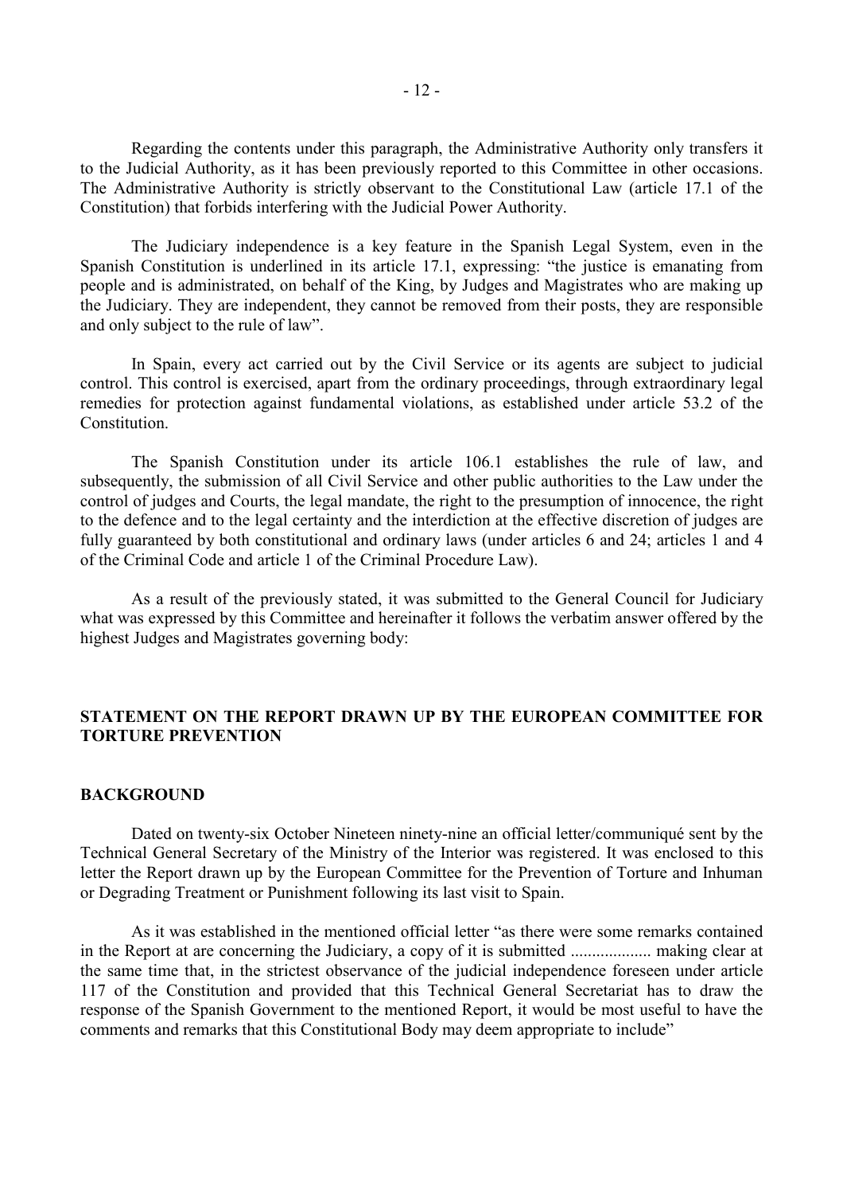Regarding the contents under this paragraph, the Administrative Authority only transfers it to the Judicial Authority, as it has been previously reported to this Committee in other occasions. The Administrative Authority is strictly observant to the Constitutional Law (article 17.1 of the Constitution) that forbids interfering with the Judicial Power Authority.

The Judiciary independence is a key feature in the Spanish Legal System, even in the Spanish Constitution is underlined in its article 17.1, expressing: "the justice is emanating from people and is administrated, on behalf of the King, by Judges and Magistrates who are making up the Judiciary. They are independent, they cannot be removed from their posts, they are responsible and only subject to the rule of law".

In Spain, every act carried out by the Civil Service or its agents are subject to judicial control. This control is exercised, apart from the ordinary proceedings, through extraordinary legal remedies for protection against fundamental violations, as established under article 53.2 of the Constitution.

The Spanish Constitution under its article 106.1 establishes the rule of law, and subsequently, the submission of all Civil Service and other public authorities to the Law under the control of judges and Courts, the legal mandate, the right to the presumption of innocence, the right to the defence and to the legal certainty and the interdiction at the effective discretion of judges are fully guaranteed by both constitutional and ordinary laws (under articles 6 and 24; articles 1 and 4 of the Criminal Code and article 1 of the Criminal Procedure Law).

As a result of the previously stated, it was submitted to the General Council for Judiciary what was expressed by this Committee and hereinafter it follows the verbatim answer offered by the highest Judges and Magistrates governing body:

## STATEMENT ON THE REPORT DRAWN UP BY THE EUROPEAN COMMITTEE FOR TORTURE PREVENTION

### BACKGROUND

Dated on twenty-six October Nineteen ninety-nine an official letter/communiqué sent by the Technical General Secretary of the Ministry of the Interior was registered. It was enclosed to this letter the Report drawn up by the European Committee for the Prevention of Torture and Inhuman or Degrading Treatment or Punishment following its last visit to Spain.

As it was established in the mentioned official letter "as there were some remarks contained in the Report at are concerning the Judiciary, a copy of it is submitted ................... making clear at the same time that, in the strictest observance of the judicial independence foreseen under article 117 of the Constitution and provided that this Technical General Secretariat has to draw the response of the Spanish Government to the mentioned Report, it would be most useful to have the comments and remarks that this Constitutional Body may deem appropriate to include"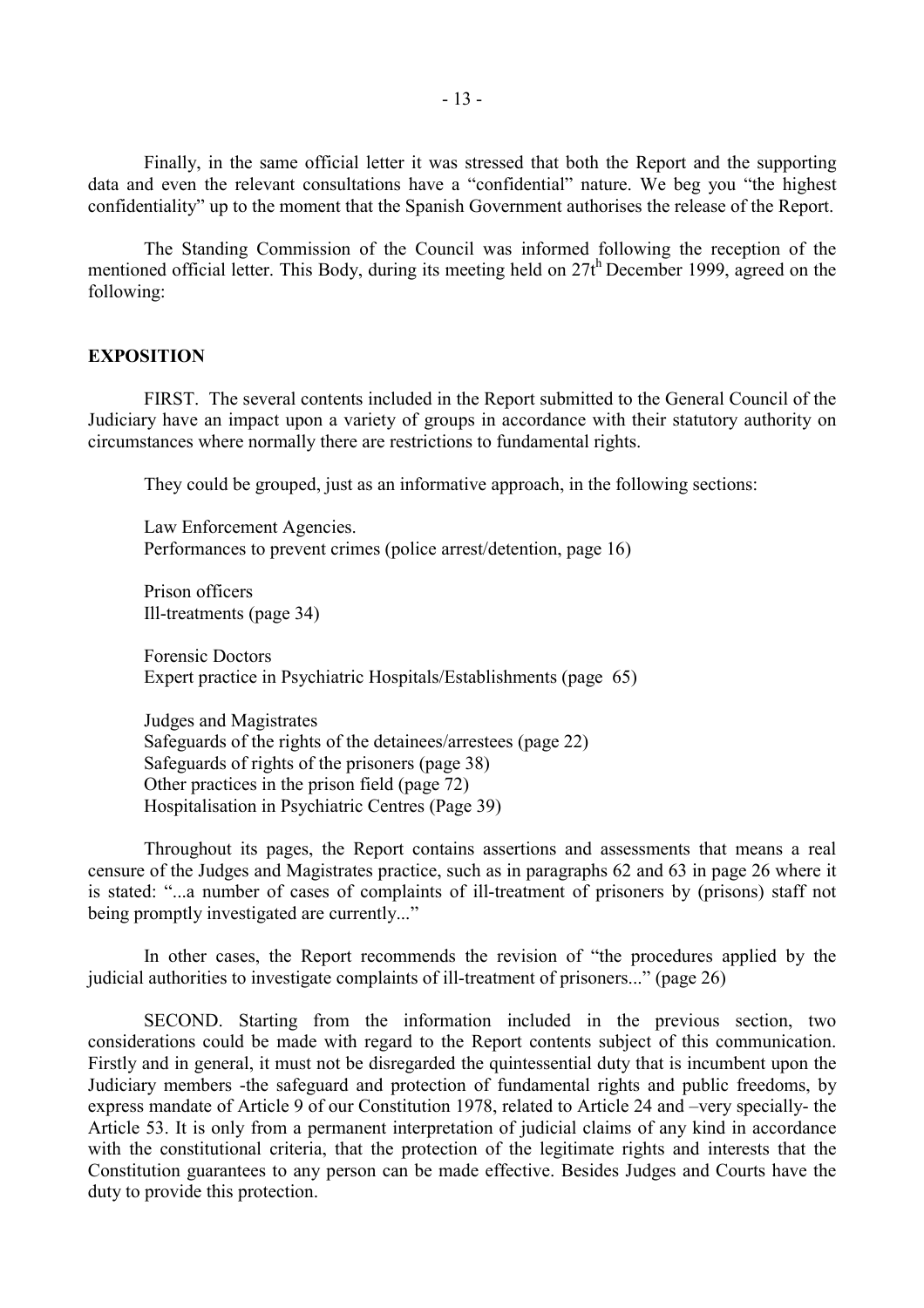Finally, in the same official letter it was stressed that both the Report and the supporting data and even the relevant consultations have a "confidential" nature. We beg you "the highest confidentiality" up to the moment that the Spanish Government authorises the release of the Report.

The Standing Commission of the Council was informed following the reception of the mentioned official letter. This Body, during its meeting held on 27t[h] December 1999, agreed on the following:

## EXPOSITION

FIRST. The several contents included in the Report submitted to the General Council of the Judiciary have an impact upon a variety of groups in accordance with their statutory authority on circumstances where normally there are restrictions to fundamental rights.

They could be grouped, just as an informative approach, in the following sections:

Law Enforcement Agencies.
Performances to prevent crimes (police arrest/detention, page 16)

Prison officers
Ill-treatments (page 34)

Forensic Doctors
Expert practice in Psychiatric Hospitals/Establishments (page 65)

Judges and Magistrates
Safeguards of the rights of the detainees/arrestees (page 22)
Safeguards of rights of the prisoners (page 38)
Other practices in the prison field (page 72)
Hospitalisation in Psychiatric Centres (Page 39)

Throughout its pages, the Report contains assertions and assessments that means a real censure of the Judges and Magistrates practice, such as in paragraphs 62 and 63 in page 26 where it is stated: "...a number of cases of complaints of ill-treatment of prisoners by (prisons) staff not being promptly investigated are currently..."

In other cases, the Report recommends the revision of "the procedures applied by the judicial authorities to investigate complaints of ill-treatment of prisoners..." (page 26)

SECOND. Starting from the information included in the previous section, two considerations could be made with regard to the Report contents subject of this communication. Firstly and in general, it must not be disregarded the quintessential duty that is incumbent upon the Judiciary members -the safeguard and protection of fundamental rights and public freedoms, by express mandate of Article 9 of our Constitution 1978, related to Article 24 and –very specially- the Article 53. It is only from a permanent interpretation of judicial claims of any kind in accordance with the constitutional criteria, that the protection of the legitimate rights and interests that the Constitution guarantees to any person can be made effective. Besides Judges and Courts have the duty to provide this protection.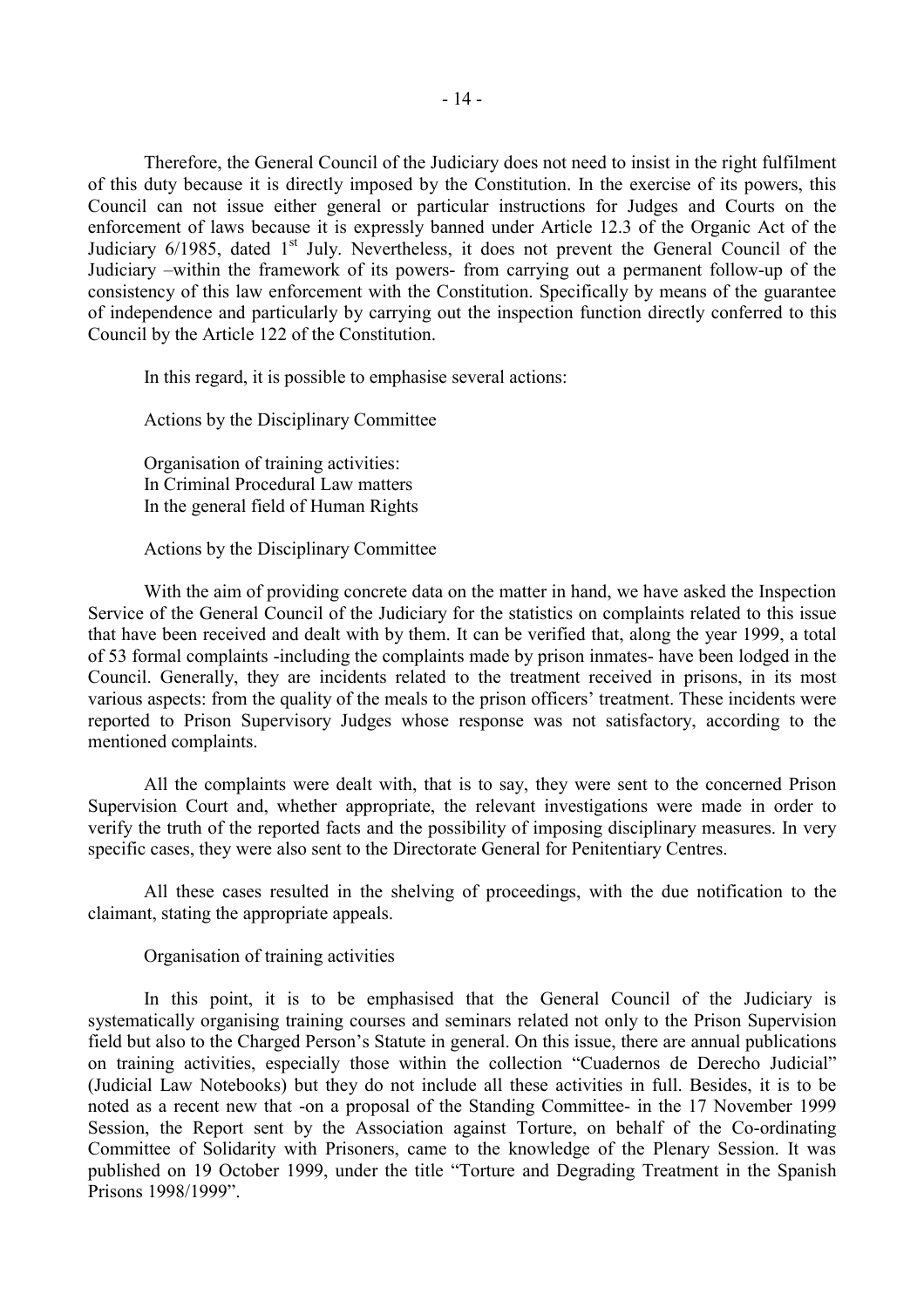Therefore, the General Council of the Judiciary does not need to insist in the right fulfilment of this duty because it is directly imposed by the Constitution. In the exercise of its powers, this Council can not issue either general or particular instructions for Judges and Courts on the enforcement of laws because it is expressly banned under Article 12.3 of the Organic Act of the Judiciary 6/1985, dated 1st July. Nevertheless, it does not prevent the General Council of the Judiciary –within the framework of its powers- from carrying out a permanent follow-up of the consistency of this law enforcement with the Constitution. Specifically by means of the guarantee of independence and particularly by carrying out the inspection function directly conferred to this Council by the Article 122 of the Constitution.

In this regard, it is possible to emphasise several actions:

Actions by the Disciplinary Committee

Organisation of training activities:
In Criminal Procedural Law matters
In the general field of Human Rights

Actions by the Disciplinary Committee

With the aim of providing concrete data on the matter in hand, we have asked the Inspection Service of the General Council of the Judiciary for the statistics on complaints related to this issue that have been received and dealt with by them. It can be verified that, along the year 1999, a total of 53 formal complaints -including the complaints made by prison inmates- have been lodged in the Council. Generally, they are incidents related to the treatment received in prisons, in its most various aspects: from the quality of the meals to the prison officers' treatment. These incidents were reported to Prison Supervisory Judges whose response was not satisfactory, according to the mentioned complaints.

All the complaints were dealt with, that is to say, they were sent to the concerned Prison Supervision Court and, whether appropriate, the relevant investigations were made in order to verify the truth of the reported facts and the possibility of imposing disciplinary measures. In very specific cases, they were also sent to the Directorate General for Penitentiary Centres.

All these cases resulted in the shelving of proceedings, with the due notification to the claimant, stating the appropriate appeals.

Organisation of training activities

In this point, it is to be emphasised that the General Council of the Judiciary is systematically organising training courses and seminars related not only to the Prison Supervision field but also to the Charged Person's Statute in general. On this issue, there are annual publications on training activities, especially those within the collection "Cuadernos de Derecho Judicial" (Judicial Law Notebooks) but they do not include all these activities in full. Besides, it is to be noted as a recent new that -on a proposal of the Standing Committee- in the 17 November 1999 Session, the Report sent by the Association against Torture, on behalf of the Co-ordinating Committee of Solidarity with Prisoners, came to the knowledge of the Plenary Session. It was published on 19 October 1999, under the title "Torture and Degrading Treatment in the Spanish Prisons 1998/1999".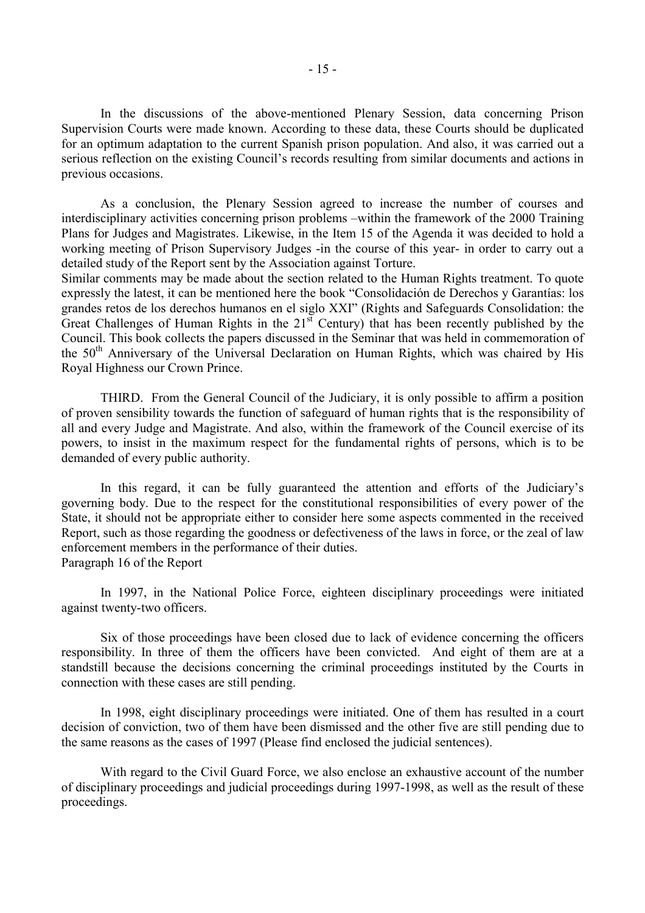In the discussions of the above-mentioned Plenary Session, data concerning Prison Supervision Courts were made known. According to these data, these Courts should be duplicated for an optimum adaptation to the current Spanish prison population. And also, it was carried out a serious reflection on the existing Council's records resulting from similar documents and actions in previous occasions.

As a conclusion, the Plenary Session agreed to increase the number of courses and interdisciplinary activities concerning prison problems –within the framework of the 2000 Training Plans for Judges and Magistrates. Likewise, in the Item 15 of the Agenda it was decided to hold a working meeting of Prison Supervisory Judges -in the course of this year- in order to carry out a detailed study of the Report sent by the Association against Torture.

Similar comments may be made about the section related to the Human Rights treatment. To quote expressly the latest, it can be mentioned here the book "Consolidación de Derechos y Garantías: los grandes retos de los derechos humanos en el siglo XXI" (Rights and Safeguards Consolidation: the Great Challenges of Human Rights in the 21st Century) that has been recently published by the Council. This book collects the papers discussed in the Seminar that was held in commemoration of the 50th Anniversary of the Universal Declaration on Human Rights, which was chaired by His Royal Highness our Crown Prince.

THIRD. From the General Council of the Judiciary, it is only possible to affirm a position of proven sensibility towards the function of safeguard of human rights that is the responsibility of all and every Judge and Magistrate. And also, within the framework of the Council exercise of its powers, to insist in the maximum respect for the fundamental rights of persons, which is to be demanded of every public authority.

In this regard, it can be fully guaranteed the attention and efforts of the Judiciary's governing body. Due to the respect for the constitutional responsibilities of every power of the State, it should not be appropriate either to consider here some aspects commented in the received Report, such as those regarding the goodness or defectiveness of the laws in force, or the zeal of law enforcement members in the performance of their duties.

Paragraph 16 of the Report

In 1997, in the National Police Force, eighteen disciplinary proceedings were initiated against twenty-two officers.

Six of those proceedings have been closed due to lack of evidence concerning the officers responsibility. In three of them the officers have been convicted. And eight of them are at a standstill because the decisions concerning the criminal proceedings instituted by the Courts in connection with these cases are still pending.

In 1998, eight disciplinary proceedings were initiated. One of them has resulted in a court decision of conviction, two of them have been dismissed and the other five are still pending due to the same reasons as the cases of 1997 (Please find enclosed the judicial sentences).

With regard to the Civil Guard Force, we also enclose an exhaustive account of the number of disciplinary proceedings and judicial proceedings during 1997-1998, as well as the result of these proceedings.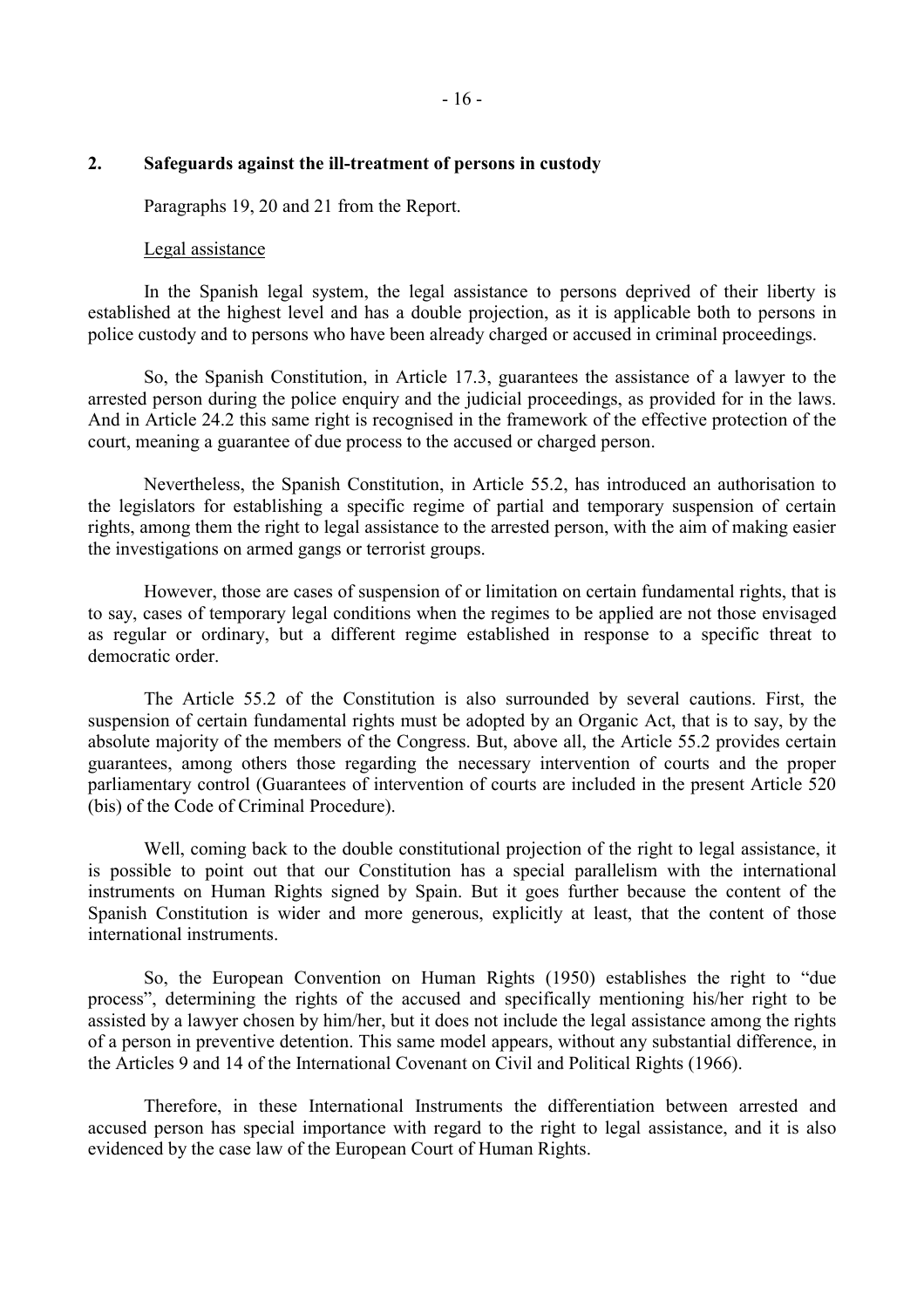## 2. Safeguards against the ill-treatment of persons in custody

Paragraphs 19, 20 and 21 from the Report.

Legal assistance

In the Spanish legal system, the legal assistance to persons deprived of their liberty is established at the highest level and has a double projection, as it is applicable both to persons in police custody and to persons who have been already charged or accused in criminal proceedings.

So, the Spanish Constitution, in Article 17.3, guarantees the assistance of a lawyer to the arrested person during the police enquiry and the judicial proceedings, as provided for in the laws. And in Article 24.2 this same right is recognised in the framework of the effective protection of the court, meaning a guarantee of due process to the accused or charged person.

Nevertheless, the Spanish Constitution, in Article 55.2, has introduced an authorisation to the legislators for establishing a specific regime of partial and temporary suspension of certain rights, among them the right to legal assistance to the arrested person, with the aim of making easier the investigations on armed gangs or terrorist groups.

However, those are cases of suspension of or limitation on certain fundamental rights, that is to say, cases of temporary legal conditions when the regimes to be applied are not those envisaged as regular or ordinary, but a different regime established in response to a specific threat to democratic order.

The Article 55.2 of the Constitution is also surrounded by several cautions. First, the suspension of certain fundamental rights must be adopted by an Organic Act, that is to say, by the absolute majority of the members of the Congress. But, above all, the Article 55.2 provides certain guarantees, among others those regarding the necessary intervention of courts and the proper parliamentary control (Guarantees of intervention of courts are included in the present Article 520 (bis) of the Code of Criminal Procedure).

Well, coming back to the double constitutional projection of the right to legal assistance, it is possible to point out that our Constitution has a special parallelism with the international instruments on Human Rights signed by Spain. But it goes further because the content of the Spanish Constitution is wider and more generous, explicitly at least, that the content of those international instruments.

So, the European Convention on Human Rights (1950) establishes the right to "due process", determining the rights of the accused and specifically mentioning his/her right to be assisted by a lawyer chosen by him/her, but it does not include the legal assistance among the rights of a person in preventive detention. This same model appears, without any substantial difference, in the Articles 9 and 14 of the International Covenant on Civil and Political Rights (1966).

Therefore, in these International Instruments the differentiation between arrested and accused person has special importance with regard to the right to legal assistance, and it is also evidenced by the case law of the European Court of Human Rights.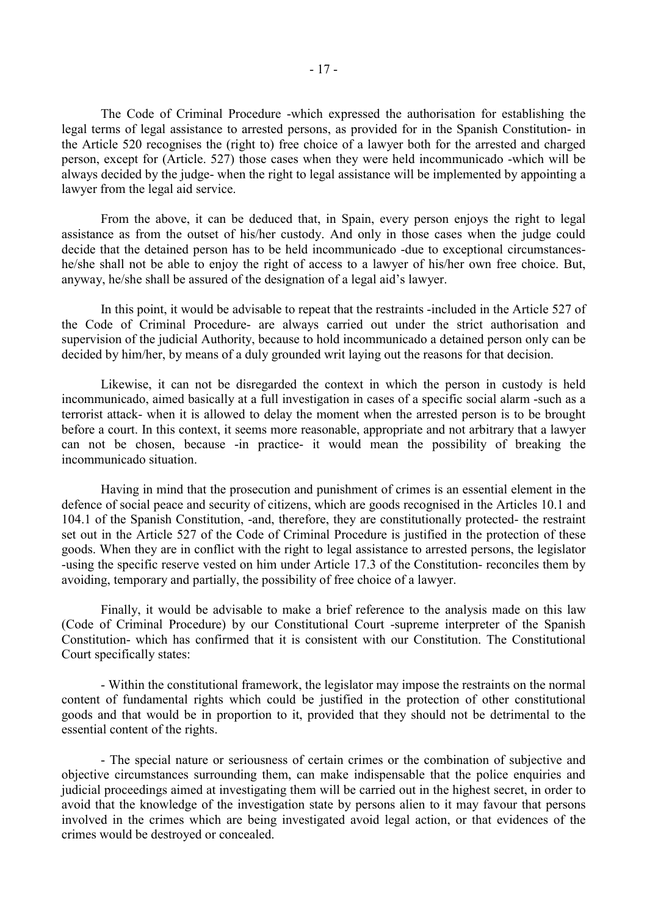The Code of Criminal Procedure -which expressed the authorisation for establishing the legal terms of legal assistance to arrested persons, as provided for in the Spanish Constitution- in the Article 520 recognises the (right to) free choice of a lawyer both for the arrested and charged person, except for (Article. 527) those cases when they were held incommunicado -which will be always decided by the judge- when the right to legal assistance will be implemented by appointing a lawyer from the legal aid service.

From the above, it can be deduced that, in Spain, every person enjoys the right to legal assistance as from the outset of his/her custody. And only in those cases when the judge could decide that the detained person has to be held incommunicado -due to exceptional circumstances- he/she shall not be able to enjoy the right of access to a lawyer of his/her own free choice. But, anyway, he/she shall be assured of the designation of a legal aid's lawyer.

In this point, it would be advisable to repeat that the restraints -included in the Article 527 of the Code of Criminal Procedure- are always carried out under the strict authorisation and supervision of the judicial Authority, because to hold incommunicado a detained person only can be decided by him/her, by means of a duly grounded writ laying out the reasons for that decision.

Likewise, it can not be disregarded the context in which the person in custody is held incommunicado, aimed basically at a full investigation in cases of a specific social alarm -such as a terrorist attack- when it is allowed to delay the moment when the arrested person is to be brought before a court. In this context, it seems more reasonable, appropriate and not arbitrary that a lawyer can not be chosen, because -in practice- it would mean the possibility of breaking the incommunicado situation.

Having in mind that the prosecution and punishment of crimes is an essential element in the defence of social peace and security of citizens, which are goods recognised in the Articles 10.1 and 104.1 of the Spanish Constitution, -and, therefore, they are constitutionally protected- the restraint set out in the Article 527 of the Code of Criminal Procedure is justified in the protection of these goods. When they are in conflict with the right to legal assistance to arrested persons, the legislator -using the specific reserve vested on him under Article 17.3 of the Constitution- reconciles them by avoiding, temporary and partially, the possibility of free choice of a lawyer.

Finally, it would be advisable to make a brief reference to the analysis made on this law (Code of Criminal Procedure) by our Constitutional Court -supreme interpreter of the Spanish Constitution- which has confirmed that it is consistent with our Constitution. The Constitutional Court specifically states:

- Within the constitutional framework, the legislator may impose the restraints on the normal content of fundamental rights which could be justified in the protection of other constitutional goods and that would be in proportion to it, provided that they should not be detrimental to the essential content of the rights.

- The special nature or seriousness of certain crimes or the combination of subjective and objective circumstances surrounding them, can make indispensable that the police enquiries and judicial proceedings aimed at investigating them will be carried out in the highest secret, in order to avoid that the knowledge of the investigation state by persons alien to it may favour that persons involved in the crimes which are being investigated avoid legal action, or that evidences of the crimes would be destroyed or concealed.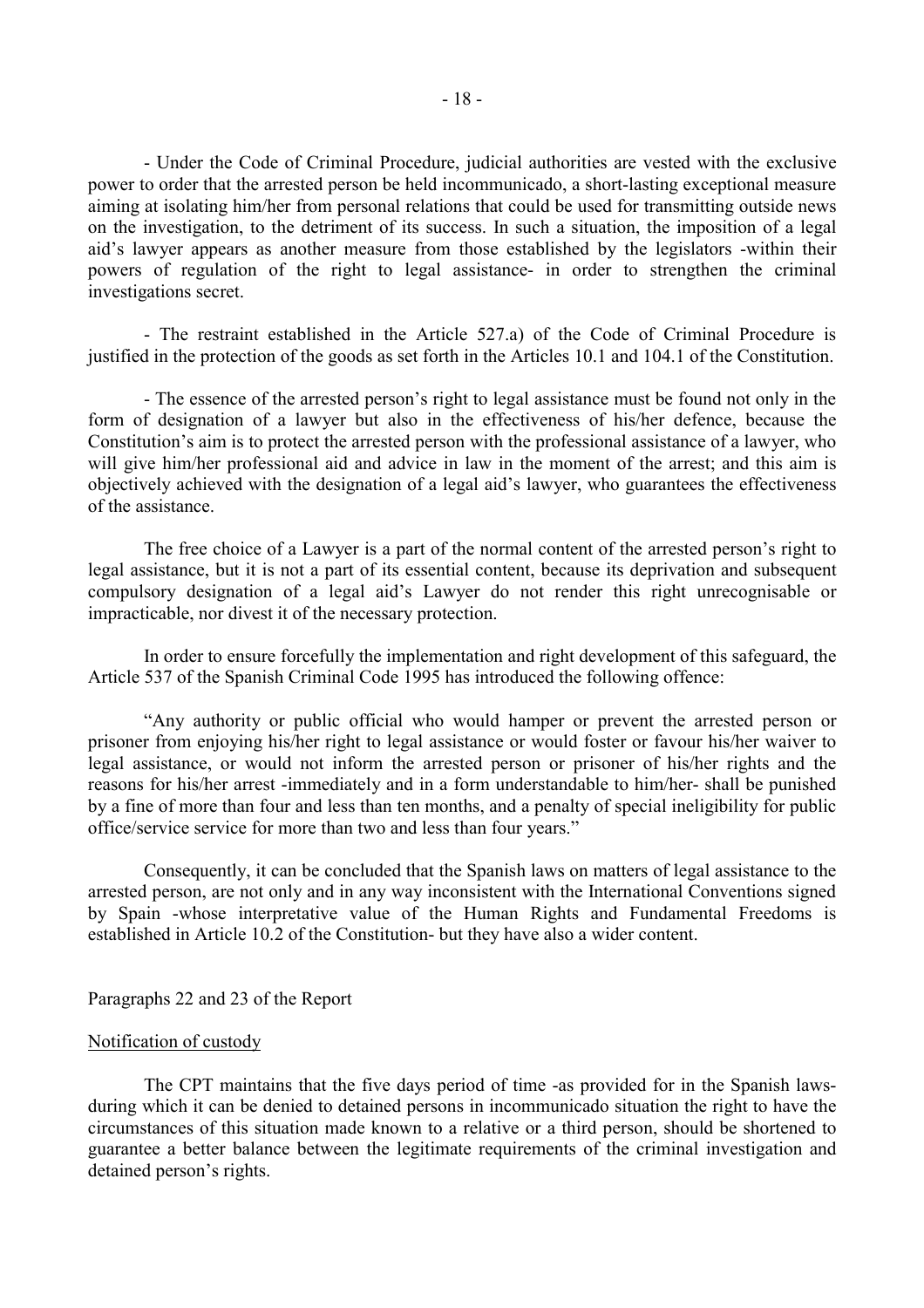- Under the Code of Criminal Procedure, judicial authorities are vested with the exclusive power to order that the arrested person be held incommunicado, a short-lasting exceptional measure aiming at isolating him/her from personal relations that could be used for transmitting outside news on the investigation, to the detriment of its success. In such a situation, the imposition of a legal aid's lawyer appears as another measure from those established by the legislators -within their powers of regulation of the right to legal assistance- in order to strengthen the criminal investigations secret.

- The restraint established in the Article 527.a) of the Code of Criminal Procedure is justified in the protection of the goods as set forth in the Articles 10.1 and 104.1 of the Constitution.

- The essence of the arrested person's right to legal assistance must be found not only in the form of designation of a lawyer but also in the effectiveness of his/her defence, because the Constitution's aim is to protect the arrested person with the professional assistance of a lawyer, who will give him/her professional aid and advice in law in the moment of the arrest; and this aim is objectively achieved with the designation of a legal aid's lawyer, who guarantees the effectiveness of the assistance.

The free choice of a Lawyer is a part of the normal content of the arrested person's right to legal assistance, but it is not a part of its essential content, because its deprivation and subsequent compulsory designation of a legal aid's Lawyer do not render this right unrecognisable or impracticable, nor divest it of the necessary protection.

In order to ensure forcefully the implementation and right development of this safeguard, the Article 537 of the Spanish Criminal Code 1995 has introduced the following offence:

"Any authority or public official who would hamper or prevent the arrested person or prisoner from enjoying his/her right to legal assistance or would foster or favour his/her waiver to legal assistance, or would not inform the arrested person or prisoner of his/her rights and the reasons for his/her arrest -immediately and in a form understandable to him/her- shall be punished by a fine of more than four and less than ten months, and a penalty of special ineligibility for public office/service service for more than two and less than four years."

Consequently, it can be concluded that the Spanish laws on matters of legal assistance to the arrested person, are not only and in any way inconsistent with the International Conventions signed by Spain -whose interpretative value of the Human Rights and Fundamental Freedoms is established in Article 10.2 of the Constitution- but they have also a wider content.

Paragraphs 22 and 23 of the Report

Notification of custody

The CPT maintains that the five days period of time -as provided for in the Spanish laws- during which it can be denied to detained persons in incommunicado situation the right to have the circumstances of this situation made known to a relative or a third person, should be shortened to guarantee a better balance between the legitimate requirements of the criminal investigation and detained person's rights.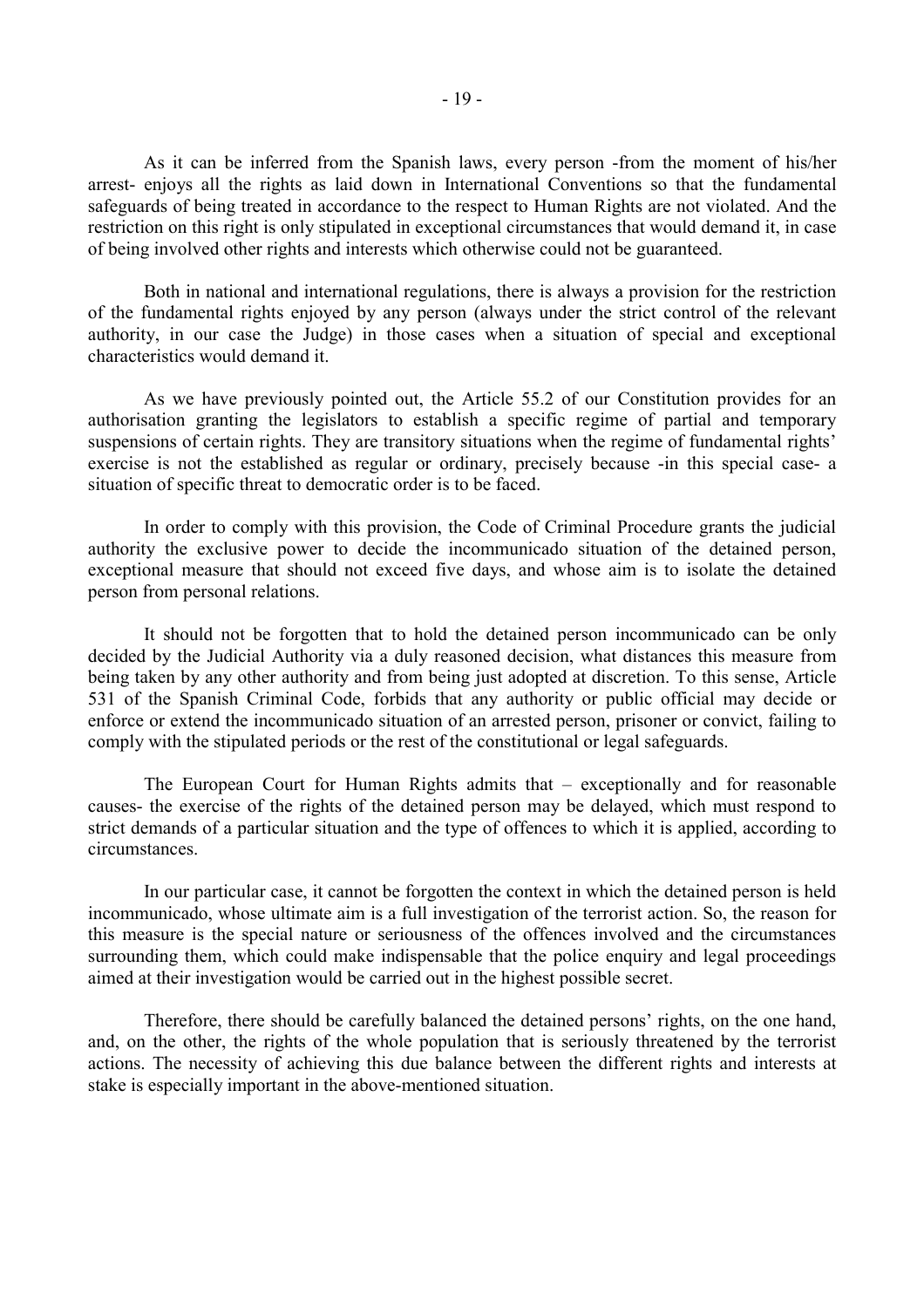As it can be inferred from the Spanish laws, every person -from the moment of his/her arrest- enjoys all the rights as laid down in International Conventions so that the fundamental safeguards of being treated in accordance to the respect to Human Rights are not violated. And the restriction on this right is only stipulated in exceptional circumstances that would demand it, in case of being involved other rights and interests which otherwise could not be guaranteed.

Both in national and international regulations, there is always a provision for the restriction of the fundamental rights enjoyed by any person (always under the strict control of the relevant authority, in our case the Judge) in those cases when a situation of special and exceptional characteristics would demand it.

As we have previously pointed out, the Article 55.2 of our Constitution provides for an authorisation granting the legislators to establish a specific regime of partial and temporary suspensions of certain rights. They are transitory situations when the regime of fundamental rights' exercise is not the established as regular or ordinary, precisely because -in this special case- a situation of specific threat to democratic order is to be faced.

In order to comply with this provision, the Code of Criminal Procedure grants the judicial authority the exclusive power to decide the incommunicado situation of the detained person, exceptional measure that should not exceed five days, and whose aim is to isolate the detained person from personal relations.

It should not be forgotten that to hold the detained person incommunicado can be only decided by the Judicial Authority via a duly reasoned decision, what distances this measure from being taken by any other authority and from being just adopted at discretion. To this sense, Article 531 of the Spanish Criminal Code, forbids that any authority or public official may decide or enforce or extend the incommunicado situation of an arrested person, prisoner or convict, failing to comply with the stipulated periods or the rest of the constitutional or legal safeguards.

The European Court for Human Rights admits that – exceptionally and for reasonable causes- the exercise of the rights of the detained person may be delayed, which must respond to strict demands of a particular situation and the type of offences to which it is applied, according to circumstances.

In our particular case, it cannot be forgotten the context in which the detained person is held incommunicado, whose ultimate aim is a full investigation of the terrorist action. So, the reason for this measure is the special nature or seriousness of the offences involved and the circumstances surrounding them, which could make indispensable that the police enquiry and legal proceedings aimed at their investigation would be carried out in the highest possible secret.

Therefore, there should be carefully balanced the detained persons' rights, on the one hand, and, on the other, the rights of the whole population that is seriously threatened by the terrorist actions. The necessity of achieving this due balance between the different rights and interests at stake is especially important in the above-mentioned situation.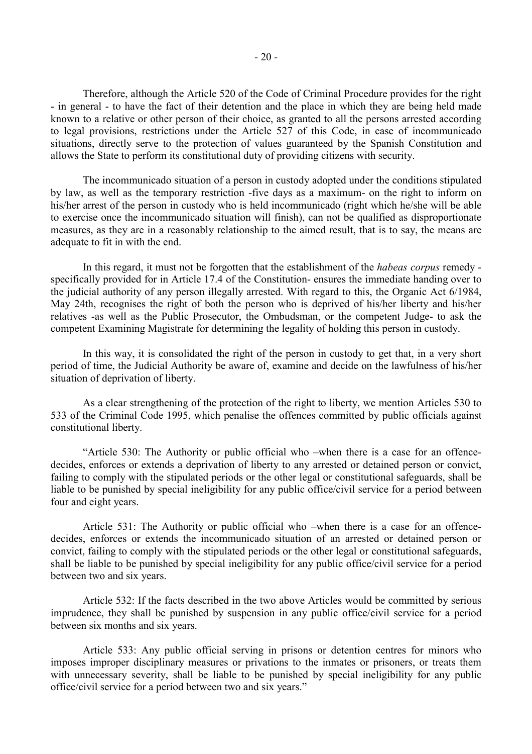Therefore, although the Article 520 of the Code of Criminal Procedure provides for the right - in general - to have the fact of their detention and the place in which they are being held made known to a relative or other person of their choice, as granted to all the persons arrested according to legal provisions, restrictions under the Article 527 of this Code, in case of incommunicado situations, directly serve to the protection of values guaranteed by the Spanish Constitution and allows the State to perform its constitutional duty of providing citizens with security.

The incommunicado situation of a person in custody adopted under the conditions stipulated by law, as well as the temporary restriction -five days as a maximum- on the right to inform on his/her arrest of the person in custody who is held incommunicado (right which he/she will be able to exercise once the incommunicado situation will finish), can not be qualified as disproportionate measures, as they are in a reasonably relationship to the aimed result, that is to say, the means are adequate to fit in with the end.

In this regard, it must not be forgotten that the establishment of the *habeas corpus* remedy - specifically provided for in Article 17.4 of the Constitution- ensures the immediate handing over to the judicial authority of any person illegally arrested. With regard to this, the Organic Act 6/1984, May 24th, recognises the right of both the person who is deprived of his/her liberty and his/her relatives -as well as the Public Prosecutor, the Ombudsman, or the competent Judge- to ask the competent Examining Magistrate for determining the legality of holding this person in custody.

In this way, it is consolidated the right of the person in custody to get that, in a very short period of time, the Judicial Authority be aware of, examine and decide on the lawfulness of his/her situation of deprivation of liberty.

As a clear strengthening of the protection of the right to liberty, we mention Articles 530 to 533 of the Criminal Code 1995, which penalise the offences committed by public officials against constitutional liberty.

"Article 530: The Authority or public official who –when there is a case for an offence- decides, enforces or extends a deprivation of liberty to any arrested or detained person or convict, failing to comply with the stipulated periods or the other legal or constitutional safeguards, shall be liable to be punished by special ineligibility for any public office/civil service for a period between four and eight years.

Article 531: The Authority or public official who –when there is a case for an offence- decides, enforces or extends the incommunicado situation of an arrested or detained person or convict, failing to comply with the stipulated periods or the other legal or constitutional safeguards, shall be liable to be punished by special ineligibility for any public office/civil service for a period between two and six years.

Article 532: If the facts described in the two above Articles would be committed by serious imprudence, they shall be punished by suspension in any public office/civil service for a period between six months and six years.

Article 533: Any public official serving in prisons or detention centres for minors who imposes improper disciplinary measures or privations to the inmates or prisoners, or treats them with unnecessary severity, shall be liable to be punished by special ineligibility for any public office/civil service for a period between two and six years."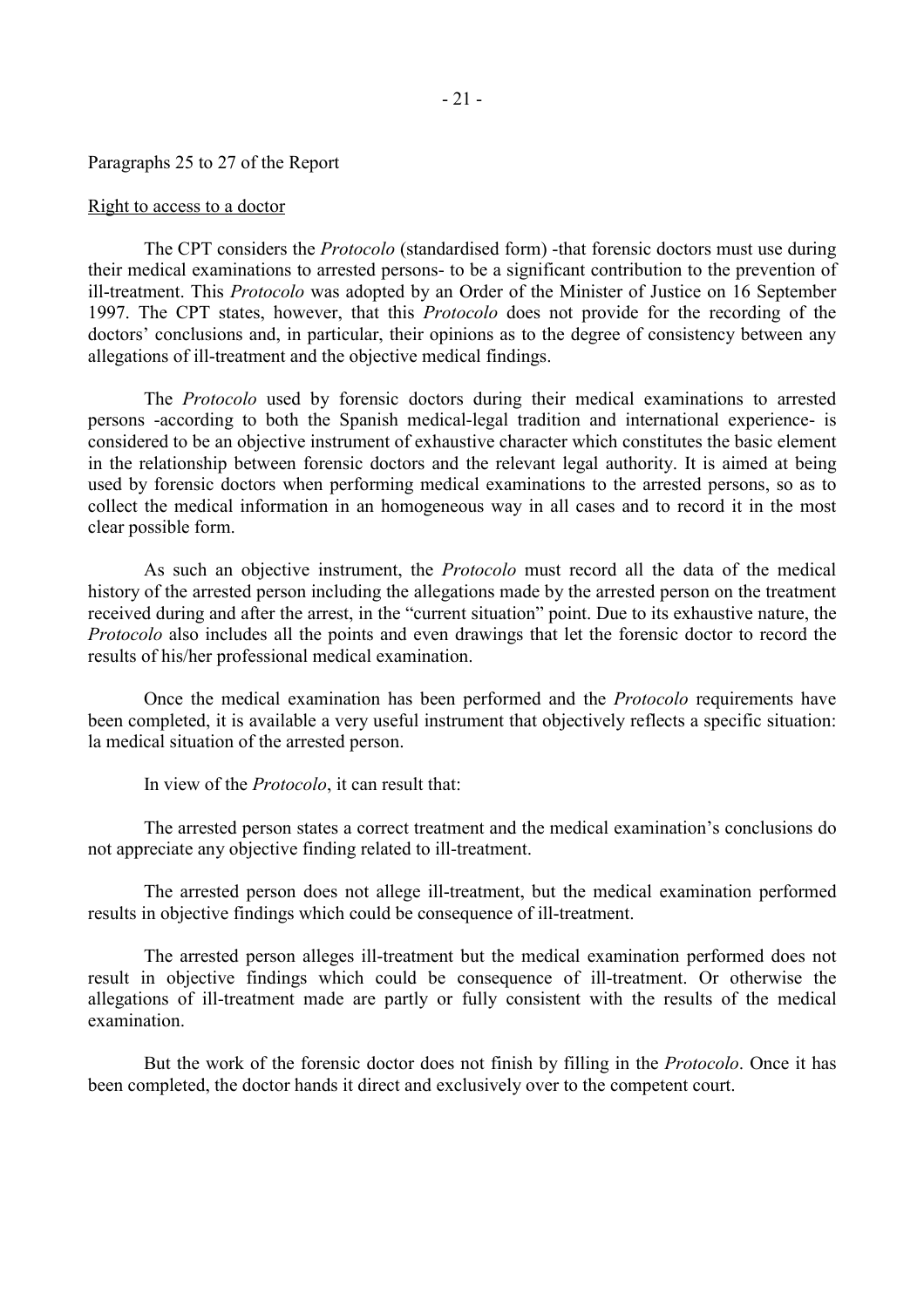Paragraphs 25 to 27 of the Report

Right to access to a doctor

The CPT considers the *Protocolo* (standardised form) -that forensic doctors must use during their medical examinations to arrested persons- to be a significant contribution to the prevention of ill-treatment. This *Protocolo* was adopted by an Order of the Minister of Justice on 16 September 1997. The CPT states, however, that this *Protocolo* does not provide for the recording of the doctors' conclusions and, in particular, their opinions as to the degree of consistency between any allegations of ill-treatment and the objective medical findings.

The *Protocolo* used by forensic doctors during their medical examinations to arrested persons -according to both the Spanish medical-legal tradition and international experience- is considered to be an objective instrument of exhaustive character which constitutes the basic element in the relationship between forensic doctors and the relevant legal authority. It is aimed at being used by forensic doctors when performing medical examinations to the arrested persons, so as to collect the medical information in an homogeneous way in all cases and to record it in the most clear possible form.

As such an objective instrument, the *Protocolo* must record all the data of the medical history of the arrested person including the allegations made by the arrested person on the treatment received during and after the arrest, in the "current situation" point. Due to its exhaustive nature, the *Protocolo* also includes all the points and even drawings that let the forensic doctor to record the results of his/her professional medical examination.

Once the medical examination has been performed and the *Protocolo* requirements have been completed, it is available a very useful instrument that objectively reflects a specific situation: la medical situation of the arrested person.

In view of the *Protocolo*, it can result that:

The arrested person states a correct treatment and the medical examination's conclusions do not appreciate any objective finding related to ill-treatment.

The arrested person does not allege ill-treatment, but the medical examination performed results in objective findings which could be consequence of ill-treatment.

The arrested person alleges ill-treatment but the medical examination performed does not result in objective findings which could be consequence of ill-treatment. Or otherwise the allegations of ill-treatment made are partly or fully consistent with the results of the medical examination.

But the work of the forensic doctor does not finish by filling in the *Protocolo*. Once it has been completed, the doctor hands it direct and exclusively over to the competent court.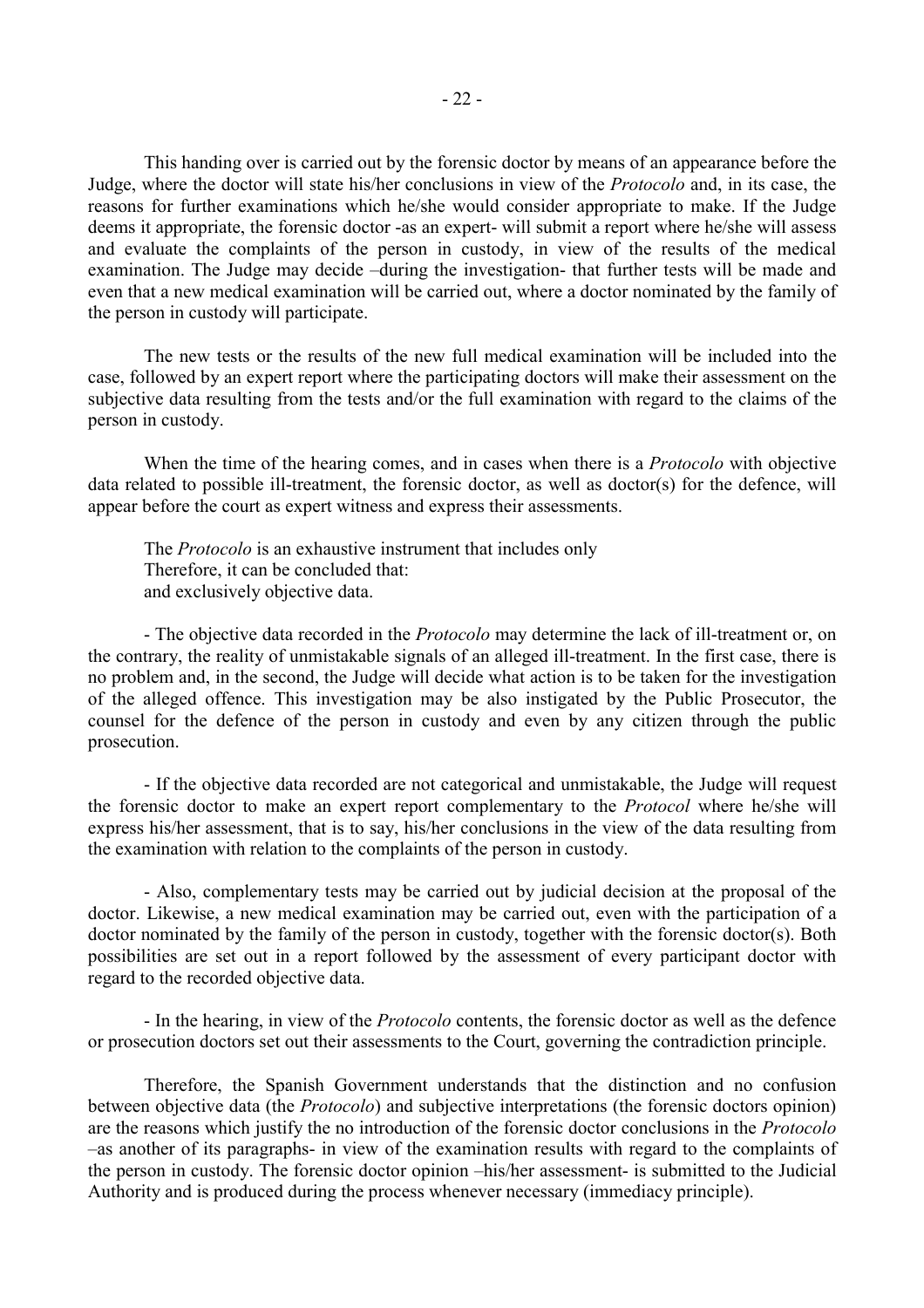This handing over is carried out by the forensic doctor by means of an appearance before the Judge, where the doctor will state his/her conclusions in view of the *Protocolo* and, in its case, the reasons for further examinations which he/she would consider appropriate to make. If the Judge deems it appropriate, the forensic doctor -as an expert- will submit a report where he/she will assess and evaluate the complaints of the person in custody, in view of the results of the medical examination. The Judge may decide –during the investigation- that further tests will be made and even that a new medical examination will be carried out, where a doctor nominated by the family of the person in custody will participate.

The new tests or the results of the new full medical examination will be included into the case, followed by an expert report where the participating doctors will make their assessment on the subjective data resulting from the tests and/or the full examination with regard to the claims of the person in custody.

When the time of the hearing comes, and in cases when there is a *Protocolo* with objective data related to possible ill-treatment, the forensic doctor, as well as doctor(s) for the defence, will appear before the court as expert witness and express their assessments.

The *Protocolo* is an exhaustive instrument that includes only
Therefore, it can be concluded that:
and exclusively objective data.

- The objective data recorded in the *Protocolo* may determine the lack of ill-treatment or, on the contrary, the reality of unmistakable signals of an alleged ill-treatment. In the first case, there is no problem and, in the second, the Judge will decide what action is to be taken for the investigation of the alleged offence. This investigation may be also instigated by the Public Prosecutor, the counsel for the defence of the person in custody and even by any citizen through the public prosecution.

- If the objective data recorded are not categorical and unmistakable, the Judge will request the forensic doctor to make an expert report complementary to the *Protocol* where he/she will express his/her assessment, that is to say, his/her conclusions in the view of the data resulting from the examination with relation to the complaints of the person in custody.

- Also, complementary tests may be carried out by judicial decision at the proposal of the doctor. Likewise, a new medical examination may be carried out, even with the participation of a doctor nominated by the family of the person in custody, together with the forensic doctor(s). Both possibilities are set out in a report followed by the assessment of every participant doctor with regard to the recorded objective data.

- In the hearing, in view of the *Protocolo* contents, the forensic doctor as well as the defence or prosecution doctors set out their assessments to the Court, governing the contradiction principle.

Therefore, the Spanish Government understands that the distinction and no confusion between objective data (the *Protocolo*) and subjective interpretations (the forensic doctors opinion) are the reasons which justify the no introduction of the forensic doctor conclusions in the *Protocolo* –as another of its paragraphs- in view of the examination results with regard to the complaints of the person in custody. The forensic doctor opinion –his/her assessment- is submitted to the Judicial Authority and is produced during the process whenever necessary (immediacy principle).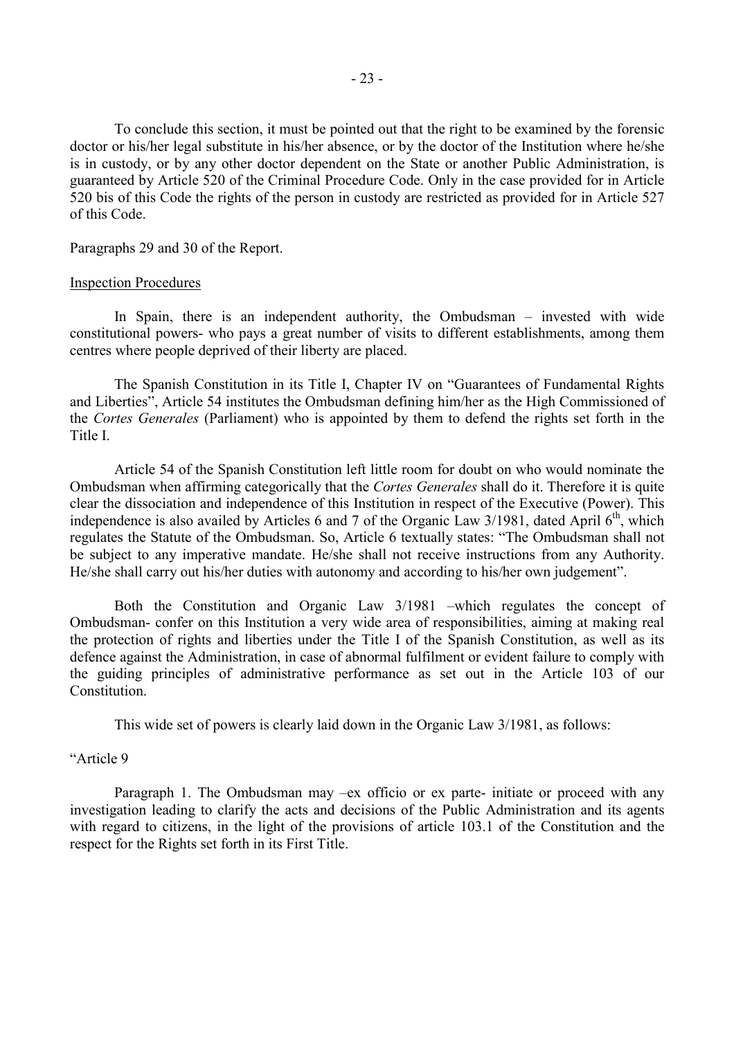To conclude this section, it must be pointed out that the right to be examined by the forensic doctor or his/her legal substitute in his/her absence, or by the doctor of the Institution where he/she is in custody, or by any other doctor dependent on the State or another Public Administration, is guaranteed by Article 520 of the Criminal Procedure Code. Only in the case provided for in Article 520 bis of this Code the rights of the person in custody are restricted as provided for in Article 527 of this Code.

Paragraphs 29 and 30 of the Report.

<u>Inspection Procedures</u>

In Spain, there is an independent authority, the Ombudsman – invested with wide constitutional powers- who pays a great number of visits to different establishments, among them centres where people deprived of their liberty are placed.

The Spanish Constitution in its Title I, Chapter IV on "Guarantees of Fundamental Rights and Liberties", Article 54 institutes the Ombudsman defining him/her as the High Commissioned of the *Cortes Generales* (Parliament) who is appointed by them to defend the rights set forth in the Title I.

Article 54 of the Spanish Constitution left little room for doubt on who would nominate the Ombudsman when affirming categorically that the *Cortes Generales* shall do it. Therefore it is quite clear the dissociation and independence of this Institution in respect of the Executive (Power). This independence is also availed by Articles 6 and 7 of the Organic Law 3/1981, dated April 6th, which regulates the Statute of the Ombudsman. So, Article 6 textually states: "The Ombudsman shall not be subject to any imperative mandate. He/she shall not receive instructions from any Authority. He/she shall carry out his/her duties with autonomy and according to his/her own judgement".

Both the Constitution and Organic Law 3/1981 –which regulates the concept of Ombudsman- confer on this Institution a very wide area of responsibilities, aiming at making real the protection of rights and liberties under the Title I of the Spanish Constitution, as well as its defence against the Administration, in case of abnormal fulfilment or evident failure to comply with the guiding principles of administrative performance as set out in the Article 103 of our Constitution.

This wide set of powers is clearly laid down in the Organic Law 3/1981, as follows:

"Article 9

Paragraph 1. The Ombudsman may –ex officio or ex parte- initiate or proceed with any investigation leading to clarify the acts and decisions of the Public Administration and its agents with regard to citizens, in the light of the provisions of article 103.1 of the Constitution and the respect for the Rights set forth in its First Title.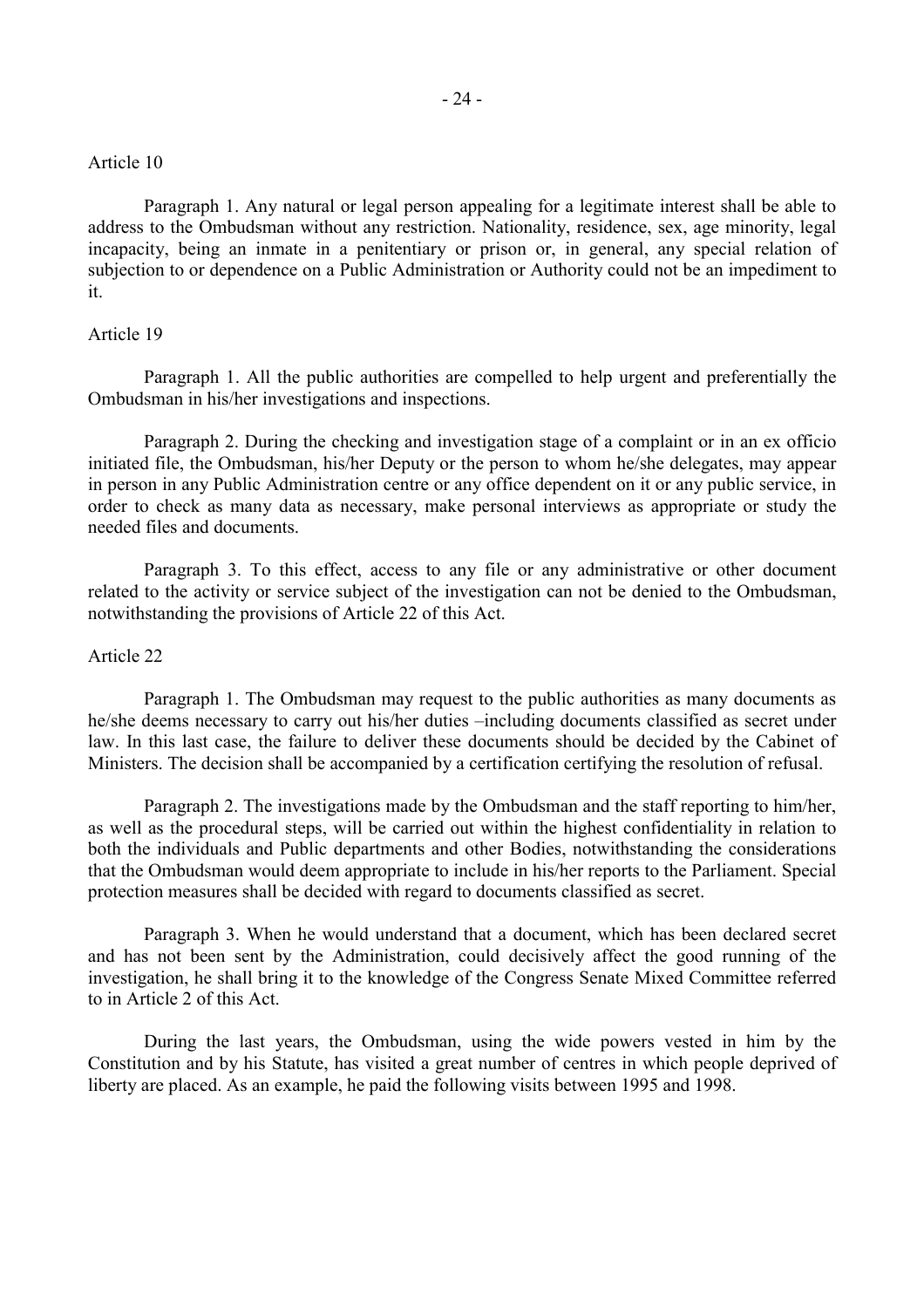Article 10

Paragraph 1. Any natural or legal person appealing for a legitimate interest shall be able to address to the Ombudsman without any restriction. Nationality, residence, sex, age minority, legal incapacity, being an inmate in a penitentiary or prison or, in general, any special relation of subjection to or dependence on a Public Administration or Authority could not be an impediment to it.

Article 19

Paragraph 1. All the public authorities are compelled to help urgent and preferentially the Ombudsman in his/her investigations and inspections.

Paragraph 2. During the checking and investigation stage of a complaint or in an ex officio initiated file, the Ombudsman, his/her Deputy or the person to whom he/she delegates, may appear in person in any Public Administration centre or any office dependent on it or any public service, in order to check as many data as necessary, make personal interviews as appropriate or study the needed files and documents.

Paragraph 3. To this effect, access to any file or any administrative or other document related to the activity or service subject of the investigation can not be denied to the Ombudsman, notwithstanding the provisions of Article 22 of this Act.

Article 22

Paragraph 1. The Ombudsman may request to the public authorities as many documents as he/she deems necessary to carry out his/her duties –including documents classified as secret under law. In this last case, the failure to deliver these documents should be decided by the Cabinet of Ministers. The decision shall be accompanied by a certification certifying the resolution of refusal.

Paragraph 2. The investigations made by the Ombudsman and the staff reporting to him/her, as well as the procedural steps, will be carried out within the highest confidentiality in relation to both the individuals and Public departments and other Bodies, notwithstanding the considerations that the Ombudsman would deem appropriate to include in his/her reports to the Parliament. Special protection measures shall be decided with regard to documents classified as secret.

Paragraph 3. When he would understand that a document, which has been declared secret and has not been sent by the Administration, could decisively affect the good running of the investigation, he shall bring it to the knowledge of the Congress Senate Mixed Committee referred to in Article 2 of this Act.

During the last years, the Ombudsman, using the wide powers vested in him by the Constitution and by his Statute, has visited a great number of centres in which people deprived of liberty are placed. As an example, he paid the following visits between 1995 and 1998.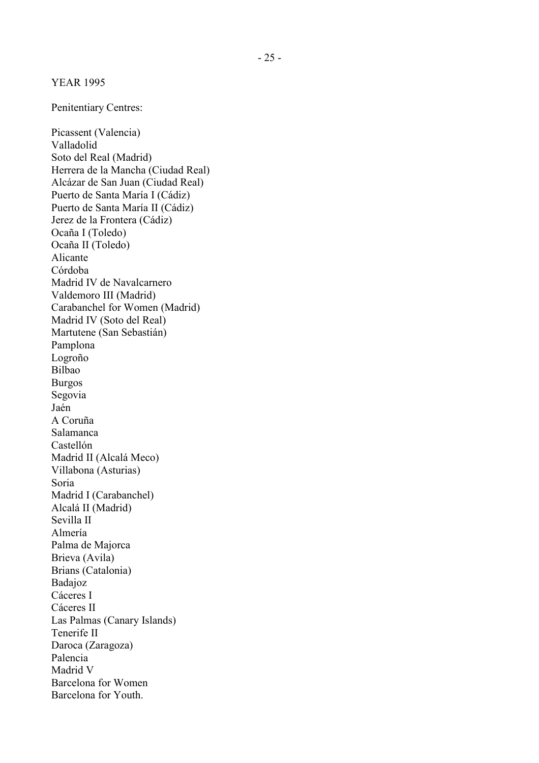YEAR 1995

Penitentiary Centres:

Picassent (Valencia)
Valladolid
Soto del Real (Madrid)
Herrera de la Mancha (Ciudad Real)
Alcázar de San Juan (Ciudad Real)
Puerto de Santa María I (Cádiz)
Puerto de Santa María II (Cádiz)
Jerez de la Frontera (Cádiz)
Ocaña I (Toledo)
Ocaña II (Toledo)
Alicante
Córdoba
Madrid IV de Navalcarnero
Valdemoro III (Madrid)
Carabanchel for Women (Madrid)
Madrid IV (Soto del Real)
Martutene (San Sebastián)
Pamplona
Logroño
Bilbao
Burgos
Segovia
Jaén
A Coruña
Salamanca
Castellón
Madrid II (Alcalá Meco)
Villabona (Asturias)
Soria
Madrid I (Carabanchel)
Alcalá II (Madrid)
Sevilla II
Almería
Palma de Majorca
Brieva (Avila)
Brians (Catalonia)
Badajoz
Cáceres I
Cáceres II
Las Palmas (Canary Islands)
Tenerife II
Daroca (Zaragoza)
Palencia
Madrid V
Barcelona for Women
Barcelona for Youth.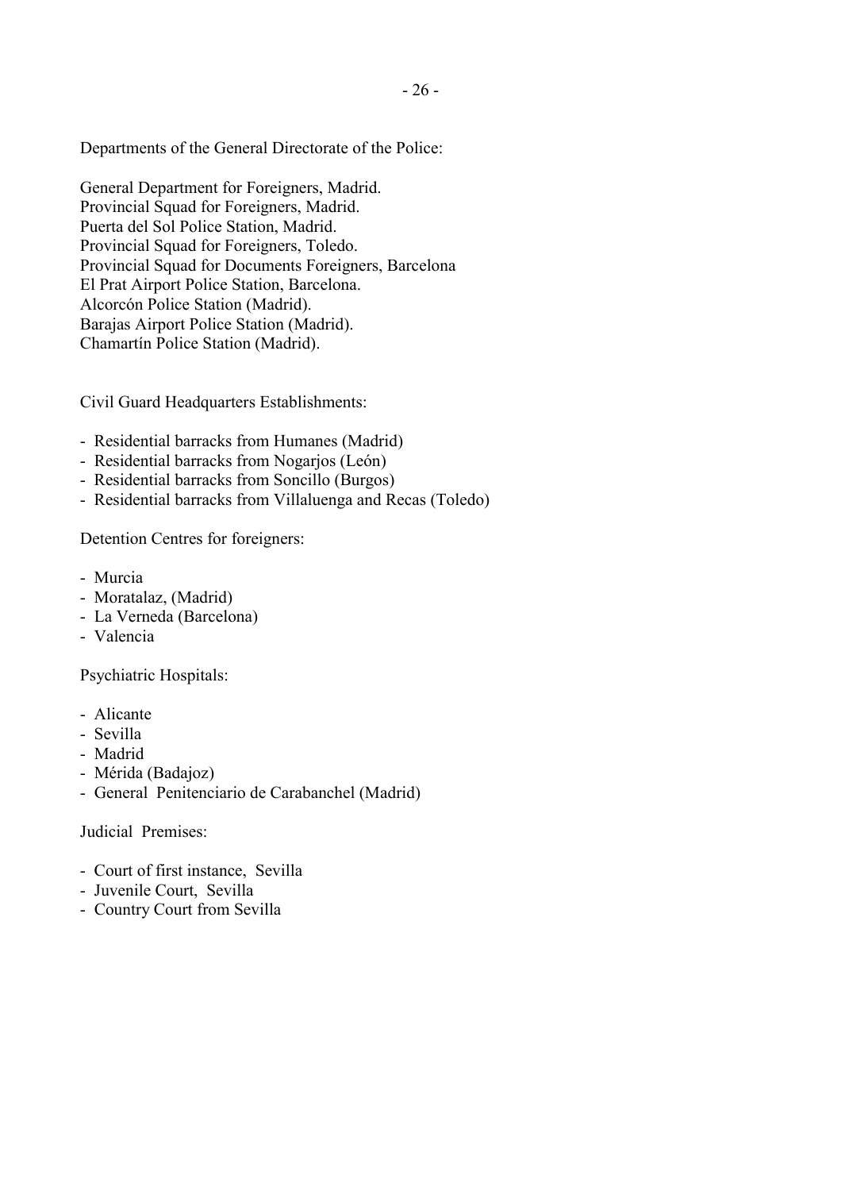Departments of the General Directorate of the Police:

General Department for Foreigners, Madrid.
Provincial Squad for Foreigners, Madrid.
Puerta del Sol Police Station, Madrid.
Provincial Squad for Foreigners, Toledo.
Provincial Squad for Documents Foreigners, Barcelona
El Prat Airport Police Station, Barcelona.
Alcorcón Police Station (Madrid).
Barajas Airport Police Station (Madrid).
Chamartín Police Station (Madrid).

Civil Guard Headquarters Establishments:

- Residential barracks from Humanes (Madrid)
- Residential barracks from Nogarjos (León)
- Residential barracks from Soncillo (Burgos)
- Residential barracks from Villaluenga and Recas (Toledo)

Detention Centres for foreigners:

- Murcia
- Moratalaz, (Madrid)
- La Verneda (Barcelona)
- Valencia

Psychiatric Hospitals:

- Alicante
- Sevilla
- Madrid
- Mérida (Badajoz)
- General Penitenciario de Carabanchel (Madrid)

Judicial Premises:

- Court of first instance, Sevilla
- Juvenile Court, Sevilla
- Country Court from Sevilla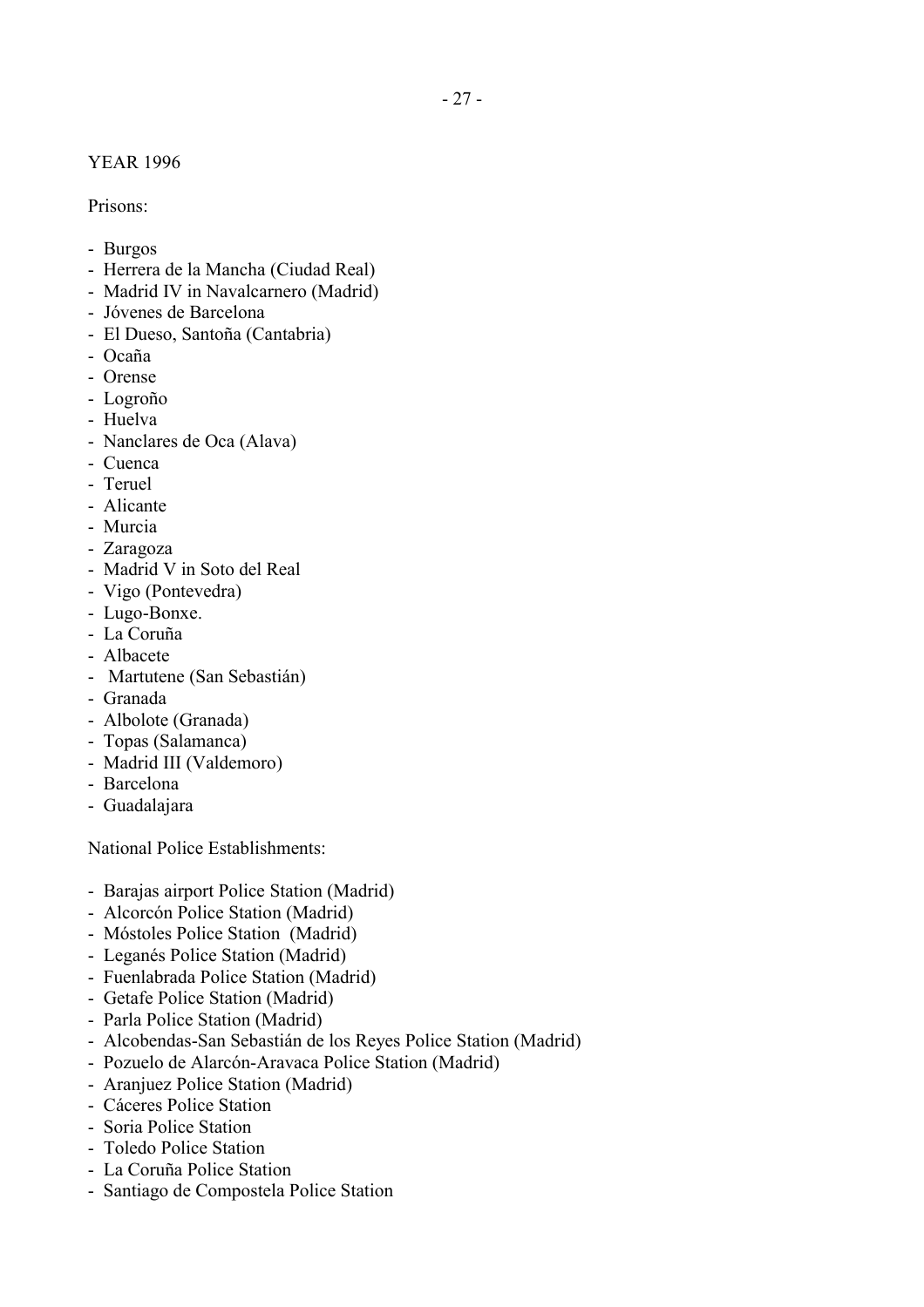YEAR 1996

Prisons:

- Burgos
- Herrera de la Mancha (Ciudad Real)
- Madrid IV in Navalcarnero (Madrid)
- Jóvenes de Barcelona
- El Dueso, Santoña (Cantabria)
- Ocaña
- Orense
- Logroño
- Huelva
- Nanclares de Oca (Alava)
- Cuenca
- Teruel
- Alicante
- Murcia
- Zaragoza
- Madrid V in Soto del Real
- Vigo (Pontevedra)
- Lugo-Bonxe.
- La Coruña
- Albacete
- Martutene (San Sebastián)
- Granada
- Albolote (Granada)
- Topas (Salamanca)
- Madrid III (Valdemoro)
- Barcelona
- Guadalajara

National Police Establishments:

- Barajas airport Police Station (Madrid)
- Alcorcón Police Station (Madrid)
- Móstoles Police Station (Madrid)
- Leganés Police Station (Madrid)
- Fuenlabrada Police Station (Madrid)
- Getafe Police Station (Madrid)
- Parla Police Station (Madrid)
- Alcobendas-San Sebastián de los Reyes Police Station (Madrid)
- Pozuelo de Alarcón-Aravaca Police Station (Madrid)
- Aranjuez Police Station (Madrid)
- Cáceres Police Station
- Soria Police Station
- Toledo Police Station
- La Coruña Police Station
- Santiago de Compostela Police Station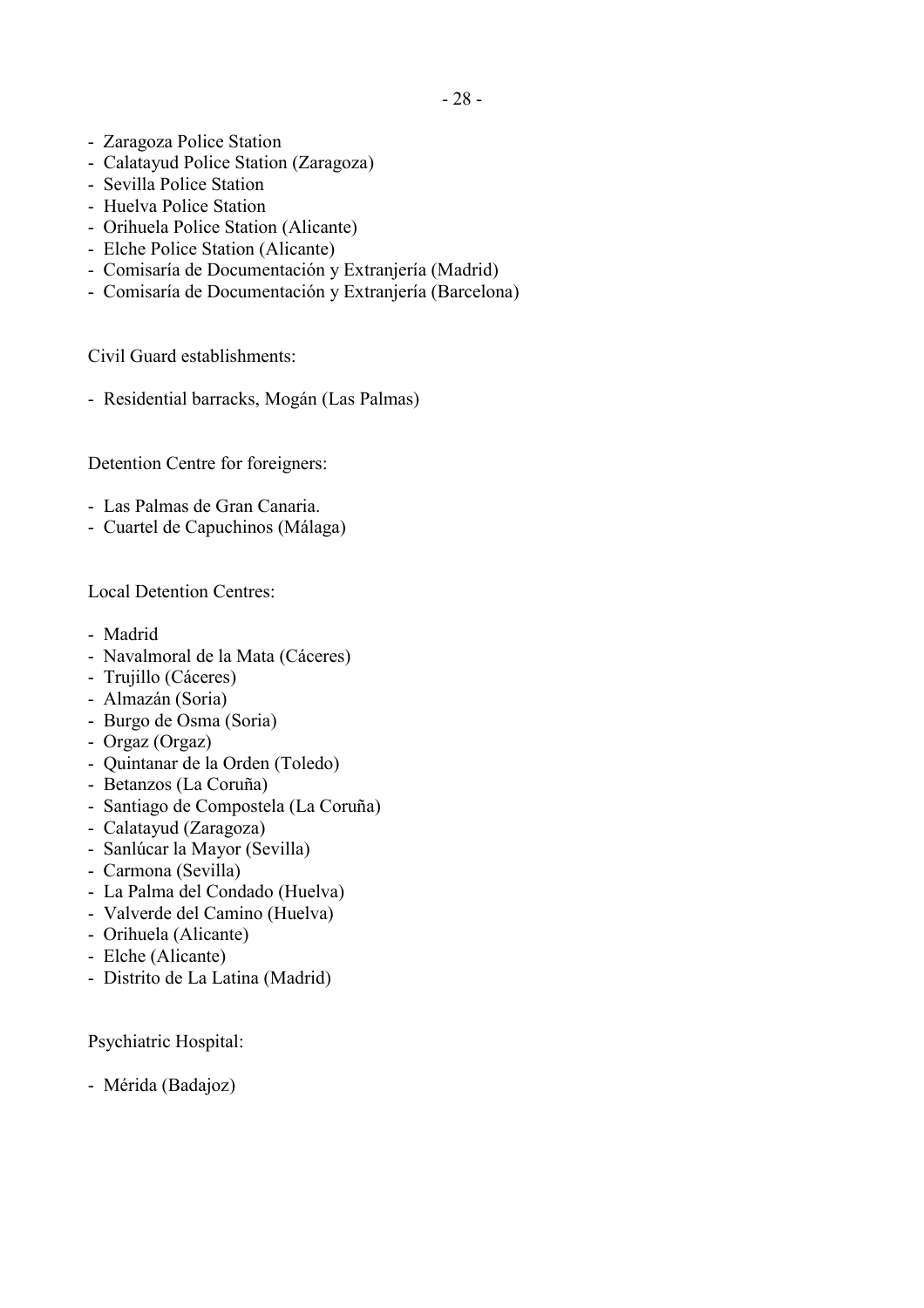- Zaragoza Police Station
- Calatayud Police Station (Zaragoza)
- Sevilla Police Station
- Huelva Police Station
- Orihuela Police Station (Alicante)
- Elche Police Station (Alicante)
- Comisaría de Documentación y Extranjería (Madrid)
- Comisaría de Documentación y Extranjería (Barcelona)

Civil Guard establishments:

- Residential barracks, Mogán (Las Palmas)

Detention Centre for foreigners:

- Las Palmas de Gran Canaria.
- Cuartel de Capuchinos (Málaga)

Local Detention Centres:

- Madrid
- Navalmoral de la Mata (Cáceres)
- Trujillo (Cáceres)
- Almazán (Soria)
- Burgo de Osma (Soria)
- Orgaz (Orgaz)
- Quintanar de la Orden (Toledo)
- Betanzos (La Coruña)
- Santiago de Compostela (La Coruña)
- Calatayud (Zaragoza)
- Sanlúcar la Mayor (Sevilla)
- Carmona (Sevilla)
- La Palma del Condado (Huelva)
- Valverde del Camino (Huelva)
- Orihuela (Alicante)
- Elche (Alicante)
- Distrito de La Latina (Madrid)

Psychiatric Hospital:

- Mérida (Badajoz)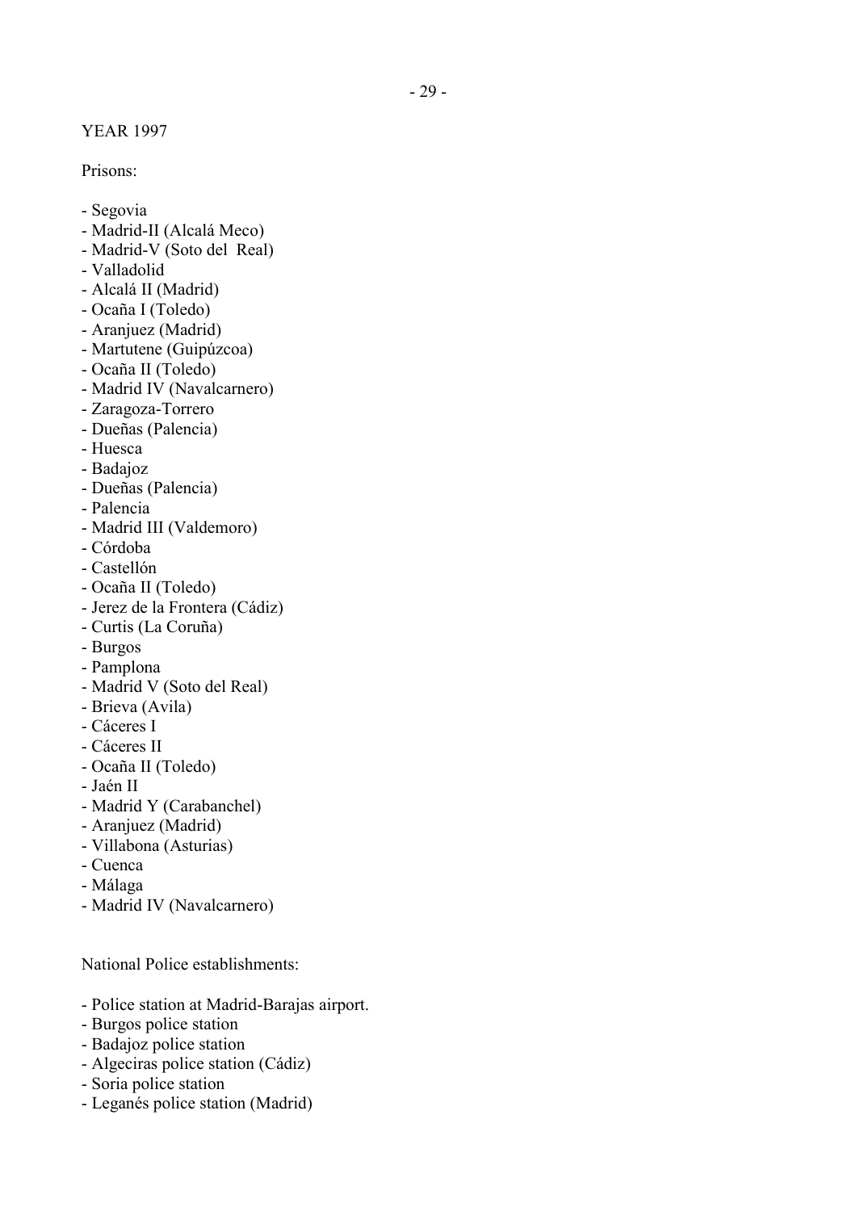YEAR 1997

Prisons:

- Segovia
- Madrid-II (Alcalá Meco)
- Madrid-V (Soto del Real)
- Valladolid
- Alcalá II (Madrid)
- Ocaña I (Toledo)
- Aranjuez (Madrid)
- Martutene (Guipúzcoa)
- Ocaña II (Toledo)
- Madrid IV (Navalcarnero)
- Zaragoza-Torrero
- Dueñas (Palencia)
- Huesca
- Badajoz
- Dueñas (Palencia)
- Palencia
- Madrid III (Valdemoro)
- Córdoba
- Castellón
- Ocaña II (Toledo)
- Jerez de la Frontera (Cádiz)
- Curtis (La Coruña)
- Burgos
- Pamplona
- Madrid V (Soto del Real)
- Brieva (Avila)
- Cáceres I
- Cáceres II
- Ocaña II (Toledo)
- Jaén II
- Madrid Y (Carabanchel)
- Aranjuez (Madrid)
- Villabona (Asturias)
- Cuenca
- Málaga
- Madrid IV (Navalcarnero)

National Police establishments:

- Police station at Madrid-Barajas airport.
- Burgos police station
- Badajoz police station
- Algeciras police station (Cádiz)
- Soria police station
- Leganés police station (Madrid)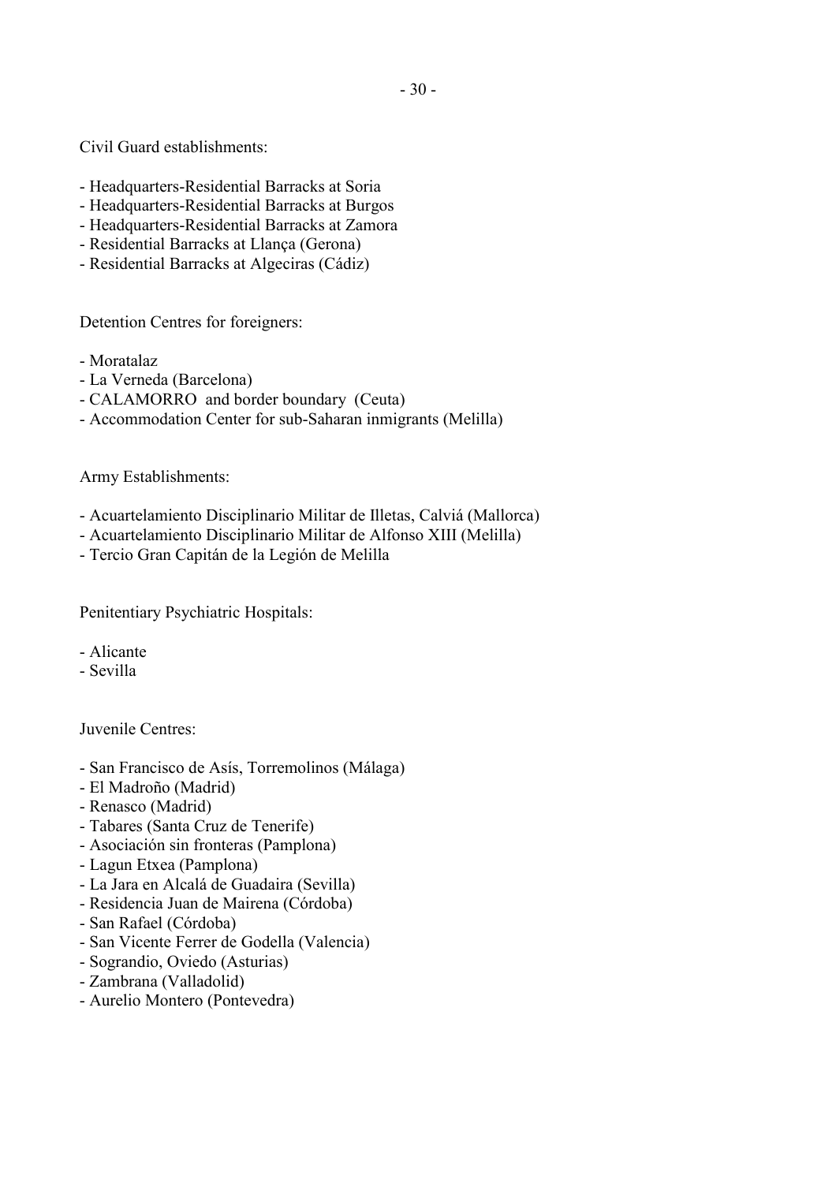Civil Guard establishments:

- Headquarters-Residential Barracks at Soria
- Headquarters-Residential Barracks at Burgos
- Headquarters-Residential Barracks at Zamora
- Residential Barracks at Llança (Gerona)
- Residential Barracks at Algeciras (Cádiz)

Detention Centres for foreigners:

- Moratalaz
- La Verneda (Barcelona)
- CALAMORRO and border boundary (Ceuta)
- Accommodation Center for sub-Saharan inmigrants (Melilla)

Army Establishments:

- Acuartelamiento Disciplinario Militar de Illetas, Calviá (Mallorca)
- Acuartelamiento Disciplinario Militar de Alfonso XIII (Melilla)
- Tercio Gran Capitán de la Legión de Melilla

Penitentiary Psychiatric Hospitals:

- Alicante
- Sevilla

Juvenile Centres:

- San Francisco de Asís, Torremolinos (Málaga)
- El Madroño (Madrid)
- Renasco (Madrid)
- Tabares (Santa Cruz de Tenerife)
- Asociación sin fronteras (Pamplona)
- Lagun Etxea (Pamplona)
- La Jara en Alcalá de Guadaira (Sevilla)
- Residencia Juan de Mairena (Córdoba)
- San Rafael (Córdoba)
- San Vicente Ferrer de Godella (Valencia)
- Sograndio, Oviedo (Asturias)
- Zambrana (Valladolid)
- Aurelio Montero (Pontevedra)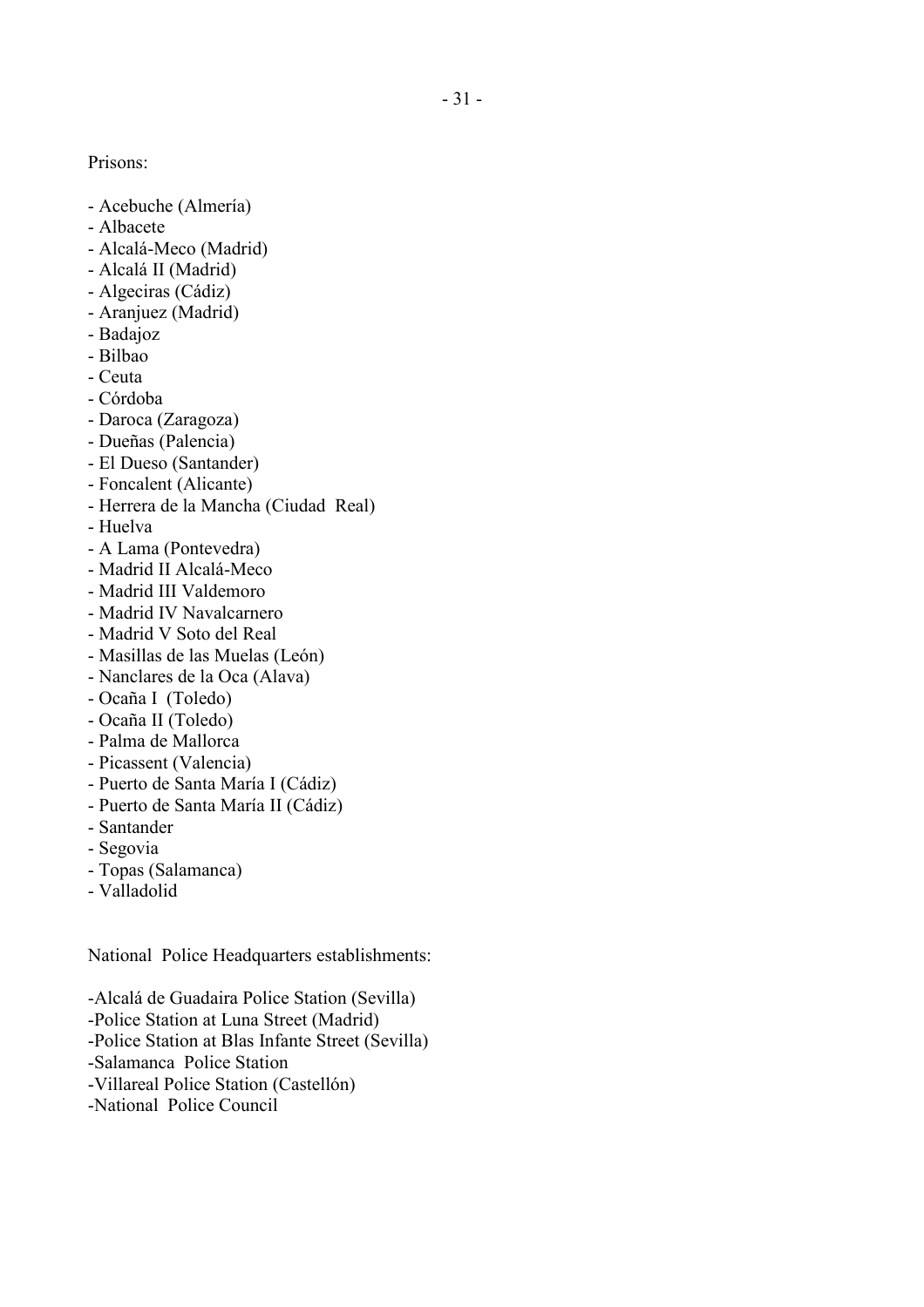Prisons:

- Acebuche (Almería)
- Albacete
- Alcalá-Meco (Madrid)
- Alcalá II (Madrid)
- Algeciras (Cádiz)
- Aranjuez (Madrid)
- Badajoz
- Bilbao
- Ceuta
- Córdoba
- Daroca (Zaragoza)
- Dueñas (Palencia)
- El Dueso (Santander)
- Foncalent (Alicante)
- Herrera de la Mancha (Ciudad Real)
- Huelva
- A Lama (Pontevedra)
- Madrid II Alcalá-Meco
- Madrid III Valdemoro
- Madrid IV Navalcarnero
- Madrid V Soto del Real
- Masillas de las Muelas (León)
- Nanclares de la Oca (Alava)
- Ocaña I (Toledo)
- Ocaña II (Toledo)
- Palma de Mallorca
- Picassent (Valencia)
- Puerto de Santa María I (Cádiz)
- Puerto de Santa María II (Cádiz)
- Santander
- Segovia
- Topas (Salamanca)
- Valladolid

National Police Headquarters establishments:

- Alcalá de Guadaira Police Station (Sevilla)
- Police Station at Luna Street (Madrid)
- Police Station at Blas Infante Street (Sevilla)
- Salamanca Police Station
- Villareal Police Station (Castellón)
- National Police Council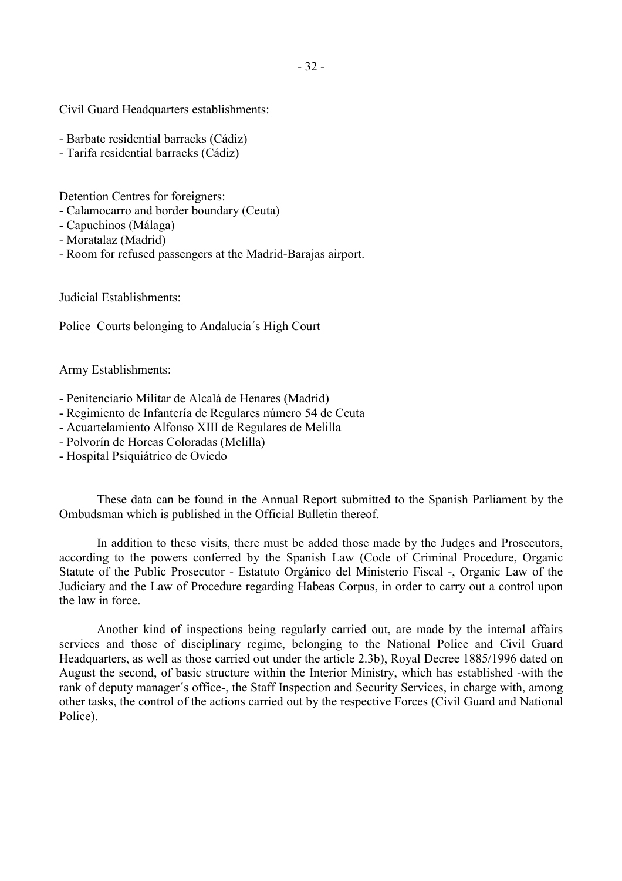Civil Guard Headquarters establishments:

- Barbate residential barracks (Cádiz)
- Tarifa residential barracks (Cádiz)

Detention Centres for foreigners:

- Calamocarro and border boundary (Ceuta)
- Capuchinos (Málaga)
- Moratalaz (Madrid)
- Room for refused passengers at the Madrid-Barajas airport.

Judicial Establishments:

Police Courts belonging to Andalucía´s High Court

Army Establishments:

- Penitenciario Militar de Alcalá de Henares (Madrid)
- Regimiento de Infantería de Regulares número 54 de Ceuta
- Acuartelamiento Alfonso XIII de Regulares de Melilla
- Polvorín de Horcas Coloradas (Melilla)
- Hospital Psiquiátrico de Oviedo

These data can be found in the Annual Report submitted to the Spanish Parliament by the Ombudsman which is published in the Official Bulletin thereof.

In addition to these visits, there must be added those made by the Judges and Prosecutors, according to the powers conferred by the Spanish Law (Code of Criminal Procedure, Organic Statute of the Public Prosecutor - Estatuto Orgánico del Ministerio Fiscal -, Organic Law of the Judiciary and the Law of Procedure regarding Habeas Corpus, in order to carry out a control upon the law in force.

Another kind of inspections being regularly carried out, are made by the internal affairs services and those of disciplinary regime, belonging to the National Police and Civil Guard Headquarters, as well as those carried out under the article 2.3b), Royal Decree 1885/1996 dated on August the second, of basic structure within the Interior Ministry, which has established -with the rank of deputy manager´s office-, the Staff Inspection and Security Services, in charge with, among other tasks, the control of the actions carried out by the respective Forces (Civil Guard and National Police).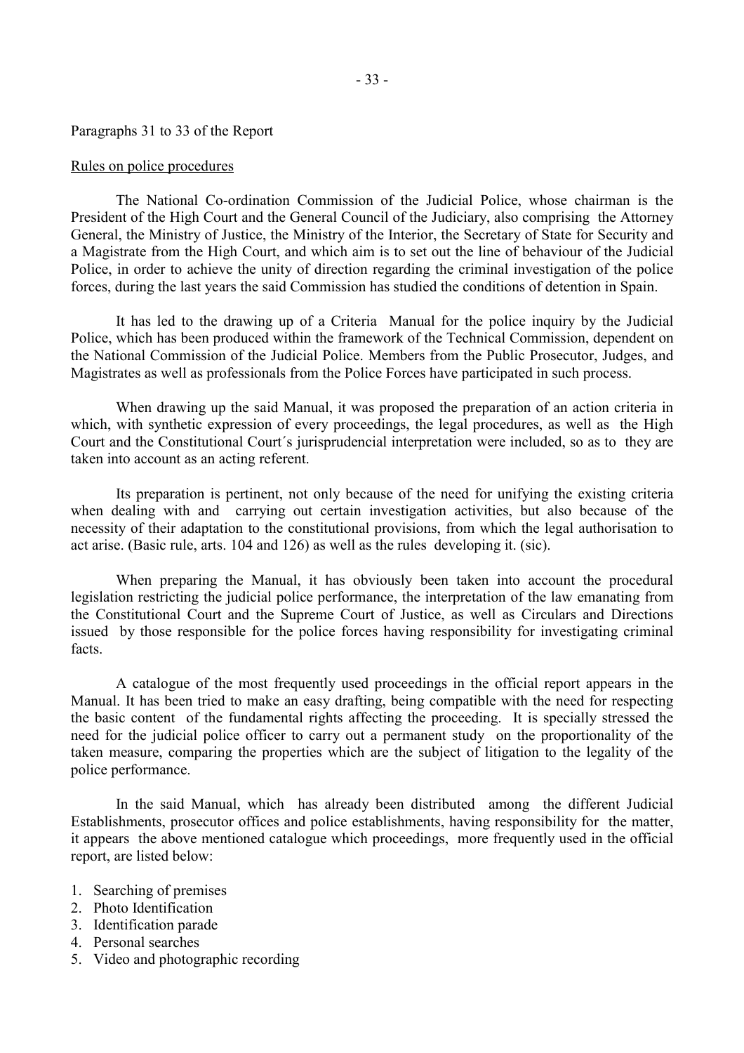Paragraphs 31 to 33 of the Report

Rules on police procedures

The National Co-ordination Commission of the Judicial Police, whose chairman is the President of the High Court and the General Council of the Judiciary, also comprising the Attorney General, the Ministry of Justice, the Ministry of the Interior, the Secretary of State for Security and a Magistrate from the High Court, and which aim is to set out the line of behaviour of the Judicial Police, in order to achieve the unity of direction regarding the criminal investigation of the police forces, during the last years the said Commission has studied the conditions of detention in Spain.

It has led to the drawing up of a Criteria Manual for the police inquiry by the Judicial Police, which has been produced within the framework of the Technical Commission, dependent on the National Commission of the Judicial Police. Members from the Public Prosecutor, Judges, and Magistrates as well as professionals from the Police Forces have participated in such process.

When drawing up the said Manual, it was proposed the preparation of an action criteria in which, with synthetic expression of every proceedings, the legal procedures, as well as the High Court and the Constitutional Court´s jurisprudencial interpretation were included, so as to they are taken into account as an acting referent.

Its preparation is pertinent, not only because of the need for unifying the existing criteria when dealing with and carrying out certain investigation activities, but also because of the necessity of their adaptation to the constitutional provisions, from which the legal authorisation to act arise. (Basic rule, arts. 104 and 126) as well as the rules developing it. (sic).

When preparing the Manual, it has obviously been taken into account the procedural legislation restricting the judicial police performance, the interpretation of the law emanating from the Constitutional Court and the Supreme Court of Justice, as well as Circulars and Directions issued by those responsible for the police forces having responsibility for investigating criminal facts.

A catalogue of the most frequently used proceedings in the official report appears in the Manual. It has been tried to make an easy drafting, being compatible with the need for respecting the basic content of the fundamental rights affecting the proceeding. It is specially stressed the need for the judicial police officer to carry out a permanent study on the proportionality of the taken measure, comparing the properties which are the subject of litigation to the legality of the police performance.

In the said Manual, which has already been distributed among the different Judicial Establishments, prosecutor offices and police establishments, having responsibility for the matter, it appears the above mentioned catalogue which proceedings, more frequently used in the official report, are listed below:

1. Searching of premises
2. Photo Identification
3. Identification parade
4. Personal searches
5. Video and photographic recording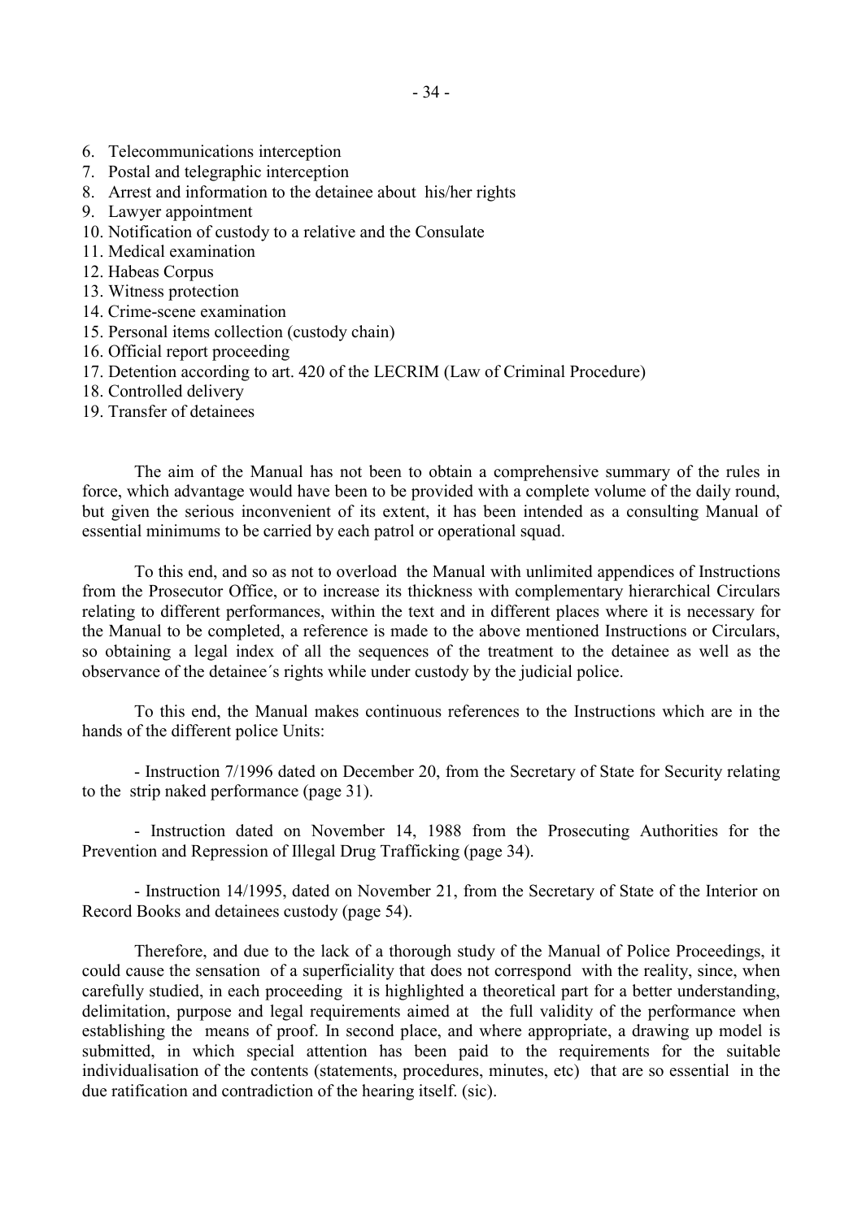6. Telecommunications interception
7. Postal and telegraphic interception
8. Arrest and information to the detainee about his/her rights
9. Lawyer appointment
10. Notification of custody to a relative and the Consulate
11. Medical examination
12. Habeas Corpus
13. Witness protection
14. Crime-scene examination
15. Personal items collection (custody chain)
16. Official report proceeding
17. Detention according to art. 420 of the LECRIM (Law of Criminal Procedure)
18. Controlled delivery
19. Transfer of detainees

The aim of the Manual has not been to obtain a comprehensive summary of the rules in force, which advantage would have been to be provided with a complete volume of the daily round, but given the serious inconvenient of its extent, it has been intended as a consulting Manual of essential minimums to be carried by each patrol or operational squad.

To this end, and so as not to overload the Manual with unlimited appendices of Instructions from the Prosecutor Office, or to increase its thickness with complementary hierarchical Circulars relating to different performances, within the text and in different places where it is necessary for the Manual to be completed, a reference is made to the above mentioned Instructions or Circulars, so obtaining a legal index of all the sequences of the treatment to the detainee as well as the observance of the detainee´s rights while under custody by the judicial police.

To this end, the Manual makes continuous references to the Instructions which are in the hands of the different police Units:

- Instruction 7/1996 dated on December 20, from the Secretary of State for Security relating to the strip naked performance (page 31).

- Instruction dated on November 14, 1988 from the Prosecuting Authorities for the Prevention and Repression of Illegal Drug Trafficking (page 34).

- Instruction 14/1995, dated on November 21, from the Secretary of State of the Interior on Record Books and detainees custody (page 54).

Therefore, and due to the lack of a thorough study of the Manual of Police Proceedings, it could cause the sensation of a superficiality that does not correspond with the reality, since, when carefully studied, in each proceeding it is highlighted a theoretical part for a better understanding, delimitation, purpose and legal requirements aimed at the full validity of the performance when establishing the means of proof. In second place, and where appropriate, a drawing up model is submitted, in which special attention has been paid to the requirements for the suitable individualisation of the contents (statements, procedures, minutes, etc) that are so essential in the due ratification and contradiction of the hearing itself. (sic).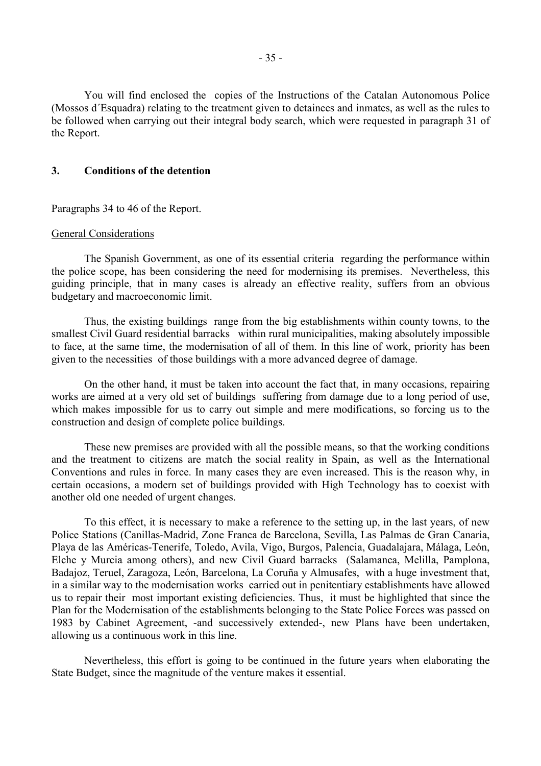You will find enclosed the copies of the Instructions of the Catalan Autonomous Police (Mossos d´Esquadra) relating to the treatment given to detainees and inmates, as well as the rules to be followed when carrying out their integral body search, which were requested in paragraph 31 of the Report.

## 3. Conditions of the detention

Paragraphs 34 to 46 of the Report.

General Considerations

The Spanish Government, as one of its essential criteria regarding the performance within the police scope, has been considering the need for modernising its premises. Nevertheless, this guiding principle, that in many cases is already an effective reality, suffers from an obvious budgetary and macroeconomic limit.

Thus, the existing buildings range from the big establishments within county towns, to the smallest Civil Guard residential barracks within rural municipalities, making absolutely impossible to face, at the same time, the modernisation of all of them. In this line of work, priority has been given to the necessities of those buildings with a more advanced degree of damage.

On the other hand, it must be taken into account the fact that, in many occasions, repairing works are aimed at a very old set of buildings suffering from damage due to a long period of use, which makes impossible for us to carry out simple and mere modifications, so forcing us to the construction and design of complete police buildings.

These new premises are provided with all the possible means, so that the working conditions and the treatment to citizens are match the social reality in Spain, as well as the International Conventions and rules in force. In many cases they are even increased. This is the reason why, in certain occasions, a modern set of buildings provided with High Technology has to coexist with another old one needed of urgent changes.

To this effect, it is necessary to make a reference to the setting up, in the last years, of new Police Stations (Canillas-Madrid, Zone Franca de Barcelona, Sevilla, Las Palmas de Gran Canaria, Playa de las Américas-Tenerife, Toledo, Avila, Vigo, Burgos, Palencia, Guadalajara, Málaga, León, Elche y Murcia among others), and new Civil Guard barracks (Salamanca, Melilla, Pamplona, Badajoz, Teruel, Zaragoza, León, Barcelona, La Coruña y Almusafes, with a huge investment that, in a similar way to the modernisation works carried out in penitentiary establishments have allowed us to repair their most important existing deficiencies. Thus, it must be highlighted that since the Plan for the Modernisation of the establishments belonging to the State Police Forces was passed on 1983 by Cabinet Agreement, -and successively extended-, new Plans have been undertaken, allowing us a continuous work in this line.

Nevertheless, this effort is going to be continued in the future years when elaborating the State Budget, since the magnitude of the venture makes it essential.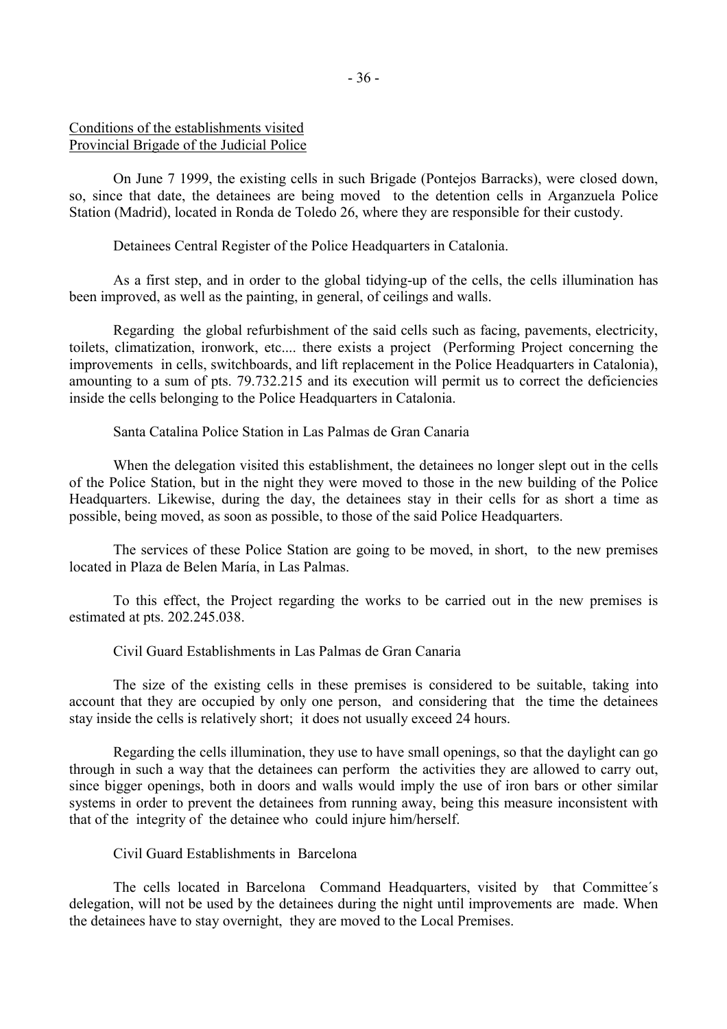Conditions of the establishments visited
Provincial Brigade of the Judicial Police

On June 7 1999, the existing cells in such Brigade (Pontejos Barracks), were closed down, so, since that date, the detainees are being moved to the detention cells in Arganzuela Police Station (Madrid), located in Ronda de Toledo 26, where they are responsible for their custody.

Detainees Central Register of the Police Headquarters in Catalonia.

As a first step, and in order to the global tidying-up of the cells, the cells illumination has been improved, as well as the painting, in general, of ceilings and walls.

Regarding the global refurbishment of the said cells such as facing, pavements, electricity, toilets, climatization, ironwork, etc.... there exists a project (Performing Project concerning the improvements in cells, switchboards, and lift replacement in the Police Headquarters in Catalonia), amounting to a sum of pts. 79.732.215 and its execution will permit us to correct the deficiencies inside the cells belonging to the Police Headquarters in Catalonia.

Santa Catalina Police Station in Las Palmas de Gran Canaria

When the delegation visited this establishment, the detainees no longer slept out in the cells of the Police Station, but in the night they were moved to those in the new building of the Police Headquarters. Likewise, during the day, the detainees stay in their cells for as short a time as possible, being moved, as soon as possible, to those of the said Police Headquarters.

The services of these Police Station are going to be moved, in short, to the new premises located in Plaza de Belen María, in Las Palmas.

To this effect, the Project regarding the works to be carried out in the new premises is estimated at pts. 202.245.038.

Civil Guard Establishments in Las Palmas de Gran Canaria

The size of the existing cells in these premises is considered to be suitable, taking into account that they are occupied by only one person, and considering that the time the detainees stay inside the cells is relatively short; it does not usually exceed 24 hours.

Regarding the cells illumination, they use to have small openings, so that the daylight can go through in such a way that the detainees can perform the activities they are allowed to carry out, since bigger openings, both in doors and walls would imply the use of iron bars or other similar systems in order to prevent the detainees from running away, being this measure inconsistent with that of the integrity of the detainee who could injure him/herself.

Civil Guard Establishments in Barcelona

The cells located in Barcelona Command Headquarters, visited by that Committee´s delegation, will not be used by the detainees during the night until improvements are made. When the detainees have to stay overnight, they are moved to the Local Premises.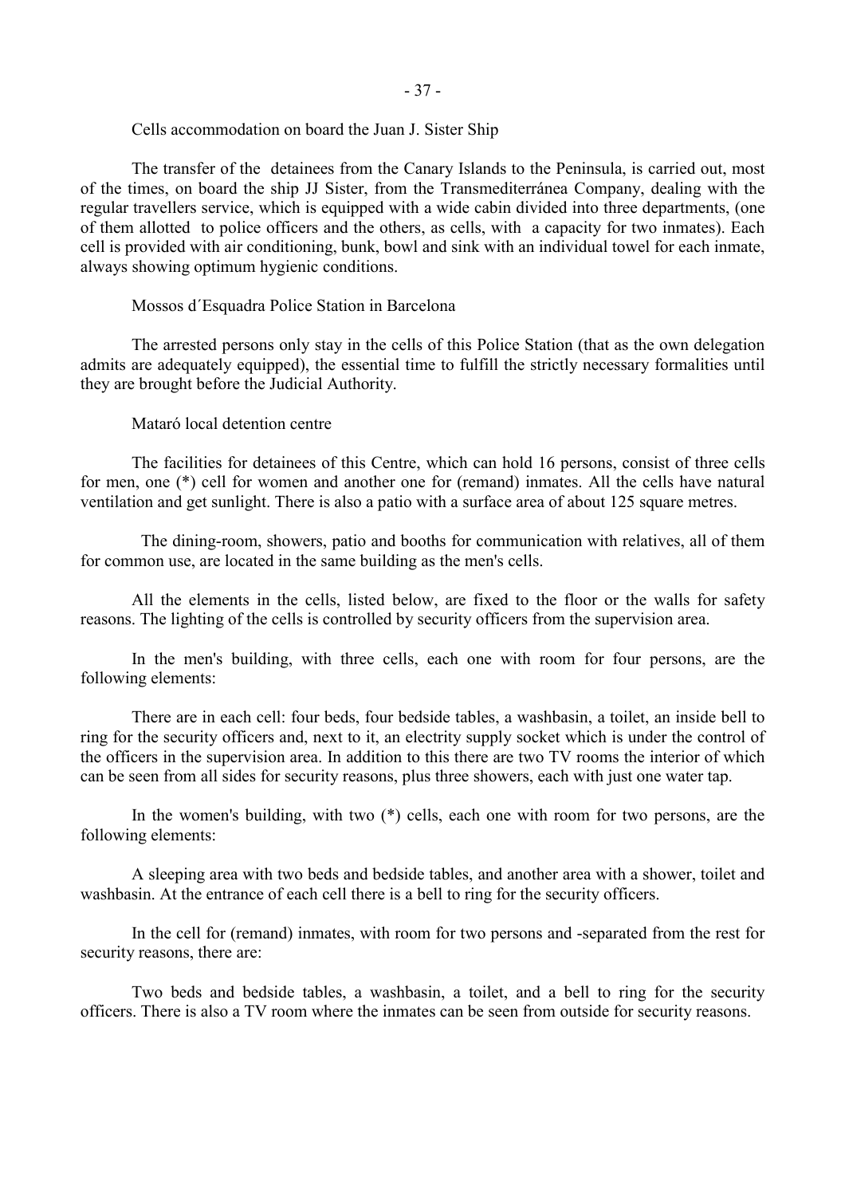Cells accommodation on board the Juan J. Sister Ship

The transfer of the detainees from the Canary Islands to the Peninsula, is carried out, most of the times, on board the ship JJ Sister, from the Transmediterránea Company, dealing with the regular travellers service, which is equipped with a wide cabin divided into three departments, (one of them allotted to police officers and the others, as cells, with a capacity for two inmates). Each cell is provided with air conditioning, bunk, bowl and sink with an individual towel for each inmate, always showing optimum hygienic conditions.

Mossos d´Esquadra Police Station in Barcelona

The arrested persons only stay in the cells of this Police Station (that as the own delegation admits are adequately equipped), the essential time to fulfill the strictly necessary formalities until they are brought before the Judicial Authority.

Mataró local detention centre

The facilities for detainees of this Centre, which can hold 16 persons, consist of three cells for men, one (*) cell for women and another one for (remand) inmates. All the cells have natural ventilation and get sunlight. There is also a patio with a surface area of about 125 square metres.

The dining-room, showers, patio and booths for communication with relatives, all of them for common use, are located in the same building as the men's cells.

All the elements in the cells, listed below, are fixed to the floor or the walls for safety reasons. The lighting of the cells is controlled by security officers from the supervision area.

In the men's building, with three cells, each one with room for four persons, are the following elements:

There are in each cell: four beds, four bedside tables, a washbasin, a toilet, an inside bell to ring for the security officers and, next to it, an electrity supply socket which is under the control of the officers in the supervision area. In addition to this there are two TV rooms the interior of which can be seen from all sides for security reasons, plus three showers, each with just one water tap.

In the women's building, with two (*) cells, each one with room for two persons, are the following elements:

A sleeping area with two beds and bedside tables, and another area with a shower, toilet and washbasin. At the entrance of each cell there is a bell to ring for the security officers.

In the cell for (remand) inmates, with room for two persons and -separated from the rest for security reasons, there are:

Two beds and bedside tables, a washbasin, a toilet, and a bell to ring for the security officers. There is also a TV room where the inmates can be seen from outside for security reasons.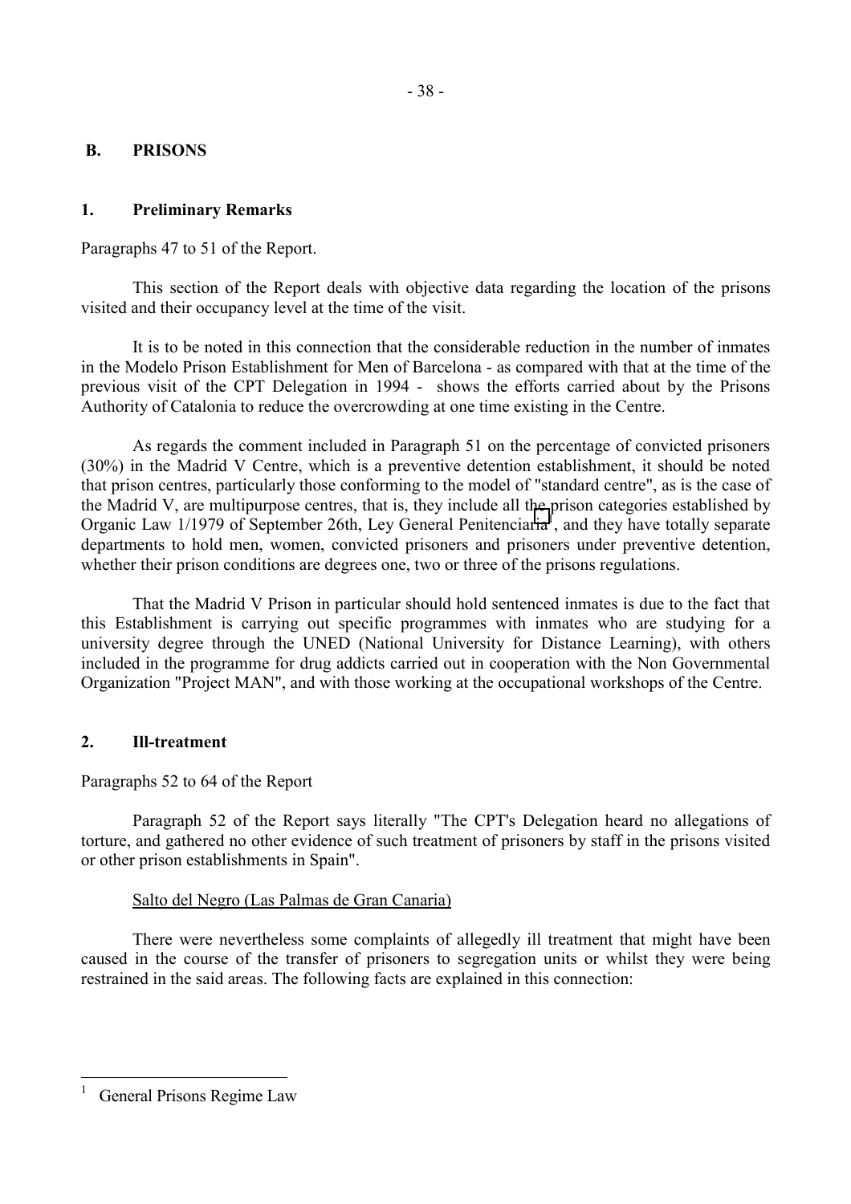## B. PRISONS

### 1. Preliminary Remarks

Paragraphs 47 to 51 of the Report.

This section of the Report deals with objective data regarding the location of the prisons visited and their occupancy level at the time of the visit.

It is to be noted in this connection that the considerable reduction in the number of inmates in the Modelo Prison Establishment for Men of Barcelona - as compared with that at the time of the previous visit of the CPT Delegation in 1994 - shows the efforts carried about by the Prisons Authority of Catalonia to reduce the overcrowding at one time existing in the Centre.

As regards the comment included in Paragraph 51 on the percentage of convicted prisoners (30%) in the Madrid V Centre, which is a preventive detention establishment, it should be noted that prison centres, particularly those conforming to the model of "standard centre", as is the case of the Madrid V, are multipurpose centres, that is, they include all the prison categories established by Organic Law 1/1979 of September 26th, Ley General Penitenciaria[1], and they have totally separate departments to hold men, women, convicted prisoners and prisoners under preventive detention, whether their prison conditions are degrees one, two or three of the prisons regulations.

That the Madrid V Prison in particular should hold sentenced inmates is due to the fact that this Establishment is carrying out specific programmes with inmates who are studying for a university degree through the UNED (National University for Distance Learning), with others included in the programme for drug addicts carried out in cooperation with the Non Governmental Organization "Project MAN", and with those working at the occupational workshops of the Centre.

### 2. Ill-treatment

Paragraphs 52 to 64 of the Report

Paragraph 52 of the Report says literally "The CPT's Delegation heard no allegations of torture, and gathered no other evidence of such treatment of prisoners by staff in the prisons visited or other prison establishments in Spain".

Salto del Negro (Las Palmas de Gran Canaria)

There were nevertheless some complaints of allegedly ill treatment that might have been caused in the course of the transfer of prisoners to segregation units or whilst they were being restrained in the said areas. The following facts are explained in this connection:

---

[1] General Prisons Regime Law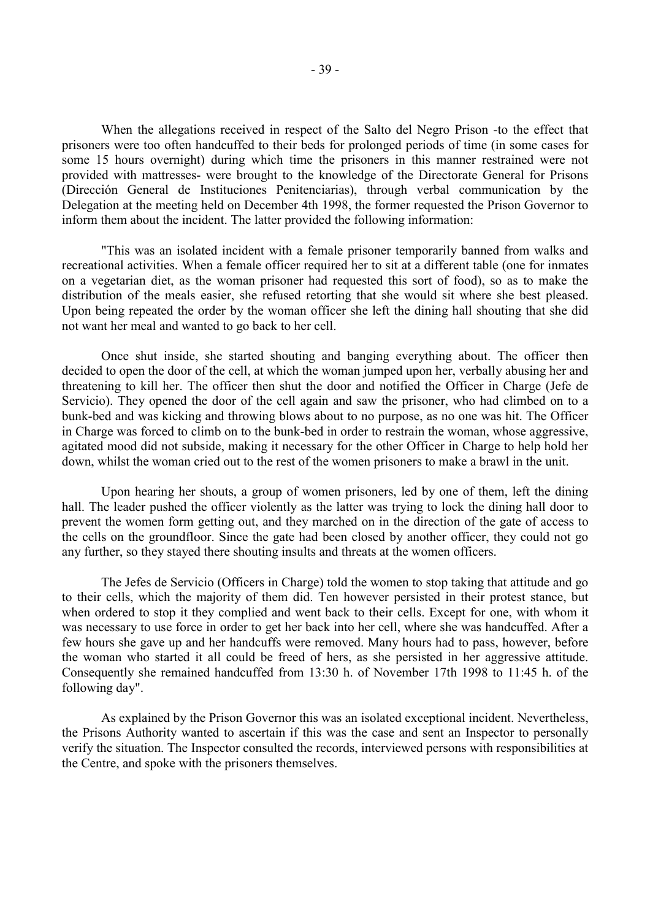When the allegations received in respect of the Salto del Negro Prison -to the effect that prisoners were too often handcuffed to their beds for prolonged periods of time (in some cases for some 15 hours overnight) during which time the prisoners in this manner restrained were not provided with mattresses- were brought to the knowledge of the Directorate General for Prisons (Dirección General de Instituciones Penitenciarias), through verbal communication by the Delegation at the meeting held on December 4th 1998, the former requested the Prison Governor to inform them about the incident. The latter provided the following information:

"This was an isolated incident with a female prisoner temporarily banned from walks and recreational activities. When a female officer required her to sit at a different table (one for inmates on a vegetarian diet, as the woman prisoner had requested this sort of food), so as to make the distribution of the meals easier, she refused retorting that she would sit where she best pleased. Upon being repeated the order by the woman officer she left the dining hall shouting that she did not want her meal and wanted to go back to her cell.

Once shut inside, she started shouting and banging everything about. The officer then decided to open the door of the cell, at which the woman jumped upon her, verbally abusing her and threatening to kill her. The officer then shut the door and notified the Officer in Charge (Jefe de Servicio). They opened the door of the cell again and saw the prisoner, who had climbed on to a bunk-bed and was kicking and throwing blows about to no purpose, as no one was hit. The Officer in Charge was forced to climb on to the bunk-bed in order to restrain the woman, whose aggressive, agitated mood did not subside, making it necessary for the other Officer in Charge to help hold her down, whilst the woman cried out to the rest of the women prisoners to make a brawl in the unit.

Upon hearing her shouts, a group of women prisoners, led by one of them, left the dining hall. The leader pushed the officer violently as the latter was trying to lock the dining hall door to prevent the women form getting out, and they marched on in the direction of the gate of access to the cells on the groundfloor. Since the gate had been closed by another officer, they could not go any further, so they stayed there shouting insults and threats at the women officers.

The Jefes de Servicio (Officers in Charge) told the women to stop taking that attitude and go to their cells, which the majority of them did. Ten however persisted in their protest stance, but when ordered to stop it they complied and went back to their cells. Except for one, with whom it was necessary to use force in order to get her back into her cell, where she was handcuffed. After a few hours she gave up and her handcuffs were removed. Many hours had to pass, however, before the woman who started it all could be freed of hers, as she persisted in her aggressive attitude. Consequently she remained handcuffed from 13:30 h. of November 17th 1998 to 11:45 h. of the following day".

As explained by the Prison Governor this was an isolated exceptional incident. Nevertheless, the Prisons Authority wanted to ascertain if this was the case and sent an Inspector to personally verify the situation. The Inspector consulted the records, interviewed persons with responsibilities at the Centre, and spoke with the prisoners themselves.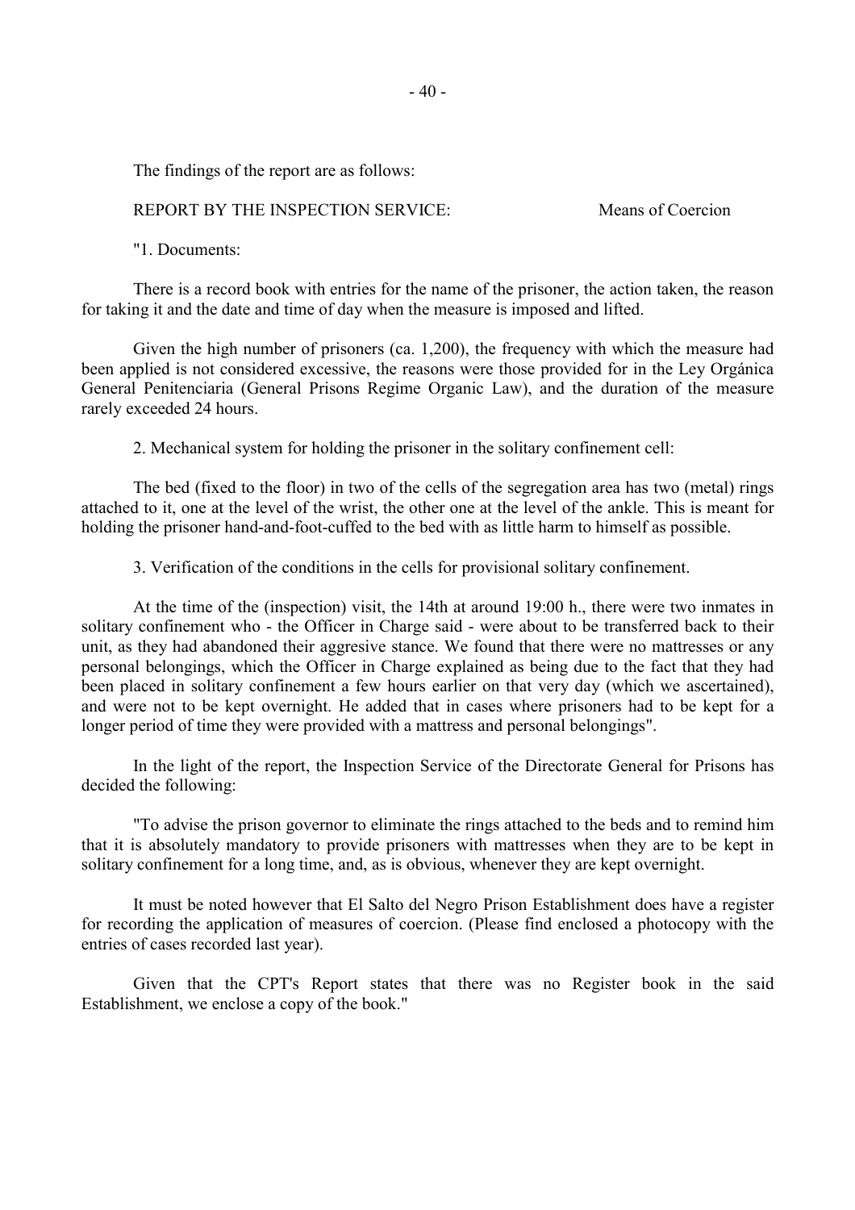The findings of the report are as follows:

REPORT BY THE INSPECTION SERVICE: Means of Coercion

"1. Documents:

There is a record book with entries for the name of the prisoner, the action taken, the reason for taking it and the date and time of day when the measure is imposed and lifted.

Given the high number of prisoners (ca. 1,200), the frequency with which the measure had been applied is not considered excessive, the reasons were those provided for in the Ley Orgánica General Penitenciaria (General Prisons Regime Organic Law), and the duration of the measure rarely exceeded 24 hours.

2. Mechanical system for holding the prisoner in the solitary confinement cell:

The bed (fixed to the floor) in two of the cells of the segregation area has two (metal) rings attached to it, one at the level of the wrist, the other one at the level of the ankle. This is meant for holding the prisoner hand-and-foot-cuffed to the bed with as little harm to himself as possible.

3. Verification of the conditions in the cells for provisional solitary confinement.

At the time of the (inspection) visit, the 14th at around 19:00 h., there were two inmates in solitary confinement who - the Officer in Charge said - were about to be transferred back to their unit, as they had abandoned their aggresive stance. We found that there were no mattresses or any personal belongings, which the Officer in Charge explained as being due to the fact that they had been placed in solitary confinement a few hours earlier on that very day (which we ascertained), and were not to be kept overnight. He added that in cases where prisoners had to be kept for a longer period of time they were provided with a mattress and personal belongings".

In the light of the report, the Inspection Service of the Directorate General for Prisons has decided the following:

"To advise the prison governor to eliminate the rings attached to the beds and to remind him that it is absolutely mandatory to provide prisoners with mattresses when they are to be kept in solitary confinement for a long time, and, as is obvious, whenever they are kept overnight.

It must be noted however that El Salto del Negro Prison Establishment does have a register for recording the application of measures of coercion. (Please find enclosed a photocopy with the entries of cases recorded last year).

Given that the CPT's Report states that there was no Register book in the said Establishment, we enclose a copy of the book."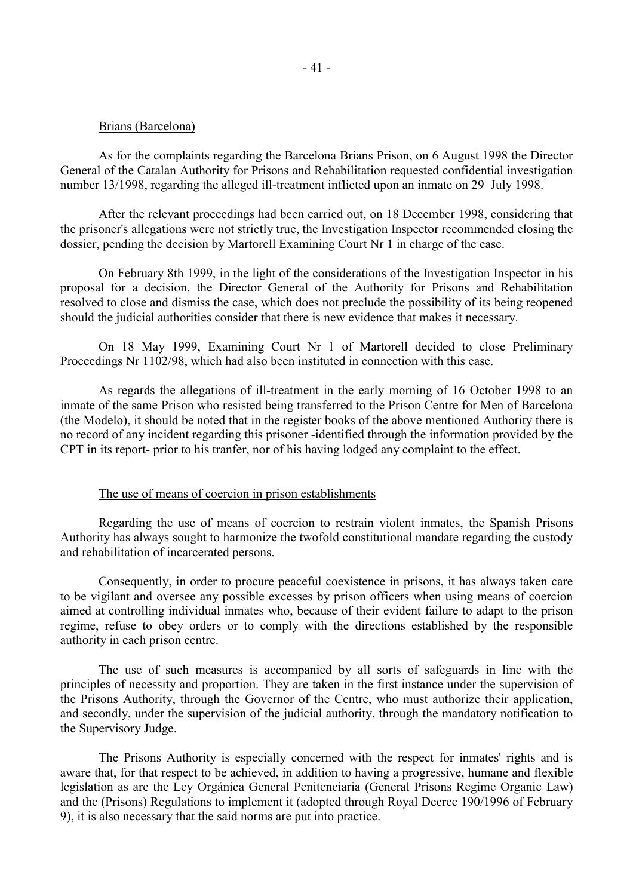Brians (Barcelona)

As for the complaints regarding the Barcelona Brians Prison, on 6 August 1998 the Director General of the Catalan Authority for Prisons and Rehabilitation requested confidential investigation number 13/1998, regarding the alleged ill-treatment inflicted upon an inmate on 29 July 1998.

After the relevant proceedings had been carried out, on 18 December 1998, considering that the prisoner's allegations were not strictly true, the Investigation Inspector recommended closing the dossier, pending the decision by Martorell Examining Court Nr 1 in charge of the case.

On February 8th 1999, in the light of the considerations of the Investigation Inspector in his proposal for a decision, the Director General of the Authority for Prisons and Rehabilitation resolved to close and dismiss the case, which does not preclude the possibility of its being reopened should the judicial authorities consider that there is new evidence that makes it necessary.

On 18 May 1999, Examining Court Nr 1 of Martorell decided to close Preliminary Proceedings Nr 1102/98, which had also been instituted in connection with this case.

As regards the allegations of ill-treatment in the early morning of 16 October 1998 to an inmate of the same Prison who resisted being transferred to the Prison Centre for Men of Barcelona (the Modelo), it should be noted that in the register books of the above mentioned Authority there is no record of any incident regarding this prisoner -identified through the information provided by the CPT in its report- prior to his tranfer, nor of his having lodged any complaint to the effect.

The use of means of coercion in prison establishments

Regarding the use of means of coercion to restrain violent inmates, the Spanish Prisons Authority has always sought to harmonize the twofold constitutional mandate regarding the custody and rehabilitation of incarcerated persons.

Consequently, in order to procure peaceful coexistence in prisons, it has always taken care to be vigilant and oversee any possible excesses by prison officers when using means of coercion aimed at controlling individual inmates who, because of their evident failure to adapt to the prison regime, refuse to obey orders or to comply with the directions established by the responsible authority in each prison centre.

The use of such measures is accompanied by all sorts of safeguards in line with the principles of necessity and proportion. They are taken in the first instance under the supervision of the Prisons Authority, through the Governor of the Centre, who must authorize their application, and secondly, under the supervision of the judicial authority, through the mandatory notification to the Supervisory Judge.

The Prisons Authority is especially concerned with the respect for inmates' rights and is aware that, for that respect to be achieved, in addition to having a progressive, humane and flexible legislation as are the Ley Orgánica General Penitenciaria (General Prisons Regime Organic Law) and the (Prisons) Regulations to implement it (adopted through Royal Decree 190/1996 of February 9), it is also necessary that the said norms are put into practice.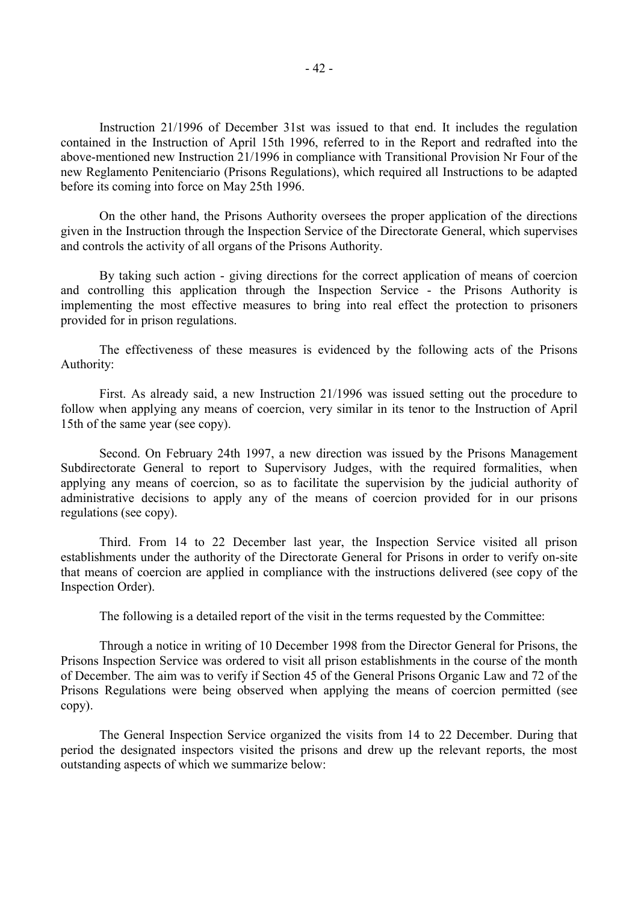Instruction 21/1996 of December 31st was issued to that end. It includes the regulation contained in the Instruction of April 15th 1996, referred to in the Report and redrafted into the above-mentioned new Instruction 21/1996 in compliance with Transitional Provision Nr Four of the new Reglamento Penitenciario (Prisons Regulations), which required all Instructions to be adapted before its coming into force on May 25th 1996.

On the other hand, the Prisons Authority oversees the proper application of the directions given in the Instruction through the Inspection Service of the Directorate General, which supervises and controls the activity of all organs of the Prisons Authority.

By taking such action - giving directions for the correct application of means of coercion and controlling this application through the Inspection Service - the Prisons Authority is implementing the most effective measures to bring into real effect the protection to prisoners provided for in prison regulations.

The effectiveness of these measures is evidenced by the following acts of the Prisons Authority:

First. As already said, a new Instruction 21/1996 was issued setting out the procedure to follow when applying any means of coercion, very similar in its tenor to the Instruction of April 15th of the same year (see copy).

Second. On February 24th 1997, a new direction was issued by the Prisons Management Subdirectorate General to report to Supervisory Judges, with the required formalities, when applying any means of coercion, so as to facilitate the supervision by the judicial authority of administrative decisions to apply any of the means of coercion provided for in our prisons regulations (see copy).

Third. From 14 to 22 December last year, the Inspection Service visited all prison establishments under the authority of the Directorate General for Prisons in order to verify on-site that means of coercion are applied in compliance with the instructions delivered (see copy of the Inspection Order).

The following is a detailed report of the visit in the terms requested by the Committee:

Through a notice in writing of 10 December 1998 from the Director General for Prisons, the Prisons Inspection Service was ordered to visit all prison establishments in the course of the month of December. The aim was to verify if Section 45 of the General Prisons Organic Law and 72 of the Prisons Regulations were being observed when applying the means of coercion permitted (see copy).

The General Inspection Service organized the visits from 14 to 22 December. During that period the designated inspectors visited the prisons and drew up the relevant reports, the most outstanding aspects of which we summarize below: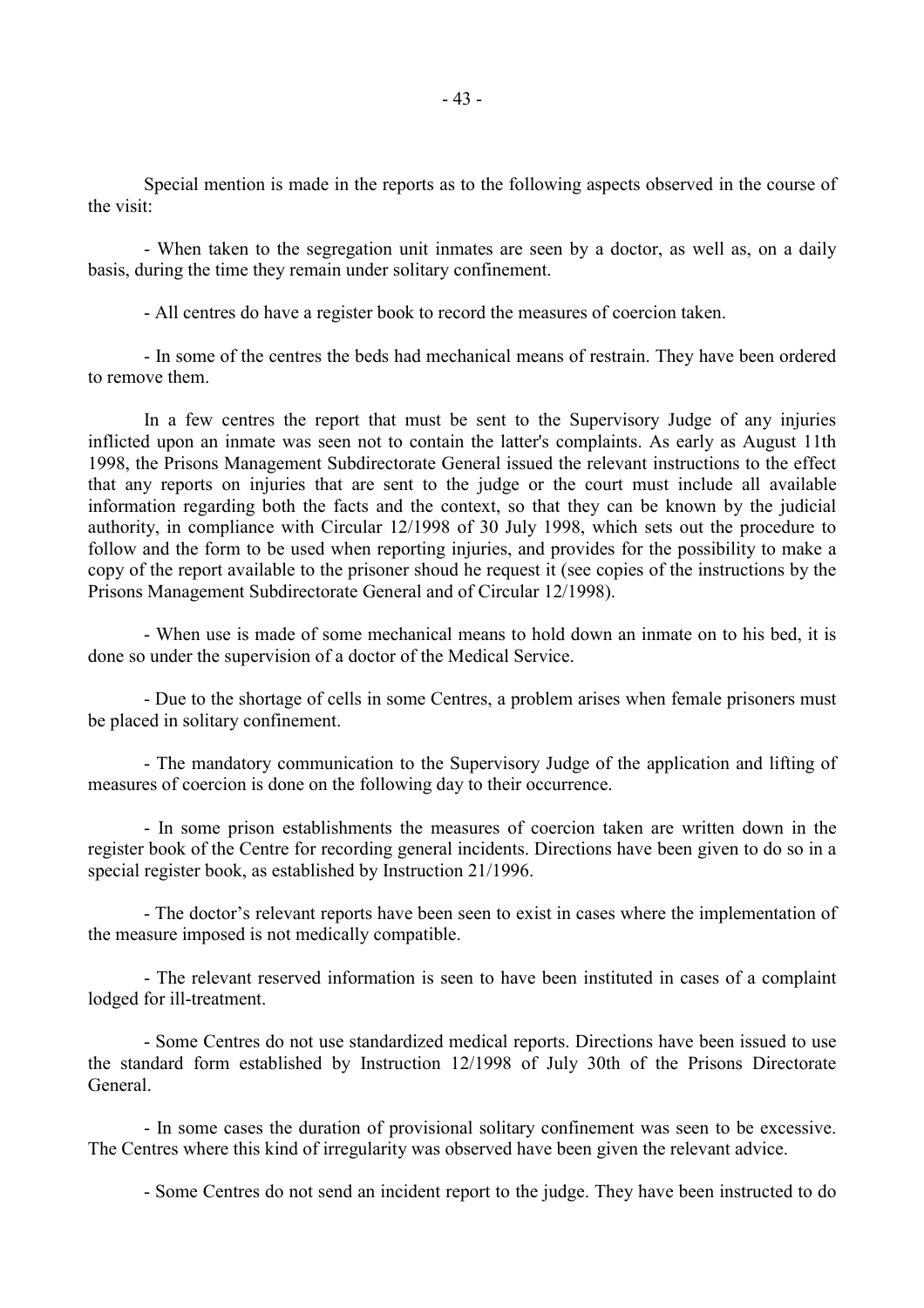Special mention is made in the reports as to the following aspects observed in the course of the visit:

- When taken to the segregation unit inmates are seen by a doctor, as well as, on a daily basis, during the time they remain under solitary confinement.

- All centres do have a register book to record the measures of coercion taken.

- In some of the centres the beds had mechanical means of restrain. They have been ordered to remove them.

In a few centres the report that must be sent to the Supervisory Judge of any injuries inflicted upon an inmate was seen not to contain the latter's complaints. As early as August 11th 1998, the Prisons Management Subdirectorate General issued the relevant instructions to the effect that any reports on injuries that are sent to the judge or the court must include all available information regarding both the facts and the context, so that they can be known by the judicial authority, in compliance with Circular 12/1998 of 30 July 1998, which sets out the procedure to follow and the form to be used when reporting injuries, and provides for the possibility to make a copy of the report available to the prisoner shoud he request it (see copies of the instructions by the Prisons Management Subdirectorate General and of Circular 12/1998).

- When use is made of some mechanical means to hold down an inmate on to his bed, it is done so under the supervision of a doctor of the Medical Service.

- Due to the shortage of cells in some Centres, a problem arises when female prisoners must be placed in solitary confinement.

- The mandatory communication to the Supervisory Judge of the application and lifting of measures of coercion is done on the following day to their occurrence.

- In some prison establishments the measures of coercion taken are written down in the register book of the Centre for recording general incidents. Directions have been given to do so in a special register book, as established by Instruction 21/1996.

- The doctor's relevant reports have been seen to exist in cases where the implementation of the measure imposed is not medically compatible.

- The relevant reserved information is seen to have been instituted in cases of a complaint lodged for ill-treatment.

- Some Centres do not use standardized medical reports. Directions have been issued to use the standard form established by Instruction 12/1998 of July 30th of the Prisons Directorate General.

- In some cases the duration of provisional solitary confinement was seen to be excessive. The Centres where this kind of irregularity was observed have been given the relevant advice.

- Some Centres do not send an incident report to the judge. They have been instructed to do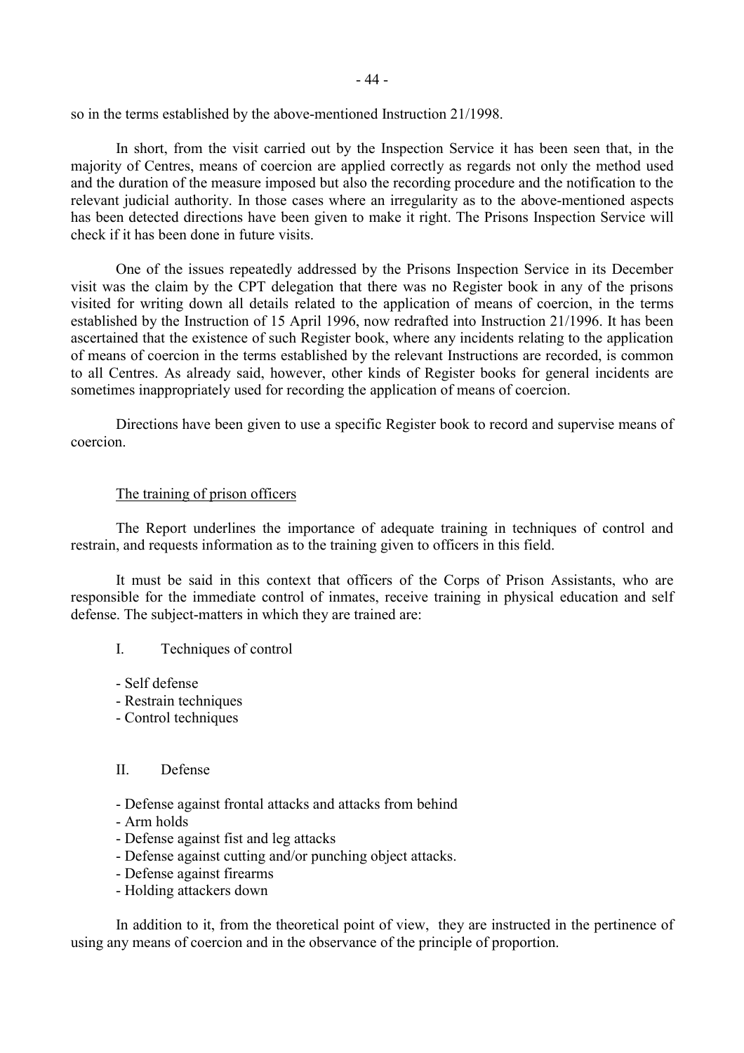so in the terms established by the above-mentioned Instruction 21/1998.

In short, from the visit carried out by the Inspection Service it has been seen that, in the majority of Centres, means of coercion are applied correctly as regards not only the method used and the duration of the measure imposed but also the recording procedure and the notification to the relevant judicial authority. In those cases where an irregularity as to the above-mentioned aspects has been detected directions have been given to make it right. The Prisons Inspection Service will check if it has been done in future visits.

One of the issues repeatedly addressed by the Prisons Inspection Service in its December visit was the claim by the CPT delegation that there was no Register book in any of the prisons visited for writing down all details related to the application of means of coercion, in the terms established by the Instruction of 15 April 1996, now redrafted into Instruction 21/1996. It has been ascertained that the existence of such Register book, where any incidents relating to the application of means of coercion in the terms established by the relevant Instructions are recorded, is common to all Centres. As already said, however, other kinds of Register books for general incidents are sometimes inappropriately used for recording the application of means of coercion.

Directions have been given to use a specific Register book to record and supervise means of coercion.

## The training of prison officers

The Report underlines the importance of adequate training in techniques of control and restrain, and requests information as to the training given to officers in this field.

It must be said in this context that officers of the Corps of Prison Assistants, who are responsible for the immediate control of inmates, receive training in physical education and self defense. The subject-matters in which they are trained are:

I. Techniques of control

- Self defense
- Restrain techniques
- Control techniques

II. Defense

- Defense against frontal attacks and attacks from behind
- Arm holds
- Defense against fist and leg attacks
- Defense against cutting and/or punching object attacks.
- Defense against firearms
- Holding attackers down

In addition to it, from the theoretical point of view, they are instructed in the pertinence of using any means of coercion and in the observance of the principle of proportion.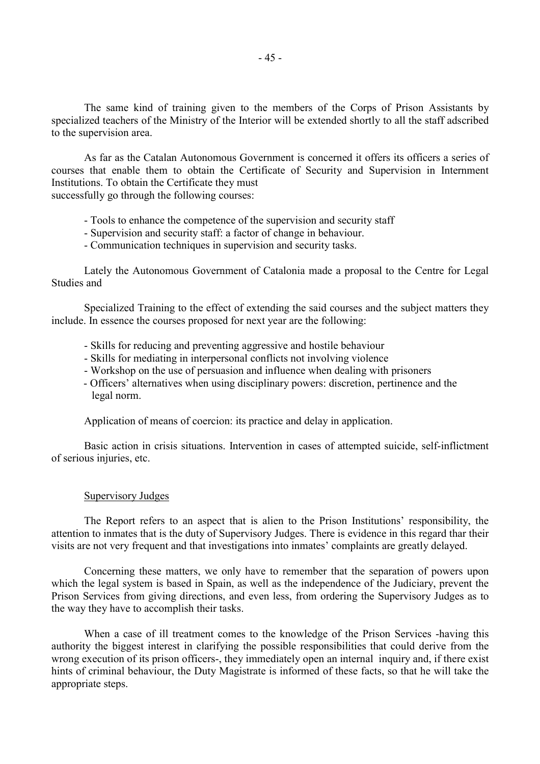The same kind of training given to the members of the Corps of Prison Assistants by specialized teachers of the Ministry of the Interior will be extended shortly to all the staff adscribed to the supervision area.

As far as the Catalan Autonomous Government is concerned it offers its officers a series of courses that enable them to obtain the Certificate of Security and Supervision in Internment Institutions. To obtain the Certificate they must successfully go through the following courses:

- Tools to enhance the competence of the supervision and security staff
- Supervision and security staff: a factor of change in behaviour.
- Communication techniques in supervision and security tasks.

Lately the Autonomous Government of Catalonia made a proposal to the Centre for Legal Studies and

Specialized Training to the effect of extending the said courses and the subject matters they include. In essence the courses proposed for next year are the following:

- Skills for reducing and preventing aggressive and hostile behaviour
- Skills for mediating in interpersonal conflicts not involving violence
- Workshop on the use of persuasion and influence when dealing with prisoners
- Officers' alternatives when using disciplinary powers: discretion, pertinence and the legal norm.

Application of means of coercion: its practice and delay in application.

Basic action in crisis situations. Intervention in cases of attempted suicide, self-inflictment of serious injuries, etc.

Supervisory Judges

The Report refers to an aspect that is alien to the Prison Institutions' responsibility, the attention to inmates that is the duty of Supervisory Judges. There is evidence in this regard thar their visits are not very frequent and that investigations into inmates' complaints are greatly delayed.

Concerning these matters, we only have to remember that the separation of powers upon which the legal system is based in Spain, as well as the independence of the Judiciary, prevent the Prison Services from giving directions, and even less, from ordering the Supervisory Judges as to the way they have to accomplish their tasks.

When a case of ill treatment comes to the knowledge of the Prison Services -having this authority the biggest interest in clarifying the possible responsibilities that could derive from the wrong execution of its prison officers-, they immediately open an internal inquiry and, if there exist hints of criminal behaviour, the Duty Magistrate is informed of these facts, so that he will take the appropriate steps.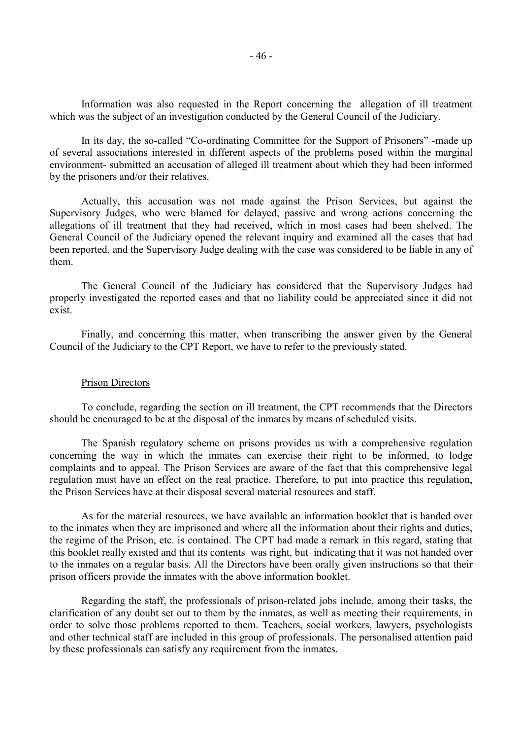Information was also requested in the Report concerning the  allegation of ill treatment which was the subject of an investigation conducted by the General Council of the Judiciary.

In its day, the so-called "Co-ordinating Committee for the Support of Prisoners" -made up of several associations interested in different aspects of the problems posed within the marginal environment- submitted an accusation of alleged ill treatment about which they had been informed by the prisoners and/or their relatives.

Actually, this accusation was not made against the Prison Services, but against the Supervisory Judges, who were blamed for delayed, passive and wrong actions concerning the allegations of ill treatment that they had received, which in most cases had been shelved. The General Council of the Judiciary opened the relevant inquiry and examined all the cases that had been reported, and the Supervisory Judge dealing with the case was considered to be liable in any of them.

The General Council of the Judiciary has considered that the Supervisory Judges had properly investigated the reported cases and that no liability could be appreciated since it did not exist.

Finally, and concerning this matter, when transcribing the answer given by the General Council of the Judiciary to the CPT Report, we have to refer to the previously stated.

Prison Directors

To conclude, regarding the section on ill treatment, the CPT recommends that the Directors should be encouraged to be at the disposal of the inmates by means of scheduled visits.

The Spanish regulatory scheme on prisons provides us with a comprehensive regulation concerning the way in which the inmates can exercise their right to be informed, to lodge complaints and to appeal. The Prison Services are aware of the fact that this comprehensive legal regulation must have an effect on the real practice. Therefore, to put into practice this regulation, the Prison Services have at their disposal several material resources and staff.

As for the material resources, we have available an information booklet that is handed over to the inmates when they are imprisoned and where all the information about their rights and duties, the regime of the Prison, etc. is contained. The CPT had made a remark in this regard, stating that this booklet really existed and that its contents  was right, but  indicating that it was not handed over to the inmates on a regular basis. All the Directors have been orally given instructions so that their prison officers provide the inmates with the above information booklet.

Regarding the staff, the professionals of prison-related jobs include, among their tasks, the clarification of any doubt set out to them by the inmates, as well as meeting their requirements, in order to solve those problems reported to them. Teachers, social workers, lawyers, psychologists and other technical staff are included in this group of professionals. The personalised attention paid by these professionals can satisfy any requirement from the inmates.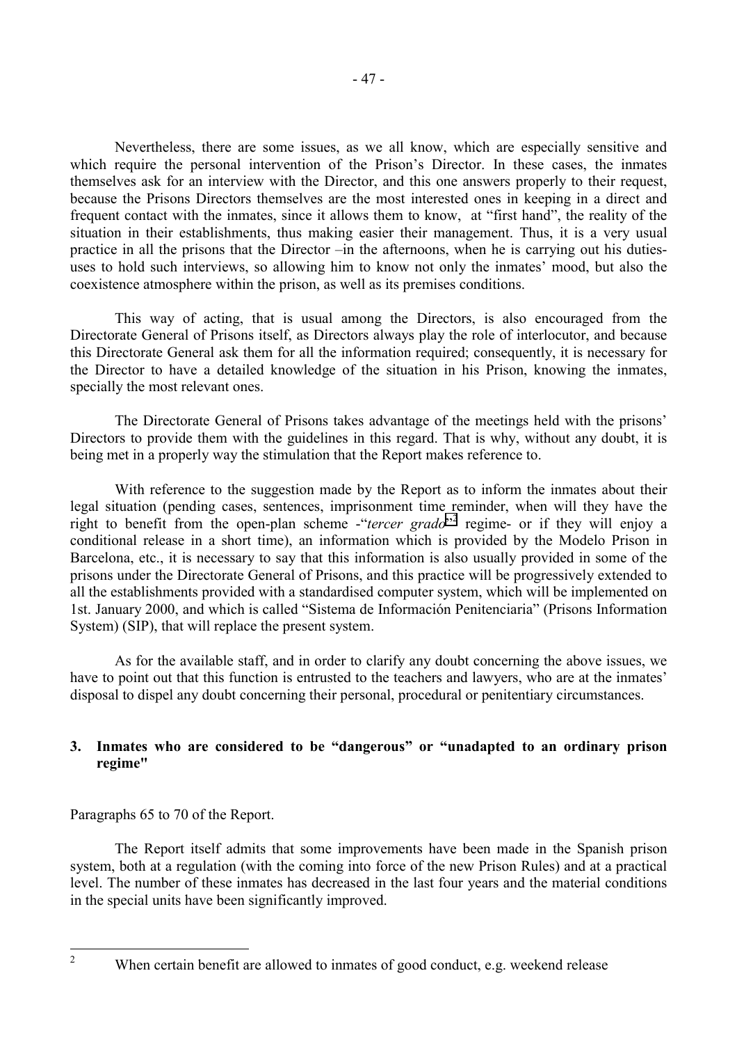Nevertheless, there are some issues, as we all know, which are especially sensitive and which require the personal intervention of the Prison's Director. In these cases, the inmates themselves ask for an interview with the Director, and this one answers properly to their request, because the Prisons Directors themselves are the most interested ones in keeping in a direct and frequent contact with the inmates, since it allows them to know, at "first hand", the reality of the situation in their establishments, thus making easier their management. Thus, it is a very usual practice in all the prisons that the Director –in the afternoons, when he is carrying out his duties-uses to hold such interviews, so allowing him to know not only the inmates' mood, but also the coexistence atmosphere within the prison, as well as its premises conditions.

This way of acting, that is usual among the Directors, is also encouraged from the Directorate General of Prisons itself, as Directors always play the role of interlocutor, and because this Directorate General ask them for all the information required; consequently, it is necessary for the Director to have a detailed knowledge of the situation in his Prison, knowing the inmates, specially the most relevant ones.

The Directorate General of Prisons takes advantage of the meetings held with the prisons' Directors to provide them with the guidelines in this regard. That is why, without any doubt, it is being met in a properly way the stimulation that the Report makes reference to.

With reference to the suggestion made by the Report as to inform the inmates about their legal situation (pending cases, sentences, imprisonment time reminder, when will they have the right to benefit from the open-plan scheme -"*tercer grado*"[2] regime- or if they will enjoy a conditional release in a short time), an information which is provided by the Modelo Prison in Barcelona, etc., it is necessary to say that this information is also usually provided in some of the prisons under the Directorate General of Prisons, and this practice will be progressively extended to all the establishments provided with a standardised computer system, which will be implemented on 1st. January 2000, and which is called "Sistema de Información Penitenciaria" (Prisons Information System) (SIP), that will replace the present system.

As for the available staff, and in order to clarify any doubt concerning the above issues, we have to point out that this function is entrusted to the teachers and lawyers, who are at the inmates' disposal to dispel any doubt concerning their personal, procedural or penitentiary circumstances.

### 3. Inmates who are considered to be "dangerous" or "unadapted to an ordinary prison regime"

Paragraphs 65 to 70 of the Report.

The Report itself admits that some improvements have been made in the Spanish prison system, both at a regulation (with the coming into force of the new Prison Rules) and at a practical level. The number of these inmates has decreased in the last four years and the material conditions in the special units have been significantly improved.

---

[2] When certain benefit are allowed to inmates of good conduct, e.g. weekend release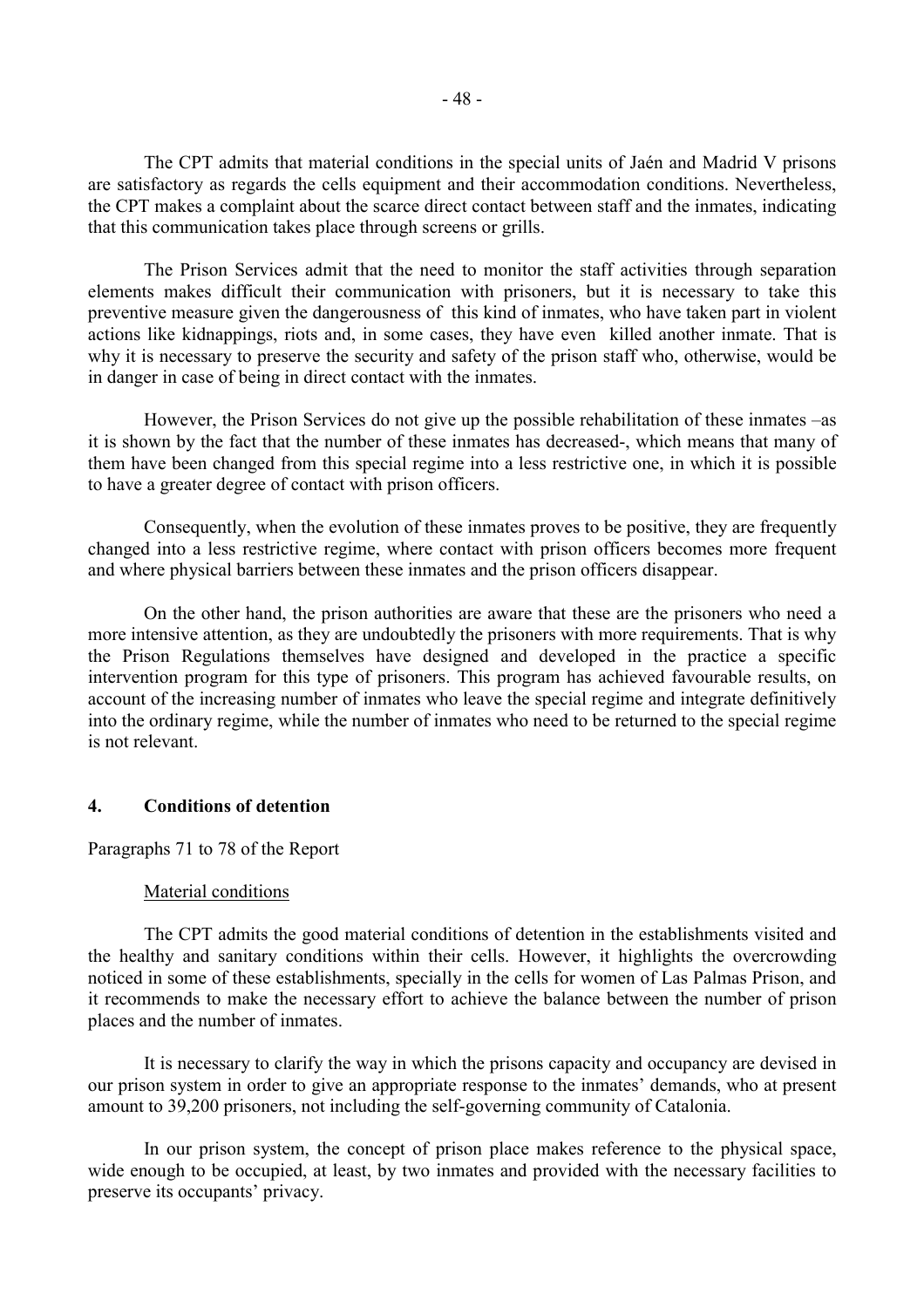The CPT admits that material conditions in the special units of Jaén and Madrid V prisons are satisfactory as regards the cells equipment and their accommodation conditions. Nevertheless, the CPT makes a complaint about the scarce direct contact between staff and the inmates, indicating that this communication takes place through screens or grills.

The Prison Services admit that the need to monitor the staff activities through separation elements makes difficult their communication with prisoners, but it is necessary to take this preventive measure given the dangerousness of this kind of inmates, who have taken part in violent actions like kidnappings, riots and, in some cases, they have even killed another inmate. That is why it is necessary to preserve the security and safety of the prison staff who, otherwise, would be in danger in case of being in direct contact with the inmates.

However, the Prison Services do not give up the possible rehabilitation of these inmates –as it is shown by the fact that the number of these inmates has decreased-, which means that many of them have been changed from this special regime into a less restrictive one, in which it is possible to have a greater degree of contact with prison officers.

Consequently, when the evolution of these inmates proves to be positive, they are frequently changed into a less restrictive regime, where contact with prison officers becomes more frequent and where physical barriers between these inmates and the prison officers disappear.

On the other hand, the prison authorities are aware that these are the prisoners who need a more intensive attention, as they are undoubtedly the prisoners with more requirements. That is why the Prison Regulations themselves have designed and developed in the practice a specific intervention program for this type of prisoners. This program has achieved favourable results, on account of the increasing number of inmates who leave the special regime and integrate definitively into the ordinary regime, while the number of inmates who need to be returned to the special regime is not relevant.

## 4. Conditions of detention

Paragraphs 71 to 78 of the Report

Material conditions

The CPT admits the good material conditions of detention in the establishments visited and the healthy and sanitary conditions within their cells. However, it highlights the overcrowding noticed in some of these establishments, specially in the cells for women of Las Palmas Prison, and it recommends to make the necessary effort to achieve the balance between the number of prison places and the number of inmates.

It is necessary to clarify the way in which the prisons capacity and occupancy are devised in our prison system in order to give an appropriate response to the inmates' demands, who at present amount to 39,200 prisoners, not including the self-governing community of Catalonia.

In our prison system, the concept of prison place makes reference to the physical space, wide enough to be occupied, at least, by two inmates and provided with the necessary facilities to preserve its occupants' privacy.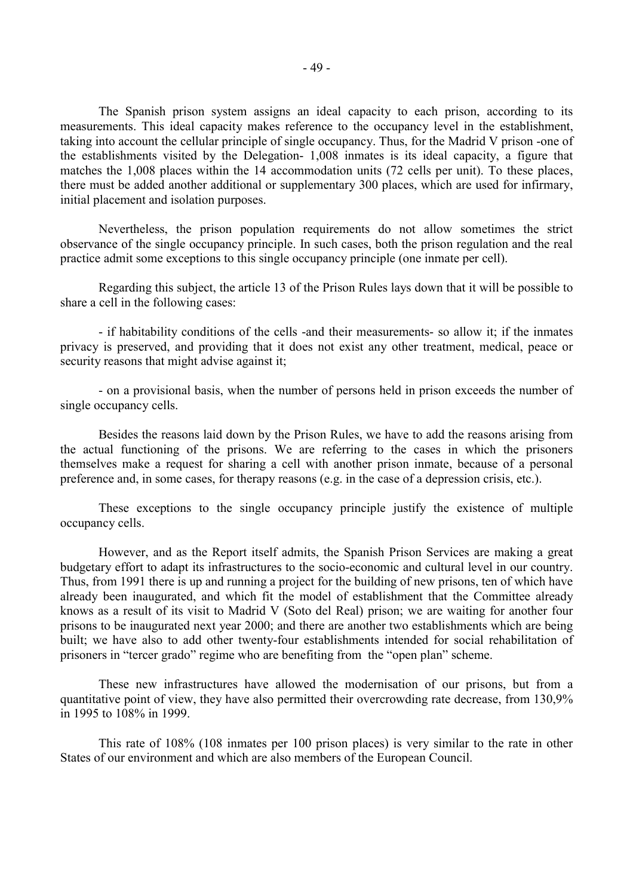The Spanish prison system assigns an ideal capacity to each prison, according to its measurements. This ideal capacity makes reference to the occupancy level in the establishment, taking into account the cellular principle of single occupancy. Thus, for the Madrid V prison -one of the establishments visited by the Delegation- 1,008 inmates is its ideal capacity, a figure that matches the 1,008 places within the 14 accommodation units (72 cells per unit). To these places, there must be added another additional or supplementary 300 places, which are used for infirmary, initial placement and isolation purposes.

Nevertheless, the prison population requirements do not allow sometimes the strict observance of the single occupancy principle. In such cases, both the prison regulation and the real practice admit some exceptions to this single occupancy principle (one inmate per cell).

Regarding this subject, the article 13 of the Prison Rules lays down that it will be possible to share a cell in the following cases:

- if habitability conditions of the cells -and their measurements- so allow it; if the inmates privacy is preserved, and providing that it does not exist any other treatment, medical, peace or security reasons that might advise against it;

- on a provisional basis, when the number of persons held in prison exceeds the number of single occupancy cells.

Besides the reasons laid down by the Prison Rules, we have to add the reasons arising from the actual functioning of the prisons. We are referring to the cases in which the prisoners themselves make a request for sharing a cell with another prison inmate, because of a personal preference and, in some cases, for therapy reasons (e.g. in the case of a depression crisis, etc.).

These exceptions to the single occupancy principle justify the existence of multiple occupancy cells.

However, and as the Report itself admits, the Spanish Prison Services are making a great budgetary effort to adapt its infrastructures to the socio-economic and cultural level in our country. Thus, from 1991 there is up and running a project for the building of new prisons, ten of which have already been inaugurated, and which fit the model of establishment that the Committee already knows as a result of its visit to Madrid V (Soto del Real) prison; we are waiting for another four prisons to be inaugurated next year 2000; and there are another two establishments which are being built; we have also to add other twenty-four establishments intended for social rehabilitation of prisoners in "tercer grado" regime who are benefiting from the "open plan" scheme.

These new infrastructures have allowed the modernisation of our prisons, but from a quantitative point of view, they have also permitted their overcrowding rate decrease, from 130,9% in 1995 to 108% in 1999.

This rate of 108% (108 inmates per 100 prison places) is very similar to the rate in other States of our environment and which are also members of the European Council.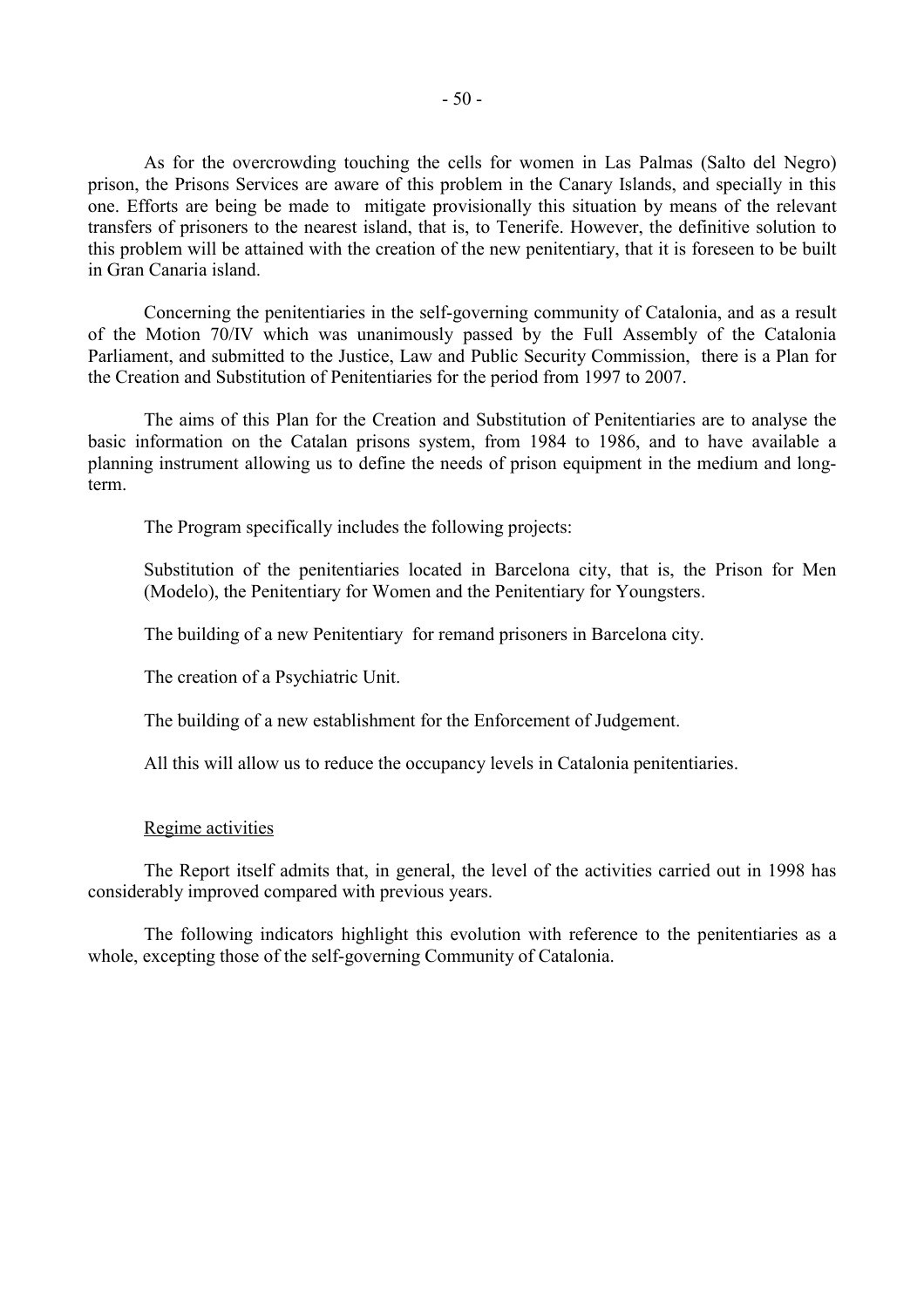As for the overcrowding touching the cells for women in Las Palmas (Salto del Negro) prison, the Prisons Services are aware of this problem in the Canary Islands, and specially in this one. Efforts are being be made to mitigate provisionally this situation by means of the relevant transfers of prisoners to the nearest island, that is, to Tenerife. However, the definitive solution to this problem will be attained with the creation of the new penitentiary, that it is foreseen to be built in Gran Canaria island.

Concerning the penitentiaries in the self-governing community of Catalonia, and as a result of the Motion 70/IV which was unanimously passed by the Full Assembly of the Catalonia Parliament, and submitted to the Justice, Law and Public Security Commission, there is a Plan for the Creation and Substitution of Penitentiaries for the period from 1997 to 2007.

The aims of this Plan for the Creation and Substitution of Penitentiaries are to analyse the basic information on the Catalan prisons system, from 1984 to 1986, and to have available a planning instrument allowing us to define the needs of prison equipment in the medium and long-term.

The Program specifically includes the following projects:

Substitution of the penitentiaries located in Barcelona city, that is, the Prison for Men (Modelo), the Penitentiary for Women and the Penitentiary for Youngsters.

The building of a new Penitentiary for remand prisoners in Barcelona city.

The creation of a Psychiatric Unit.

The building of a new establishment for the Enforcement of Judgement.

All this will allow us to reduce the occupancy levels in Catalonia penitentiaries.

Regime activities

The Report itself admits that, in general, the level of the activities carried out in 1998 has considerably improved compared with previous years.

The following indicators highlight this evolution with reference to the penitentiaries as a whole, excepting those of the self-governing Community of Catalonia.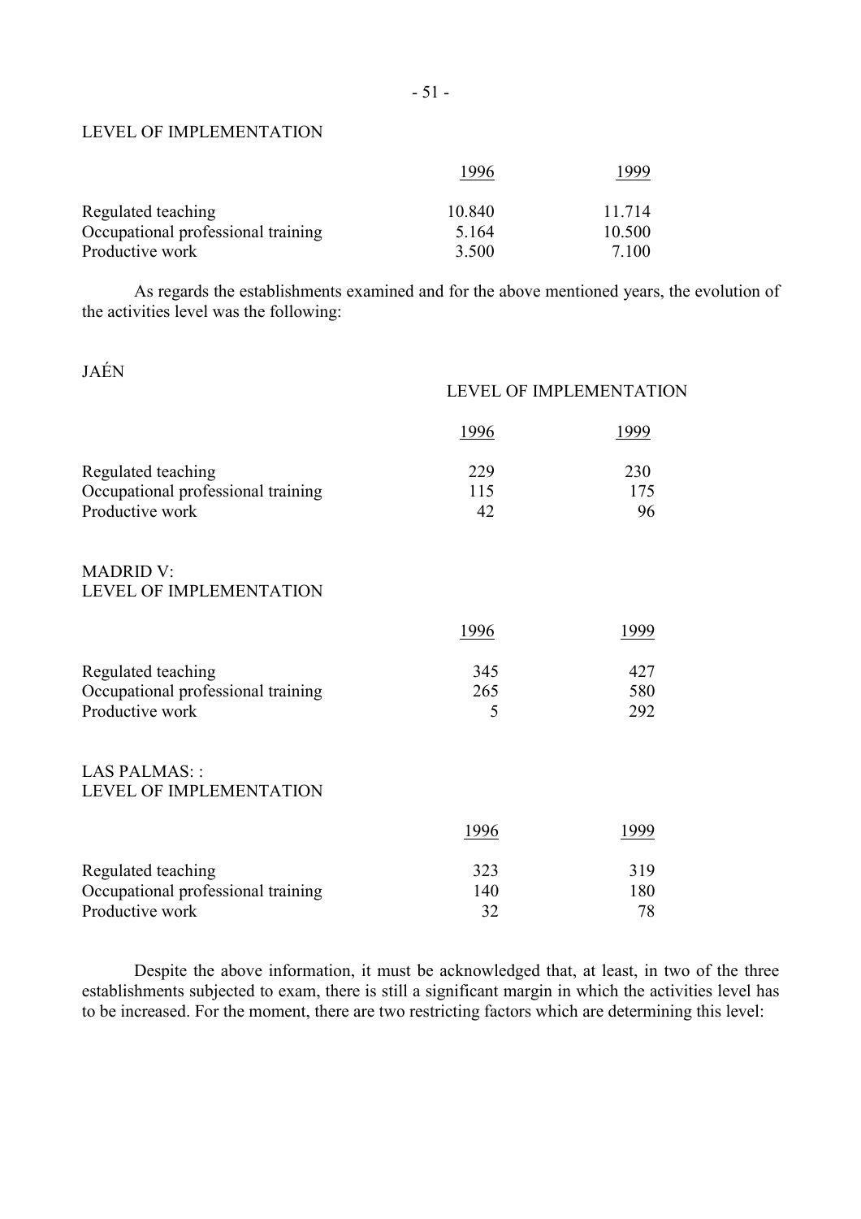LEVEL OF IMPLEMENTATION

| | 1996 | 1999 |
|---|---|---|
| Regulated teaching | 10.840 | 11.714 |
| Occupational professional training | 5.164 | 10.500 |
| Productive work | 3.500 | 7.100 |

As regards the establishments examined and for the above mentioned years, the evolution of the activities level was the following:

JAÉN

LEVEL OF IMPLEMENTATION

| | 1996 | 1999 |
|---|---|---|
| Regulated teaching | 229 | 230 |
| Occupational professional training | 115 | 175 |
| Productive work | 42 | 96 |

MADRID V:
LEVEL OF IMPLEMENTATION

| | 1996 | 1999 |
|---|---|---|
| Regulated teaching | 345 | 427 |
| Occupational professional training | 265 | 580 |
| Productive work | 5 | 292 |

LAS PALMAS: :
LEVEL OF IMPLEMENTATION

| | 1996 | 1999 |
|---|---|---|
| Regulated teaching | 323 | 319 |
| Occupational professional training | 140 | 180 |
| Productive work | 32 | 78 |

Despite the above information, it must be acknowledged that, at least, in two of the three establishments subjected to exam, there is still a significant margin in which the activities level has to be increased. For the moment, there are two restricting factors which are determining this level: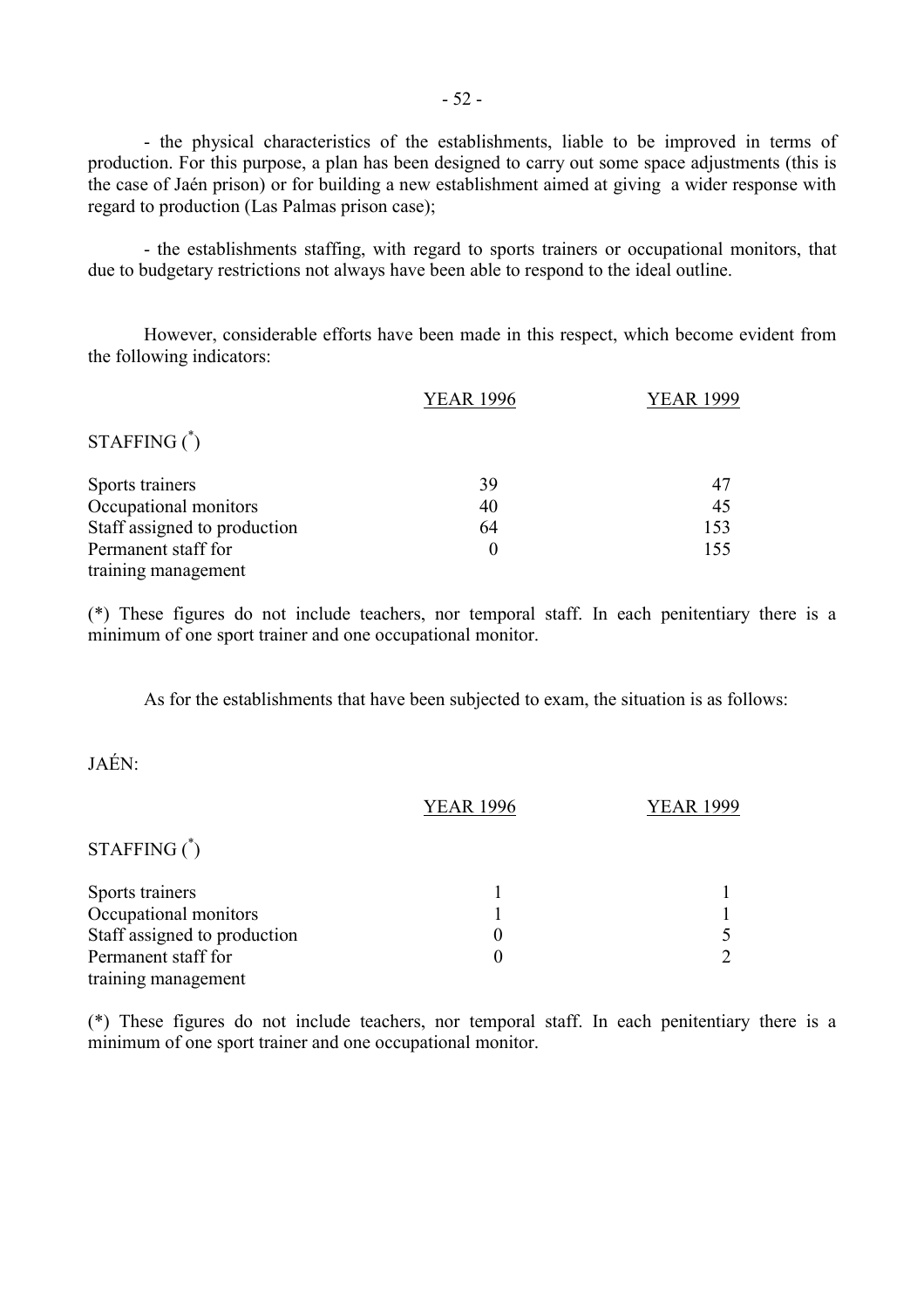- the physical characteristics of the establishments, liable to be improved in terms of production. For this purpose, a plan has been designed to carry out some space adjustments (this is the case of Jaén prison) or for building a new establishment aimed at giving a wider response with regard to production (Las Palmas prison case);

- the establishments staffing, with regard to sports trainers or occupational monitors, that due to budgetary restrictions not always have been able to respond to the ideal outline.

However, considerable efforts have been made in this respect, which become evident from the following indicators:

| | YEAR 1996 | YEAR 1999 |
|---|---|---|
| STAFFING (*) | | |
| Sports trainers | 39 | 47 |
| Occupational monitors | 40 | 45 |
| Staff assigned to production | 64 | 153 |
| Permanent staff for training management | 0 | 155 |

(*) These figures do not include teachers, nor temporal staff. In each penitentiary there is a minimum of one sport trainer and one occupational monitor.

As for the establishments that have been subjected to exam, the situation is as follows:

JAÉN:

| | YEAR 1996 | YEAR 1999 |
|---|---|---|
| STAFFING (*) | | |
| Sports trainers | 1 | 1 |
| Occupational monitors | 1 | 1 |
| Staff assigned to production | 0 | 5 |
| Permanent staff for training management | 0 | 2 |

(*) These figures do not include teachers, nor temporal staff. In each penitentiary there is a minimum of one sport trainer and one occupational monitor.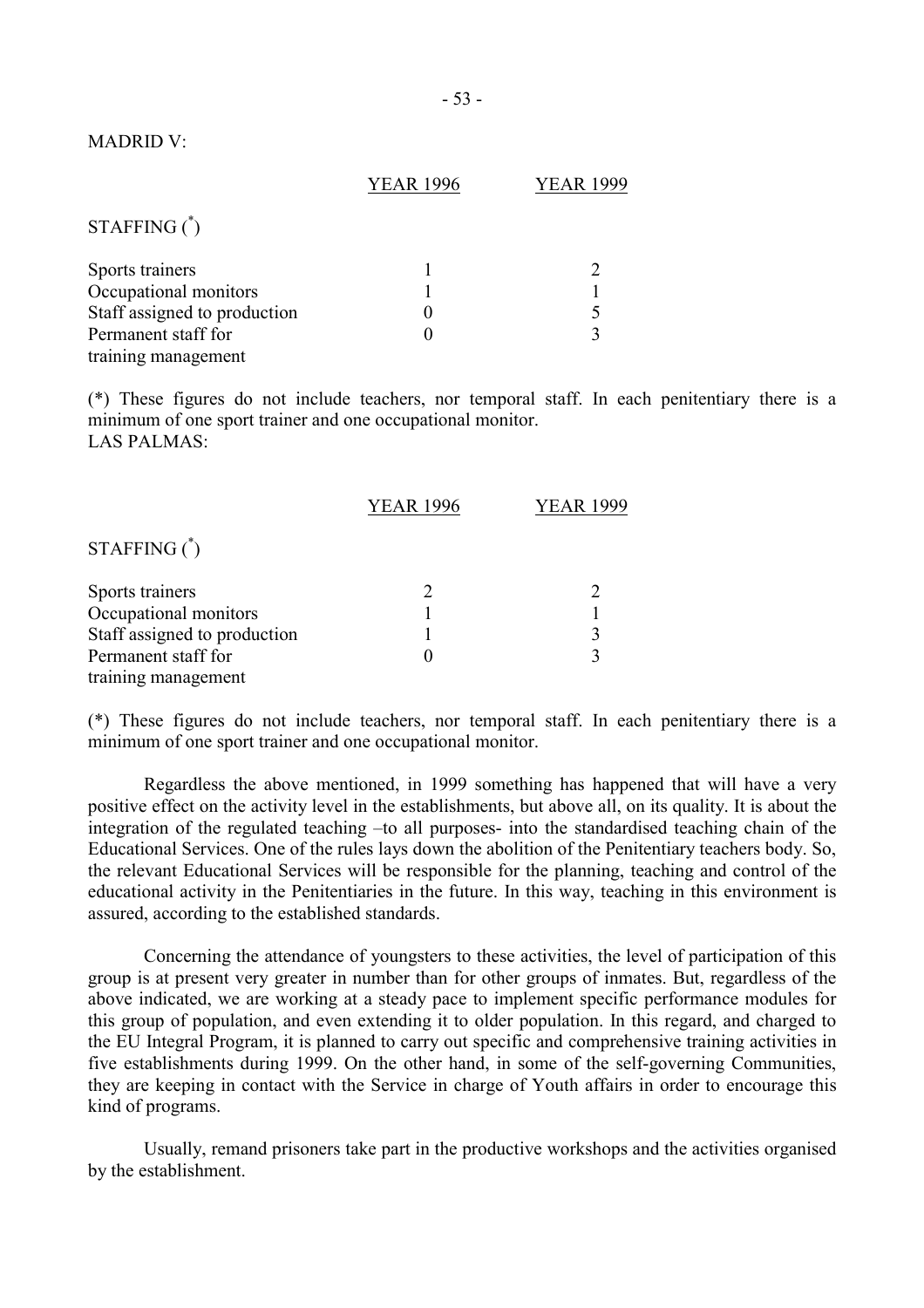MADRID V:

| | YEAR 1996 | YEAR 1999 |
|---|---|---|
| STAFFING (*) | | |
| Sports trainers | 1 | 2 |
| Occupational monitors | 1 | 1 |
| Staff assigned to production | 0 | 5 |
| Permanent staff for training management | 0 | 3 |

(*) These figures do not include teachers, nor temporal staff. In each penitentiary there is a minimum of one sport trainer and one occupational monitor.

LAS PALMAS:

| | YEAR 1996 | YEAR 1999 |
|---|---|---|
| STAFFING (*) | | |
| Sports trainers | 2 | 2 |
| Occupational monitors | 1 | 1 |
| Staff assigned to production | 1 | 3 |
| Permanent staff for training management | 0 | 3 |

(*) These figures do not include teachers, nor temporal staff. In each penitentiary there is a minimum of one sport trainer and one occupational monitor.

Regardless the above mentioned, in 1999 something has happened that will have a very positive effect on the activity level in the establishments, but above all, on its quality. It is about the integration of the regulated teaching –to all purposes- into the standardised teaching chain of the Educational Services. One of the rules lays down the abolition of the Penitentiary teachers body. So, the relevant Educational Services will be responsible for the planning, teaching and control of the educational activity in the Penitentiaries in the future. In this way, teaching in this environment is assured, according to the established standards.

Concerning the attendance of youngsters to these activities, the level of participation of this group is at present very greater in number than for other groups of inmates. But, regardless of the above indicated, we are working at a steady pace to implement specific performance modules for this group of population, and even extending it to older population. In this regard, and charged to the EU Integral Program, it is planned to carry out specific and comprehensive training activities in five establishments during 1999. On the other hand, in some of the self-governing Communities, they are keeping in contact with the Service in charge of Youth affairs in order to encourage this kind of programs.

Usually, remand prisoners take part in the productive workshops and the activities organised by the establishment.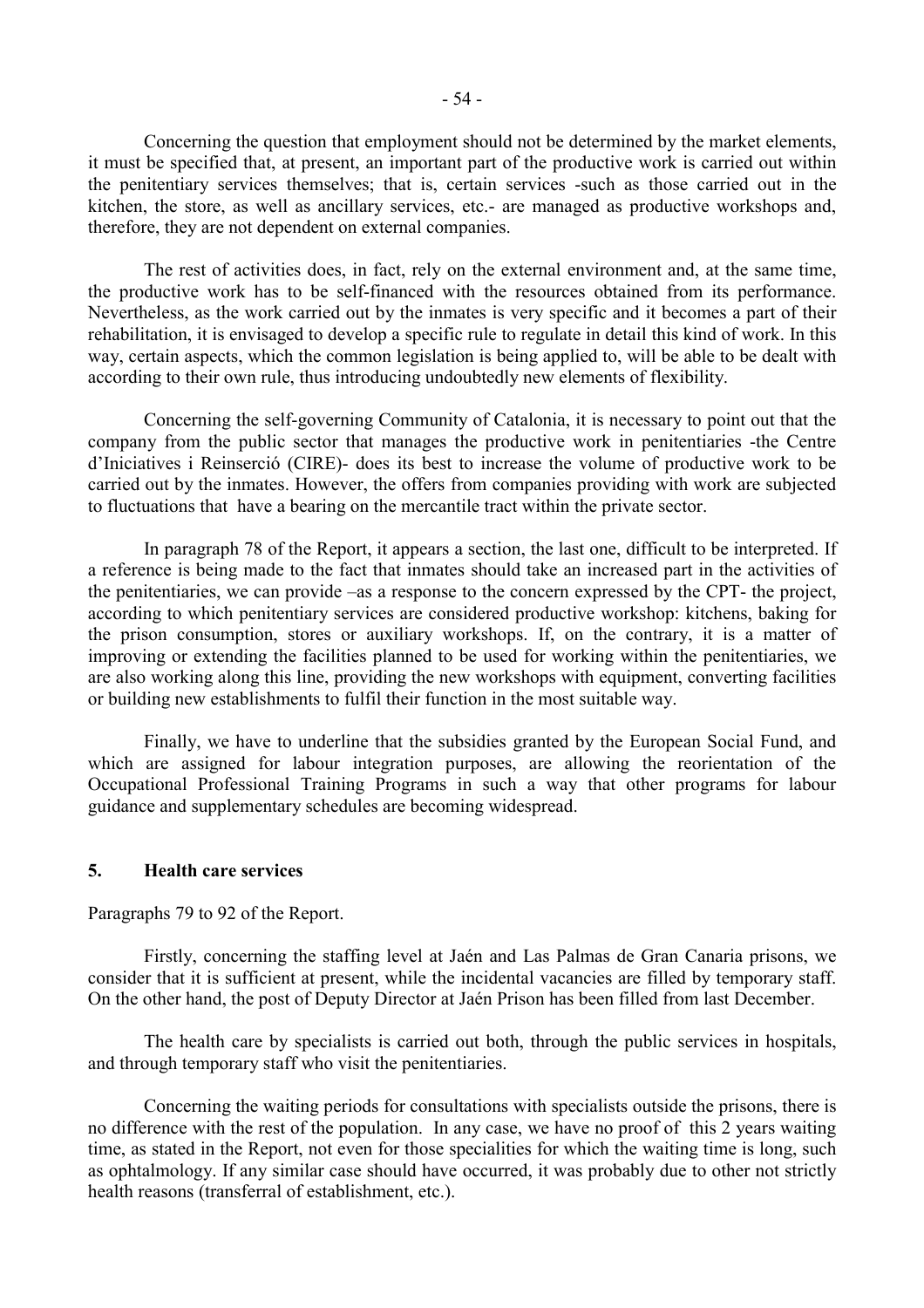Concerning the question that employment should not be determined by the market elements, it must be specified that, at present, an important part of the productive work is carried out within the penitentiary services themselves; that is, certain services -such as those carried out in the kitchen, the store, as well as ancillary services, etc.- are managed as productive workshops and, therefore, they are not dependent on external companies.

The rest of activities does, in fact, rely on the external environment and, at the same time, the productive work has to be self-financed with the resources obtained from its performance. Nevertheless, as the work carried out by the inmates is very specific and it becomes a part of their rehabilitation, it is envisaged to develop a specific rule to regulate in detail this kind of work. In this way, certain aspects, which the common legislation is being applied to, will be able to be dealt with according to their own rule, thus introducing undoubtedly new elements of flexibility.

Concerning the self-governing Community of Catalonia, it is necessary to point out that the company from the public sector that manages the productive work in penitentiaries -the Centre d'Iniciatives i Reinserció (CIRE)- does its best to increase the volume of productive work to be carried out by the inmates. However, the offers from companies providing with work are subjected to fluctuations that have a bearing on the mercantile tract within the private sector.

In paragraph 78 of the Report, it appears a section, the last one, difficult to be interpreted. If a reference is being made to the fact that inmates should take an increased part in the activities of the penitentiaries, we can provide –as a response to the concern expressed by the CPT- the project, according to which penitentiary services are considered productive workshop: kitchens, baking for the prison consumption, stores or auxiliary workshops. If, on the contrary, it is a matter of improving or extending the facilities planned to be used for working within the penitentiaries, we are also working along this line, providing the new workshops with equipment, converting facilities or building new establishments to fulfil their function in the most suitable way.

Finally, we have to underline that the subsidies granted by the European Social Fund, and which are assigned for labour integration purposes, are allowing the reorientation of the Occupational Professional Training Programs in such a way that other programs for labour guidance and supplementary schedules are becoming widespread.

## 5. Health care services

Paragraphs 79 to 92 of the Report.

Firstly, concerning the staffing level at Jaén and Las Palmas de Gran Canaria prisons, we consider that it is sufficient at present, while the incidental vacancies are filled by temporary staff. On the other hand, the post of Deputy Director at Jaén Prison has been filled from last December.

The health care by specialists is carried out both, through the public services in hospitals, and through temporary staff who visit the penitentiaries.

Concerning the waiting periods for consultations with specialists outside the prisons, there is no difference with the rest of the population. In any case, we have no proof of this 2 years waiting time, as stated in the Report, not even for those specialities for which the waiting time is long, such as ophtalmology. If any similar case should have occurred, it was probably due to other not strictly health reasons (transferral of establishment, etc.).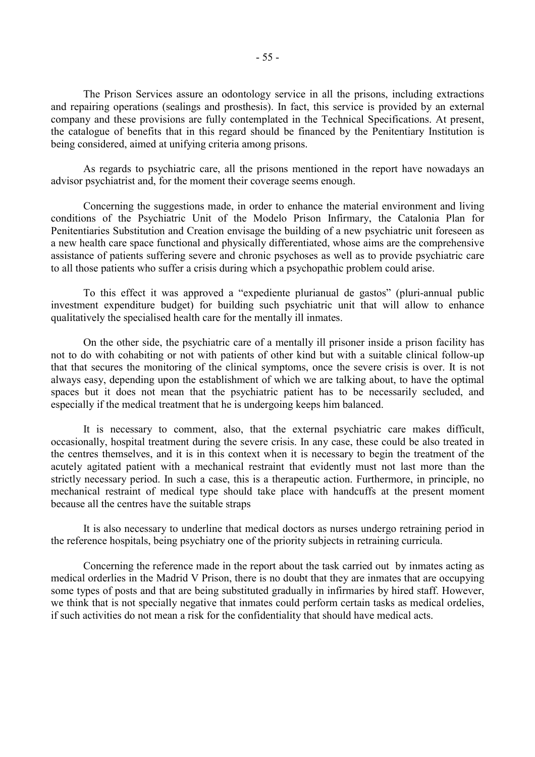The Prison Services assure an odontology service in all the prisons, including extractions and repairing operations (sealings and prosthesis). In fact, this service is provided by an external company and these provisions are fully contemplated in the Technical Specifications. At present, the catalogue of benefits that in this regard should be financed by the Penitentiary Institution is being considered, aimed at unifying criteria among prisons.

As regards to psychiatric care, all the prisons mentioned in the report have nowadays an advisor psychiatrist and, for the moment their coverage seems enough.

Concerning the suggestions made, in order to enhance the material environment and living conditions of the Psychiatric Unit of the Modelo Prison Infirmary, the Catalonia Plan for Penitentiaries Substitution and Creation envisage the building of a new psychiatric unit foreseen as a new health care space functional and physically differentiated, whose aims are the comprehensive assistance of patients suffering severe and chronic psychoses as well as to provide psychiatric care to all those patients who suffer a crisis during which a psychopathic problem could arise.

To this effect it was approved a "expediente plurianual de gastos" (pluri-annual public investment expenditure budget) for building such psychiatric unit that will allow to enhance qualitatively the specialised health care for the mentally ill inmates.

On the other side, the psychiatric care of a mentally ill prisoner inside a prison facility has not to do with cohabiting or not with patients of other kind but with a suitable clinical follow-up that that secures the monitoring of the clinical symptoms, once the severe crisis is over. It is not always easy, depending upon the establishment of which we are talking about, to have the optimal spaces but it does not mean that the psychiatric patient has to be necessarily secluded, and especially if the medical treatment that he is undergoing keeps him balanced.

It is necessary to comment, also, that the external psychiatric care makes difficult, occasionally, hospital treatment during the severe crisis. In any case, these could be also treated in the centres themselves, and it is in this context when it is necessary to begin the treatment of the acutely agitated patient with a mechanical restraint that evidently must not last more than the strictly necessary period. In such a case, this is a therapeutic action. Furthermore, in principle, no mechanical restraint of medical type should take place with handcuffs at the present moment because all the centres have the suitable straps

It is also necessary to underline that medical doctors as nurses undergo retraining period in the reference hospitals, being psychiatry one of the priority subjects in retraining curricula.

Concerning the reference made in the report about the task carried out by inmates acting as medical orderlies in the Madrid V Prison, there is no doubt that they are inmates that are occupying some types of posts and that are being substituted gradually in infirmaries by hired staff. However, we think that is not specially negative that inmates could perform certain tasks as medical ordelies, if such activities do not mean a risk for the confidentiality that should have medical acts.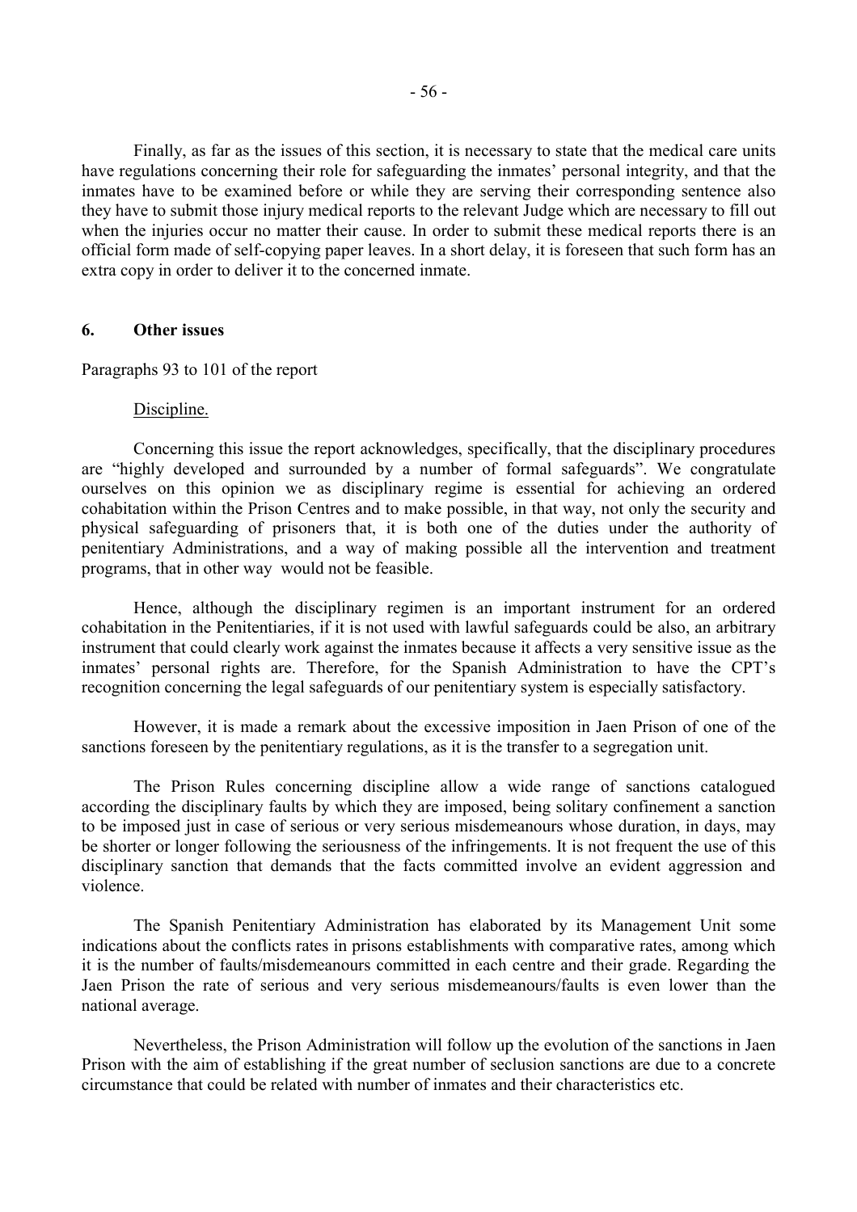Finally, as far as the issues of this section, it is necessary to state that the medical care units have regulations concerning their role for safeguarding the inmates' personal integrity, and that the inmates have to be examined before or while they are serving their corresponding sentence also they have to submit those injury medical reports to the relevant Judge which are necessary to fill out when the injuries occur no matter their cause. In order to submit these medical reports there is an official form made of self-copying paper leaves. In a short delay, it is foreseen that such form has an extra copy in order to deliver it to the concerned inmate.

## 6. Other issues

Paragraphs 93 to 101 of the report

Discipline.

Concerning this issue the report acknowledges, specifically, that the disciplinary procedures are "highly developed and surrounded by a number of formal safeguards". We congratulate ourselves on this opinion we as disciplinary regime is essential for achieving an ordered cohabitation within the Prison Centres and to make possible, in that way, not only the security and physical safeguarding of prisoners that, it is both one of the duties under the authority of penitentiary Administrations, and a way of making possible all the intervention and treatment programs, that in other way would not be feasible.

Hence, although the disciplinary regimen is an important instrument for an ordered cohabitation in the Penitentiaries, if it is not used with lawful safeguards could be also, an arbitrary instrument that could clearly work against the inmates because it affects a very sensitive issue as the inmates' personal rights are. Therefore, for the Spanish Administration to have the CPT's recognition concerning the legal safeguards of our penitentiary system is especially satisfactory.

However, it is made a remark about the excessive imposition in Jaen Prison of one of the sanctions foreseen by the penitentiary regulations, as it is the transfer to a segregation unit.

The Prison Rules concerning discipline allow a wide range of sanctions catalogued according the disciplinary faults by which they are imposed, being solitary confinement a sanction to be imposed just in case of serious or very serious misdemeanours whose duration, in days, may be shorter or longer following the seriousness of the infringements. It is not frequent the use of this disciplinary sanction that demands that the facts committed involve an evident aggression and violence.

The Spanish Penitentiary Administration has elaborated by its Management Unit some indications about the conflicts rates in prisons establishments with comparative rates, among which it is the number of faults/misdemeanours committed in each centre and their grade. Regarding the Jaen Prison the rate of serious and very serious misdemeanours/faults is even lower than the national average.

Nevertheless, the Prison Administration will follow up the evolution of the sanctions in Jaen Prison with the aim of establishing if the great number of seclusion sanctions are due to a concrete circumstance that could be related with number of inmates and their characteristics etc.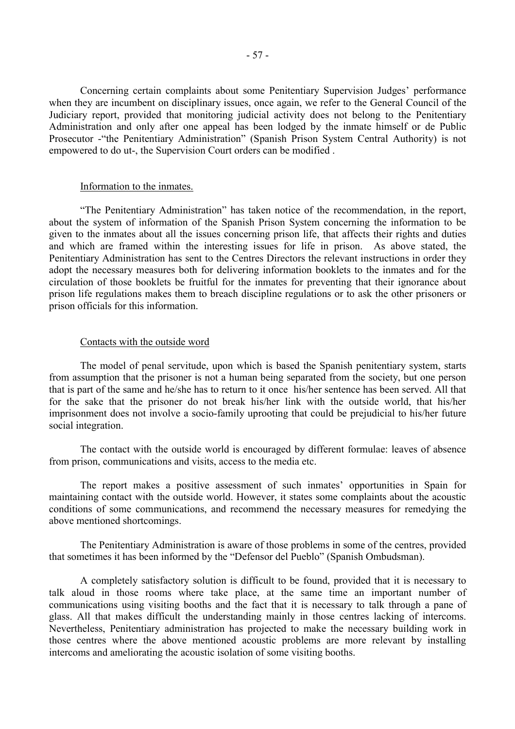Concerning certain complaints about some Penitentiary Supervision Judges' performance when they are incumbent on disciplinary issues, once again, we refer to the General Council of the Judiciary report, provided that monitoring judicial activity does not belong to the Penitentiary Administration and only after one appeal has been lodged by the inmate himself or de Public Prosecutor -"the Penitentiary Administration" (Spanish Prison System Central Authority) is not empowered to do ut-, the Supervision Court orders can be modified .

## Information to the inmates.

"The Penitentiary Administration" has taken notice of the recommendation, in the report, about the system of information of the Spanish Prison System concerning the information to be given to the inmates about all the issues concerning prison life, that affects their rights and duties and which are framed within the interesting issues for life in prison. As above stated, the Penitentiary Administration has sent to the Centres Directors the relevant instructions in order they adopt the necessary measures both for delivering information booklets to the inmates and for the circulation of those booklets be fruitful for the inmates for preventing that their ignorance about prison life regulations makes them to breach discipline regulations or to ask the other prisoners or prison officials for this information.

## Contacts with the outside word

The model of penal servitude, upon which is based the Spanish penitentiary system, starts from assumption that the prisoner is not a human being separated from the society, but one person that is part of the same and he/she has to return to it once his/her sentence has been served. All that for the sake that the prisoner do not break his/her link with the outside world, that his/her imprisonment does not involve a socio-family uprooting that could be prejudicial to his/her future social integration.

The contact with the outside world is encouraged by different formulae: leaves of absence from prison, communications and visits, access to the media etc.

The report makes a positive assessment of such inmates' opportunities in Spain for maintaining contact with the outside world. However, it states some complaints about the acoustic conditions of some communications, and recommend the necessary measures for remedying the above mentioned shortcomings.

The Penitentiary Administration is aware of those problems in some of the centres, provided that sometimes it has been informed by the "Defensor del Pueblo" (Spanish Ombudsman).

A completely satisfactory solution is difficult to be found, provided that it is necessary to talk aloud in those rooms where take place, at the same time an important number of communications using visiting booths and the fact that it is necessary to talk through a pane of glass. All that makes difficult the understanding mainly in those centres lacking of intercoms. Nevertheless, Penitentiary administration has projected to make the necessary building work in those centres where the above mentioned acoustic problems are more relevant by installing intercoms and ameliorating the acoustic isolation of some visiting booths.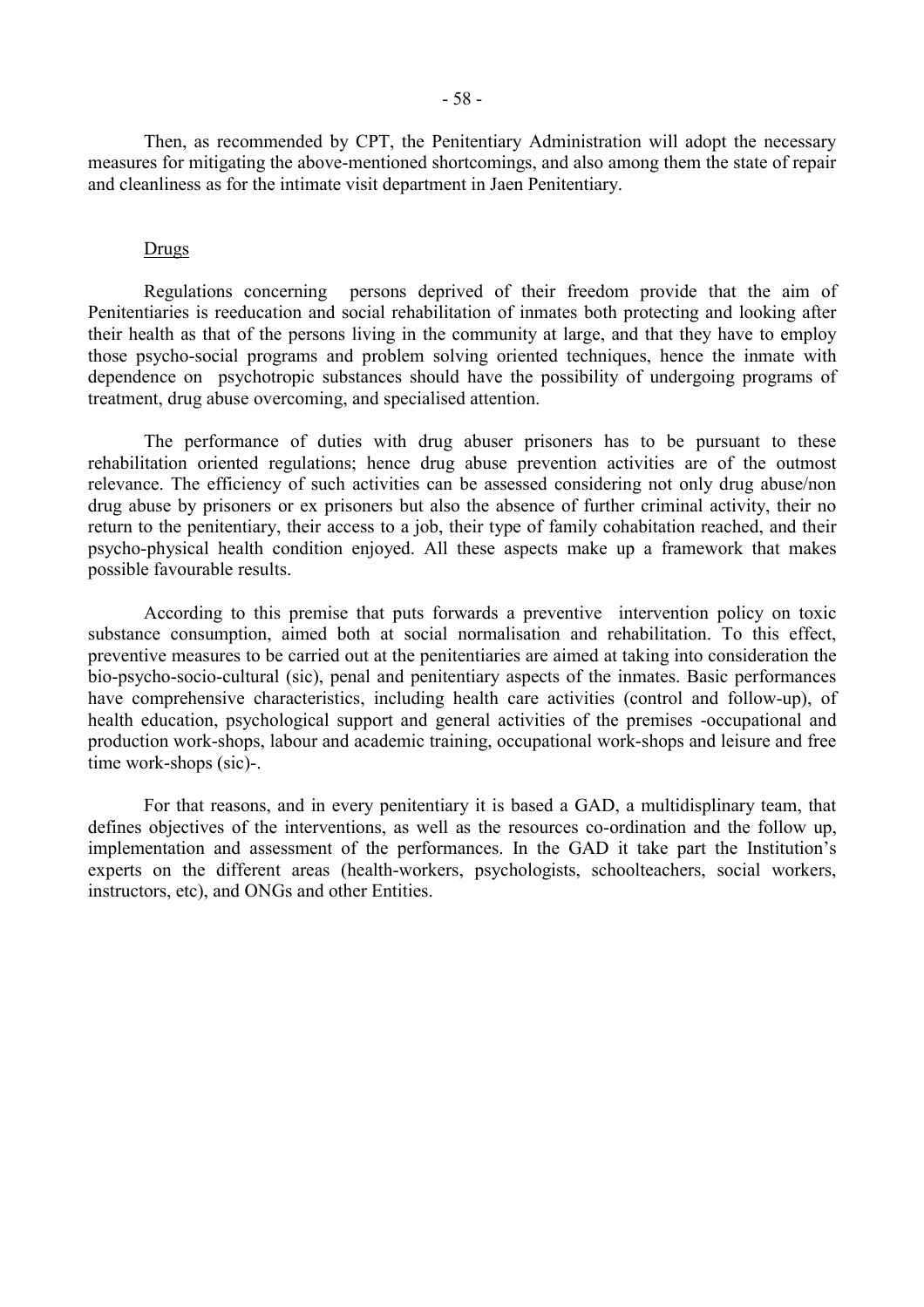Then, as recommended by CPT, the Penitentiary Administration will adopt the necessary measures for mitigating the above-mentioned shortcomings, and also among them the state of repair and cleanliness as for the intimate visit department in Jaen Penitentiary.

Drugs

Regulations concerning persons deprived of their freedom provide that the aim of Penitentiaries is reeducation and social rehabilitation of inmates both protecting and looking after their health as that of the persons living in the community at large, and that they have to employ those psycho-social programs and problem solving oriented techniques, hence the inmate with dependence on psychotropic substances should have the possibility of undergoing programs of treatment, drug abuse overcoming, and specialised attention.

The performance of duties with drug abuser prisoners has to be pursuant to these rehabilitation oriented regulations; hence drug abuse prevention activities are of the outmost relevance. The efficiency of such activities can be assessed considering not only drug abuse/non drug abuse by prisoners or ex prisoners but also the absence of further criminal activity, their no return to the penitentiary, their access to a job, their type of family cohabitation reached, and their psycho-physical health condition enjoyed. All these aspects make up a framework that makes possible favourable results.

According to this premise that puts forwards a preventive intervention policy on toxic substance consumption, aimed both at social normalisation and rehabilitation. To this effect, preventive measures to be carried out at the penitentiaries are aimed at taking into consideration the bio-psycho-socio-cultural (sic), penal and penitentiary aspects of the inmates. Basic performances have comprehensive characteristics, including health care activities (control and follow-up), of health education, psychological support and general activities of the premises -occupational and production work-shops, labour and academic training, occupational work-shops and leisure and free time work-shops (sic)-.

For that reasons, and in every penitentiary it is based a GAD, a multidisplinary team, that defines objectives of the interventions, as well as the resources co-ordination and the follow up, implementation and assessment of the performances. In the GAD it take part the Institution's experts on the different areas (health-workers, psychologists, schoolteachers, social workers, instructors, etc), and ONGs and other Entities.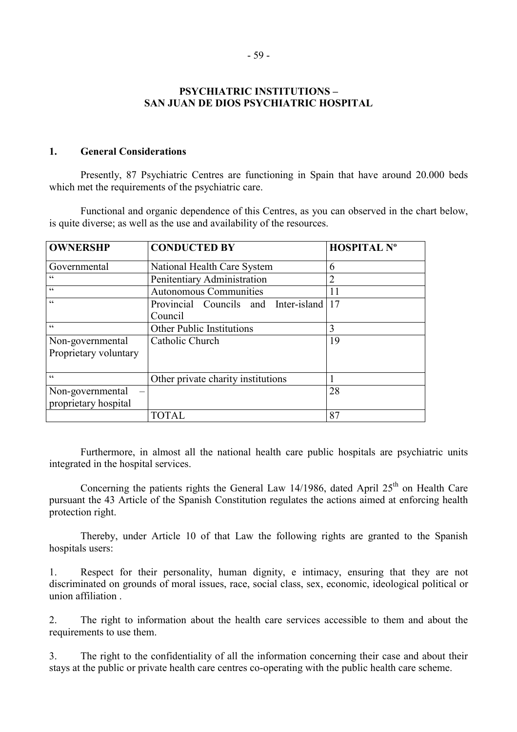## PSYCHIATRIC INSTITUTIONS – SAN JUAN DE DIOS PSYCHIATRIC HOSPITAL

### 1. General Considerations

Presently, 87 Psychiatric Centres are functioning in Spain that have around 20.000 beds which met the requirements of the psychiatric care.

Functional and organic dependence of this Centres, as you can observed in the chart below, is quite diverse; as well as the use and availability of the resources.

| OWNERSHP | CONDUCTED BY | HOSPITAL Nº |
|---|---|---|
| Governmental | National Health Care System | 6 |
| " | Penitentiary Administration | 2 |
| " | Autonomous Communities | 11 |
| " | Provincial Councils and Inter-island Council | 17 |
| " | Other Public Institutions | 3 |
| Non-governmental Proprietary voluntary | Catholic Church | 19 |
| " | Other private charity institutions | 1 |
| Non-governmental – proprietary hospital | | 28 |
| | TOTAL | 87 |

Furthermore, in almost all the national health care public hospitals are psychiatric units integrated in the hospital services.

Concerning the patients rights the General Law 14/1986, dated April 25th on Health Care pursuant the 43 Article of the Spanish Constitution regulates the actions aimed at enforcing health protection right.

Thereby, under Article 10 of that Law the following rights are granted to the Spanish hospitals users:

1. Respect for their personality, human dignity, e intimacy, ensuring that they are not discriminated on grounds of moral issues, race, social class, sex, economic, ideological political or union affiliation .

2. The right to information about the health care services accessible to them and about the requirements to use them.

3. The right to the confidentiality of all the information concerning their case and about their stays at the public or private health care centres co-operating with the public health care scheme.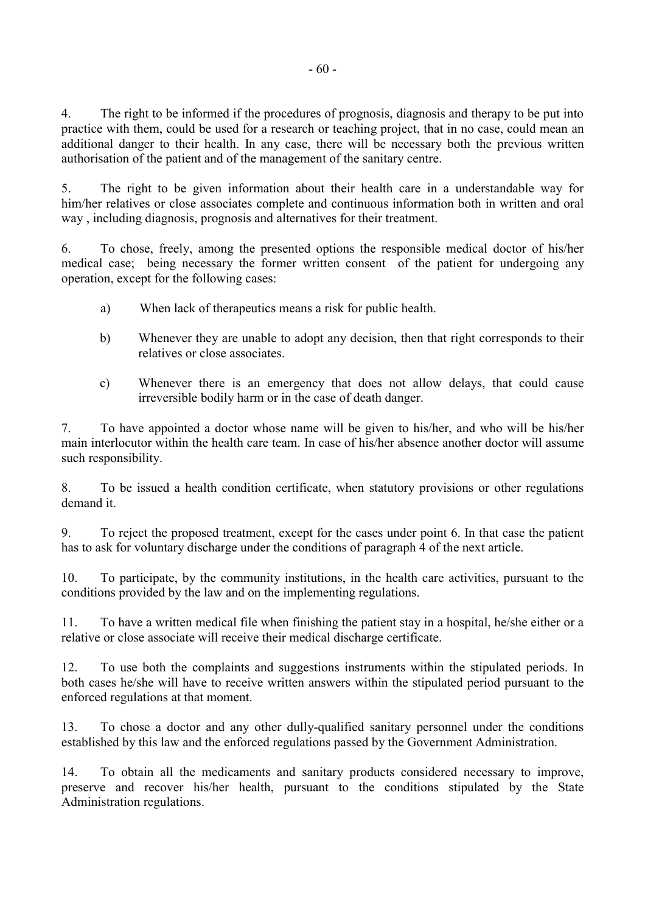4. The right to be informed if the procedures of prognosis, diagnosis and therapy to be put into practice with them, could be used for a research or teaching project, that in no case, could mean an additional danger to their health. In any case, there will be necessary both the previous written authorisation of the patient and of the management of the sanitary centre.

5. The right to be given information about their health care in a understandable way for him/her relatives or close associates complete and continuous information both in written and oral way , including diagnosis, prognosis and alternatives for their treatment.

6. To chose, freely, among the presented options the responsible medical doctor of his/her medical case; being necessary the former written consent of the patient for undergoing any operation, except for the following cases:

   a) When lack of therapeutics means a risk for public health.

   b) Whenever they are unable to adopt any decision, then that right corresponds to their relatives or close associates.

   c) Whenever there is an emergency that does not allow delays, that could cause irreversible bodily harm or in the case of death danger.

7. To have appointed a doctor whose name will be given to his/her, and who will be his/her main interlocutor within the health care team. In case of his/her absence another doctor will assume such responsibility.

8. To be issued a health condition certificate, when statutory provisions or other regulations demand it.

9. To reject the proposed treatment, except for the cases under point 6. In that case the patient has to ask for voluntary discharge under the conditions of paragraph 4 of the next article.

10. To participate, by the community institutions, in the health care activities, pursuant to the conditions provided by the law and on the implementing regulations.

11. To have a written medical file when finishing the patient stay in a hospital, he/she either or a relative or close associate will receive their medical discharge certificate.

12. To use both the complaints and suggestions instruments within the stipulated periods. In both cases he/she will have to receive written answers within the stipulated period pursuant to the enforced regulations at that moment.

13. To chose a doctor and any other dully-qualified sanitary personnel under the conditions established by this law and the enforced regulations passed by the Government Administration.

14. To obtain all the medicaments and sanitary products considered necessary to improve, preserve and recover his/her health, pursuant to the conditions stipulated by the State Administration regulations.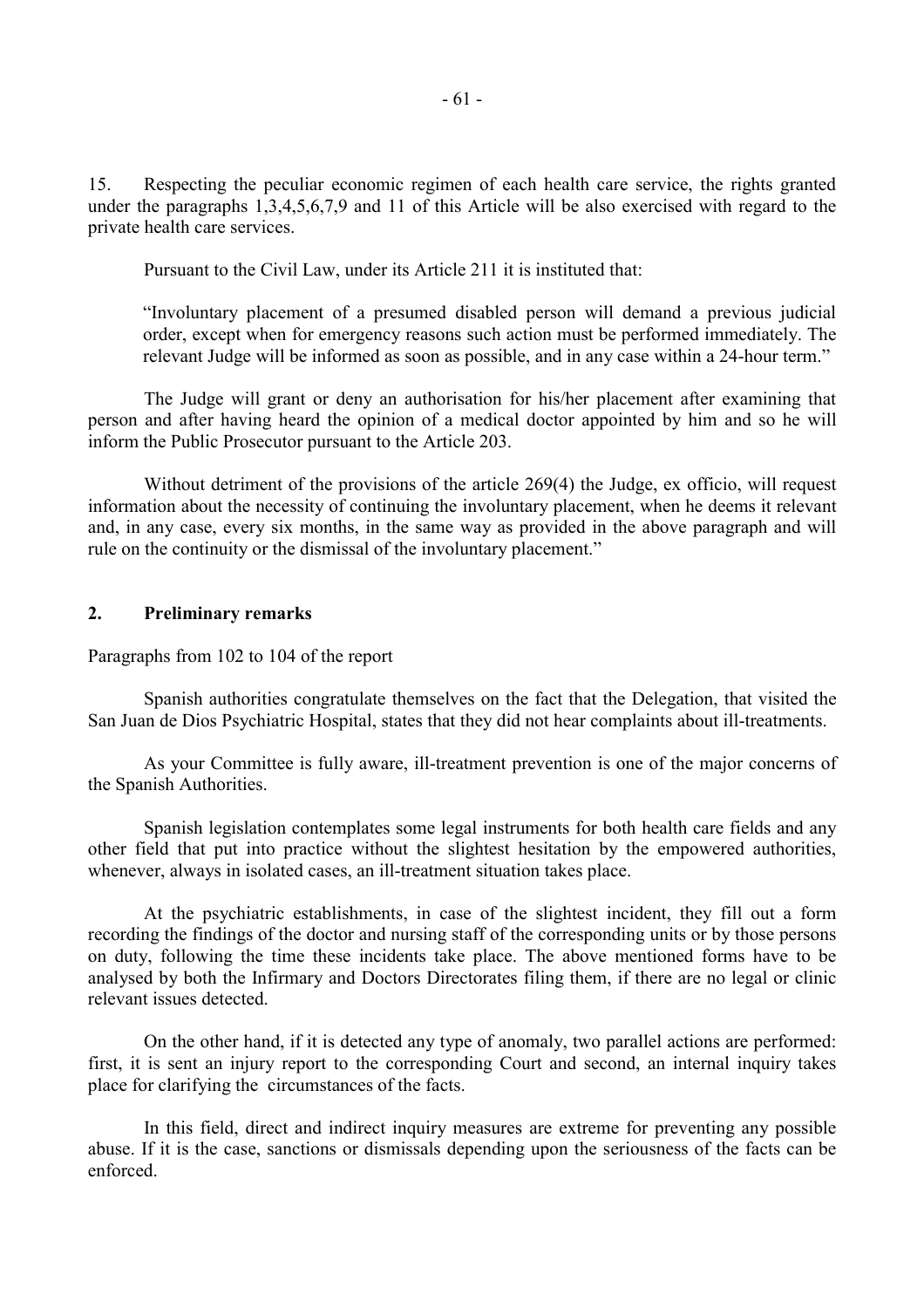15. Respecting the peculiar economic regimen of each health care service, the rights granted under the paragraphs 1,3,4,5,6,7,9 and 11 of this Article will be also exercised with regard to the private health care services.

Pursuant to the Civil Law, under its Article 211 it is instituted that:

> "Involuntary placement of a presumed disabled person will demand a previous judicial order, except when for emergency reasons such action must be performed immediately. The relevant Judge will be informed as soon as possible, and in any case within a 24-hour term."

The Judge will grant or deny an authorisation for his/her placement after examining that person and after having heard the opinion of a medical doctor appointed by him and so he will inform the Public Prosecutor pursuant to the Article 203.

Without detriment of the provisions of the article 269(4) the Judge, ex officio, will request information about the necessity of continuing the involuntary placement, when he deems it relevant and, in any case, every six months, in the same way as provided in the above paragraph and will rule on the continuity or the dismissal of the involuntary placement."

## 2. Preliminary remarks

Paragraphs from 102 to 104 of the report

Spanish authorities congratulate themselves on the fact that the Delegation, that visited the San Juan de Dios Psychiatric Hospital, states that they did not hear complaints about ill-treatments.

As your Committee is fully aware, ill-treatment prevention is one of the major concerns of the Spanish Authorities.

Spanish legislation contemplates some legal instruments for both health care fields and any other field that put into practice without the slightest hesitation by the empowered authorities, whenever, always in isolated cases, an ill-treatment situation takes place.

At the psychiatric establishments, in case of the slightest incident, they fill out a form recording the findings of the doctor and nursing staff of the corresponding units or by those persons on duty, following the time these incidents take place. The above mentioned forms have to be analysed by both the Infirmary and Doctors Directorates filing them, if there are no legal or clinic relevant issues detected.

On the other hand, if it is detected any type of anomaly, two parallel actions are performed: first, it is sent an injury report to the corresponding Court and second, an internal inquiry takes place for clarifying the circumstances of the facts.

In this field, direct and indirect inquiry measures are extreme for preventing any possible abuse. If it is the case, sanctions or dismissals depending upon the seriousness of the facts can be enforced.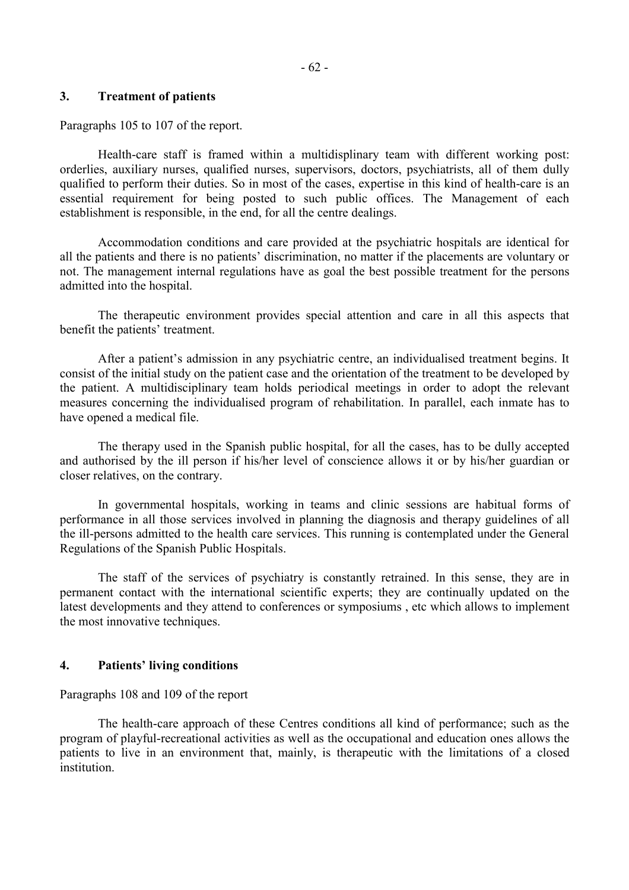## 3. Treatment of patients

Paragraphs 105 to 107 of the report.

Health-care staff is framed within a multidisplinary team with different working post: orderlies, auxiliary nurses, qualified nurses, supervisors, doctors, psychiatrists, all of them dully qualified to perform their duties. So in most of the cases, expertise in this kind of health-care is an essential requirement for being posted to such public offices. The Management of each establishment is responsible, in the end, for all the centre dealings.

Accommodation conditions and care provided at the psychiatric hospitals are identical for all the patients and there is no patients' discrimination, no matter if the placements are voluntary or not. The management internal regulations have as goal the best possible treatment for the persons admitted into the hospital.

The therapeutic environment provides special attention and care in all this aspects that benefit the patients' treatment.

After a patient's admission in any psychiatric centre, an individualised treatment begins. It consist of the initial study on the patient case and the orientation of the treatment to be developed by the patient. A multidisciplinary team holds periodical meetings in order to adopt the relevant measures concerning the individualised program of rehabilitation. In parallel, each inmate has to have opened a medical file.

The therapy used in the Spanish public hospital, for all the cases, has to be dully accepted and authorised by the ill person if his/her level of conscience allows it or by his/her guardian or closer relatives, on the contrary.

In governmental hospitals, working in teams and clinic sessions are habitual forms of performance in all those services involved in planning the diagnosis and therapy guidelines of all the ill-persons admitted to the health care services. This running is contemplated under the General Regulations of the Spanish Public Hospitals.

The staff of the services of psychiatry is constantly retrained. In this sense, they are in permanent contact with the international scientific experts; they are continually updated on the latest developments and they attend to conferences or symposiums , etc which allows to implement the most innovative techniques.

## 4. Patients' living conditions

Paragraphs 108 and 109 of the report

The health-care approach of these Centres conditions all kind of performance; such as the program of playful-recreational activities as well as the occupational and education ones allows the patients to live in an environment that, mainly, is therapeutic with the limitations of a closed institution.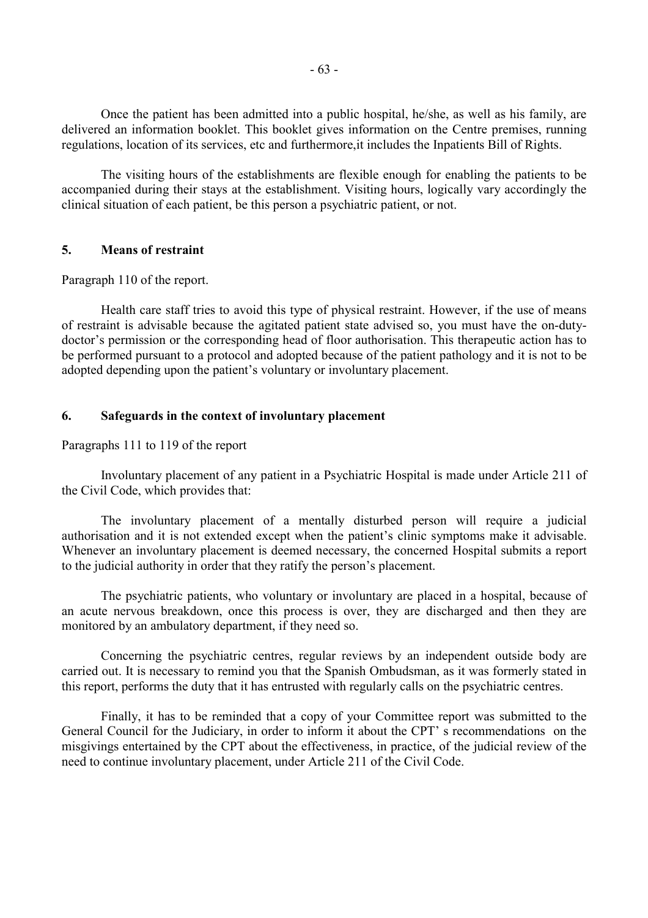Once the patient has been admitted into a public hospital, he/she, as well as his family, are delivered an information booklet. This booklet gives information on the Centre premises, running regulations, location of its services, etc and furthermore,it includes the Inpatients Bill of Rights.

The visiting hours of the establishments are flexible enough for enabling the patients to be accompanied during their stays at the establishment. Visiting hours, logically vary accordingly the clinical situation of each patient, be this person a psychiatric patient, or not.

## 5. Means of restraint

Paragraph 110 of the report.

Health care staff tries to avoid this type of physical restraint. However, if the use of means of restraint is advisable because the agitated patient state advised so, you must have the on-duty-doctor's permission or the corresponding head of floor authorisation. This therapeutic action has to be performed pursuant to a protocol and adopted because of the patient pathology and it is not to be adopted depending upon the patient's voluntary or involuntary placement.

## 6. Safeguards in the context of involuntary placement

Paragraphs 111 to 119 of the report

Involuntary placement of any patient in a Psychiatric Hospital is made under Article 211 of the Civil Code, which provides that:

The involuntary placement of a mentally disturbed person will require a judicial authorisation and it is not extended except when the patient's clinic symptoms make it advisable. Whenever an involuntary placement is deemed necessary, the concerned Hospital submits a report to the judicial authority in order that they ratify the person's placement.

The psychiatric patients, who voluntary or involuntary are placed in a hospital, because of an acute nervous breakdown, once this process is over, they are discharged and then they are monitored by an ambulatory department, if they need so.

Concerning the psychiatric centres, regular reviews by an independent outside body are carried out. It is necessary to remind you that the Spanish Ombudsman, as it was formerly stated in this report, performs the duty that it has entrusted with regularly calls on the psychiatric centres.

Finally, it has to be reminded that a copy of your Committee report was submitted to the General Council for the Judiciary, in order to inform it about the CPT' s recommendations on the misgivings entertained by the CPT about the effectiveness, in practice, of the judicial review of the need to continue involuntary placement, under Article 211 of the Civil Code.